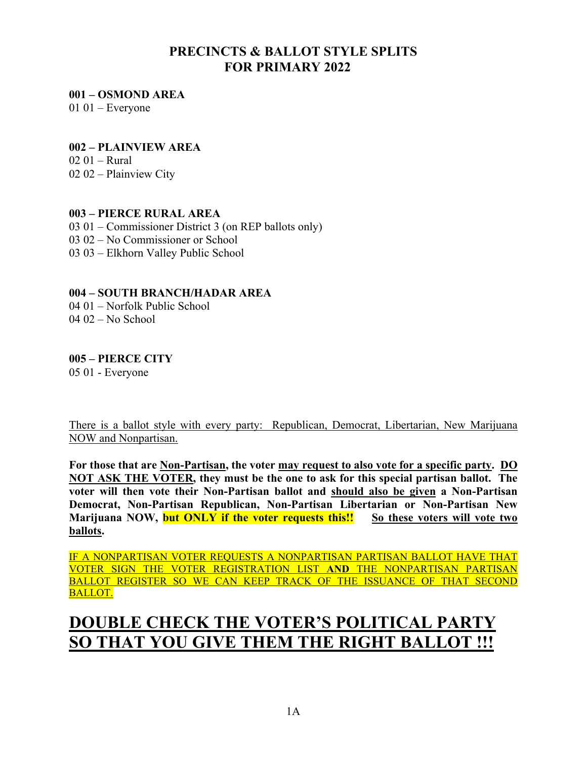# PRECINCTS & BALLOT STYLE SPLITS FOR PRIMARY 2022

**001 – OSMOND AREA**
01 01 – Everyone

**002 – PLAINVIEW AREA**
02 01 – Rural
02 02 – Plainview City

**003 – PIERCE RURAL AREA**
03 01 – Commissioner District 3 (on REP ballots only)
03 02 – No Commissioner or School
03 03 – Elkhorn Valley Public School

**004 – SOUTH BRANCH/HADAR AREA**
04 01 – Norfolk Public School
04 02 – No School

**005 – PIERCE CITY**
05 01 - Everyone

There is a ballot style with every party: Republican, Democrat, Libertarian, New Marijuana NOW and Nonpartisan.

**For those that are Non-Partisan, the voter may request to also vote for a specific party. DO NOT ASK THE VOTER, they must be the one to ask for this special partisan ballot. The voter will then vote their Non-Partisan ballot and should also be given a Non-Partisan Democrat, Non-Partisan Republican, Non-Partisan Libertarian or Non-Partisan New Marijuana NOW, but ONLY if the voter requests this!! So these voters will vote two ballots.**

IF A NONPARTISAN VOTER REQUESTS A NONPARTISAN PARTISAN BALLOT HAVE THAT VOTER SIGN THE VOTER REGISTRATION LIST **AND** THE NONPARTISAN PARTISAN BALLOT REGISTER SO WE CAN KEEP TRACK OF THE ISSUANCE OF THAT SECOND BALLOT.

# DOUBLE CHECK THE VOTER'S POLITICAL PARTY SO THAT YOU GIVE THEM THE RIGHT BALLOT !!!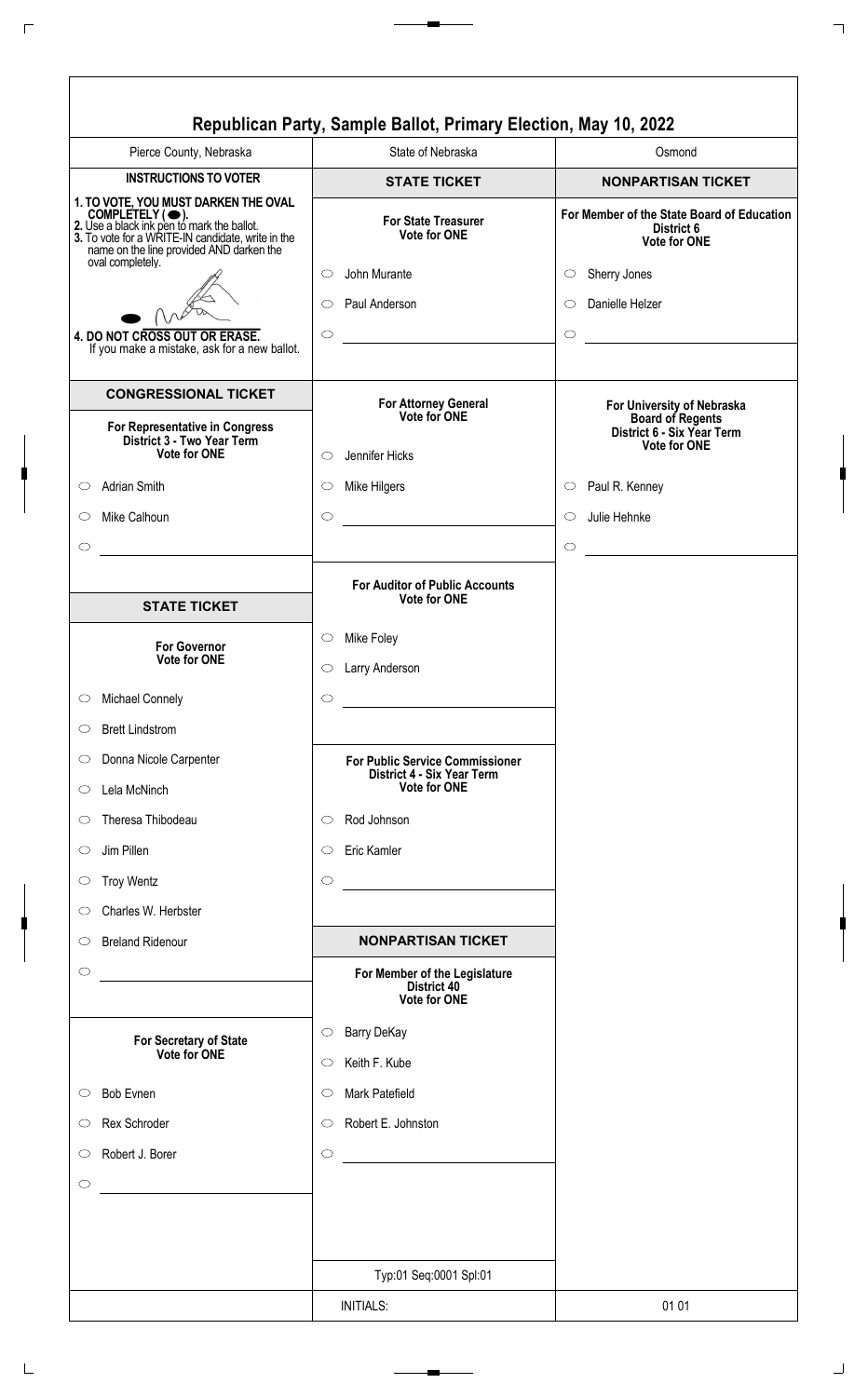# Republican Party, Sample Ballot, Primary Election, May 10, 2022

| Pierce County, Nebraska | State of Nebraska | Osmond |
|---|---|---|

## INSTRUCTIONS TO VOTER

**1. TO VOTE, YOU MUST DARKEN THE OVAL COMPLETELY ( ⬬ ).**
**2.** Use a black ink pen to mark the ballot.
**3.** To vote for a WRITE-IN candidate, write in the name on the line provided AND darken the oval completely.
**4. DO NOT CROSS OUT OR ERASE.**
If you make a mistake, ask for a new ballot.

## CONGRESSIONAL TICKET

### For Representative in Congress
**District 3 - Two Year Term**
**Vote for ONE**

- ○ Adrian Smith
- ○ Mike Calhoun
- ○ ____________________

## STATE TICKET

### For Governor
**Vote for ONE**

- ○ Michael Connely
- ○ Brett Lindstrom
- ○ Donna Nicole Carpenter
- ○ Lela McNinch
- ○ Theresa Thibodeau
- ○ Jim Pillen
- ○ Troy Wentz
- ○ Charles W. Herbster
- ○ Breland Ridenour
- ○ ____________________

### For Secretary of State
**Vote for ONE**

- ○ Bob Evnen
- ○ Rex Schroder
- ○ Robert J. Borer
- ○ ____________________

## STATE TICKET

### For State Treasurer
**Vote for ONE**

- ○ John Murante
- ○ Paul Anderson
- ○ ____________________

### For Attorney General
**Vote for ONE**

- ○ Jennifer Hicks
- ○ Mike Hilgers
- ○ ____________________

### For Auditor of Public Accounts
**Vote for ONE**

- ○ Mike Foley
- ○ Larry Anderson
- ○ ____________________

### For Public Service Commissioner
**District 4 - Six Year Term**
**Vote for ONE**

- ○ Rod Johnson
- ○ Eric Kamler
- ○ ____________________

## NONPARTISAN TICKET

### For Member of the Legislature
**District 40**
**Vote for ONE**

- ○ Barry DeKay
- ○ Keith F. Kube
- ○ Mark Patefield
- ○ Robert E. Johnston
- ○ ____________________

Typ:01 Seq:0001 Spl:01

## NONPARTISAN TICKET

### For Member of the State Board of Education
**District 6**
**Vote for ONE**

- ○ Sherry Jones
- ○ Danielle Helzer
- ○ ____________________

### For University of Nebraska Board of Regents
**District 6 - Six Year Term**
**Vote for ONE**

- ○ Paul R. Kenney
- ○ Julie Hehnke
- ○ ____________________

INITIALS:

01 01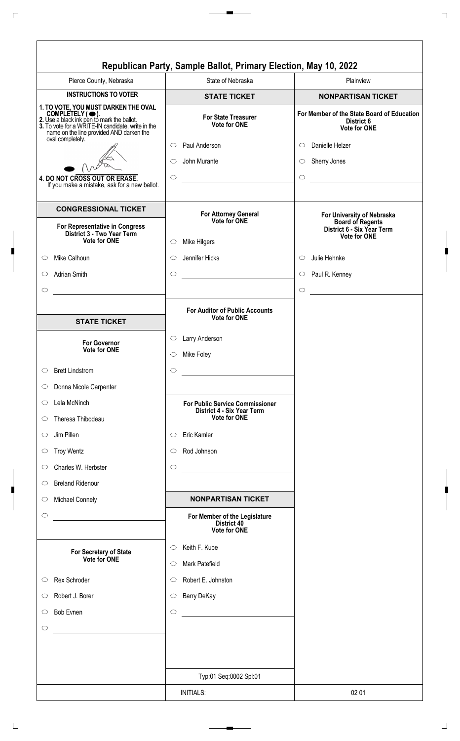# Republican Party, Sample Ballot, Primary Election, May 10, 2022

| Pierce County, Nebraska | State of Nebraska | Plainview |
|---|---|---|

## INSTRUCTIONS TO VOTER

**1. TO VOTE, YOU MUST DARKEN THE OVAL COMPLETELY ( ⬬ ).**
**2.** Use a black ink pen to mark the ballot.
**3.** To vote for a WRITE-IN candidate, write in the name on the line provided AND darken the oval completely.
**4. DO NOT CROSS OUT OR ERASE.**
If you make a mistake, ask for a new ballot.

## CONGRESSIONAL TICKET

### For Representative in Congress District 3 - Two Year Term
**Vote for ONE**

- ⬭ Mike Calhoun
- ⬭ Adrian Smith
- ⬭ ______________

## STATE TICKET

### For Governor
**Vote for ONE**

- ⬭ Brett Lindstrom
- ⬭ Donna Nicole Carpenter
- ⬭ Lela McNinch
- ⬭ Theresa Thibodeau
- ⬭ Jim Pillen
- ⬭ Troy Wentz
- ⬭ Charles W. Herbster
- ⬭ Breland Ridenour
- ⬭ Michael Connely
- ⬭ ______________

### For Secretary of State
**Vote for ONE**

- ⬭ Rex Schroder
- ⬭ Robert J. Borer
- ⬭ Bob Evnen
- ⬭ ______________

## STATE TICKET

### For State Treasurer
**Vote for ONE**

- ⬭ Paul Anderson
- ⬭ John Murante
- ⬭ ______________

### For Attorney General
**Vote for ONE**

- ⬭ Mike Hilgers
- ⬭ Jennifer Hicks
- ⬭ ______________

### For Auditor of Public Accounts
**Vote for ONE**

- ⬭ Larry Anderson
- ⬭ Mike Foley
- ⬭ ______________

### For Public Service Commissioner District 4 - Six Year Term
**Vote for ONE**

- ⬭ Eric Kamler
- ⬭ Rod Johnson
- ⬭ ______________

## NONPARTISAN TICKET

### For Member of the Legislature District 40
**Vote for ONE**

- ⬭ Keith F. Kube
- ⬭ Mark Patefield
- ⬭ Robert E. Johnston
- ⬭ Barry DeKay
- ⬭ ______________

Typ:01 Seq:0002 Spl:01

## NONPARTISAN TICKET

### For Member of the State Board of Education District 6
**Vote for ONE**

- ⬭ Danielle Helzer
- ⬭ Sherry Jones
- ⬭ ______________

### For University of Nebraska Board of Regents District 6 - Six Year Term
**Vote for ONE**

- ⬭ Julie Hehnke
- ⬭ Paul R. Kenney
- ⬭ ______________

INITIALS:

02 01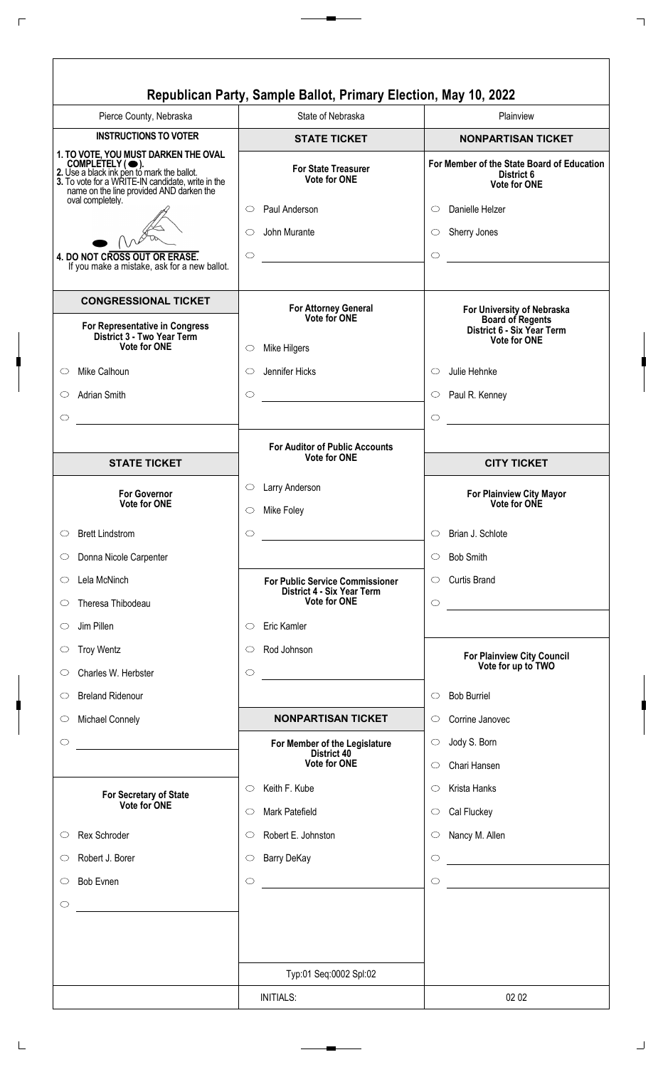# Republican Party, Sample Ballot, Primary Election, May 10, 2022

Pierce County, Nebraska | State of Nebraska | Plainview

## INSTRUCTIONS TO VOTER

**1. TO VOTE, YOU MUST DARKEN THE OVAL COMPLETELY ( ⬬ ).**
**2.** Use a black ink pen to mark the ballot.
**3.** To vote for a WRITE-IN candidate, write in the name on the line provided AND darken the oval completely.

**4. DO NOT CROSS OUT OR ERASE.**
If you make a mistake, ask for a new ballot.

## CONGRESSIONAL TICKET

**For Representative in Congress**
**District 3 - Two Year Term**
**Vote for ONE**

- ○ Mike Calhoun
- ○ Adrian Smith
- ○ ____________________

## STATE TICKET

**For Governor**
**Vote for ONE**

- ○ Brett Lindstrom
- ○ Donna Nicole Carpenter
- ○ Lela McNinch
- ○ Theresa Thibodeau
- ○ Jim Pillen
- ○ Troy Wentz
- ○ Charles W. Herbster
- ○ Breland Ridenour
- ○ Michael Connely
- ○ ____________________

**For Secretary of State**
**Vote for ONE**

- ○ Rex Schroder
- ○ Robert J. Borer
- ○ Bob Evnen
- ○ ____________________

## STATE TICKET

**For State Treasurer**
**Vote for ONE**

- ○ Paul Anderson
- ○ John Murante
- ○ ____________________

**For Attorney General**
**Vote for ONE**

- ○ Mike Hilgers
- ○ Jennifer Hicks
- ○ ____________________

**For Auditor of Public Accounts**
**Vote for ONE**

- ○ Larry Anderson
- ○ Mike Foley
- ○ ____________________

**For Public Service Commissioner**
**District 4 - Six Year Term**
**Vote for ONE**

- ○ Eric Kamler
- ○ Rod Johnson
- ○ ____________________

## NONPARTISAN TICKET

**For Member of the Legislature**
**District 40**
**Vote for ONE**

- ○ Keith F. Kube
- ○ Mark Patefield
- ○ Robert E. Johnston
- ○ Barry DeKay
- ○ ____________________

## NONPARTISAN TICKET

**For Member of the State Board of Education**
**District 6**
**Vote for ONE**

- ○ Danielle Helzer
- ○ Sherry Jones
- ○ ____________________

**For University of Nebraska Board of Regents**
**District 6 - Six Year Term**
**Vote for ONE**

- ○ Julie Hehnke
- ○ Paul R. Kenney
- ○ ____________________

## CITY TICKET

**For Plainview City Mayor**
**Vote for ONE**

- ○ Brian J. Schlote
- ○ Bob Smith
- ○ Curtis Brand
- ○ ____________________

**For Plainview City Council**
**Vote for up to TWO**

- ○ Bob Burriel
- ○ Corrine Janovec
- ○ Jody S. Born
- ○ Chari Hansen
- ○ Krista Hanks
- ○ Cal Fluckey
- ○ Nancy M. Allen
- ○ ____________________
- ○ ____________________

Typ:01 Seq:0002 Spl:02

INITIALS:

02 02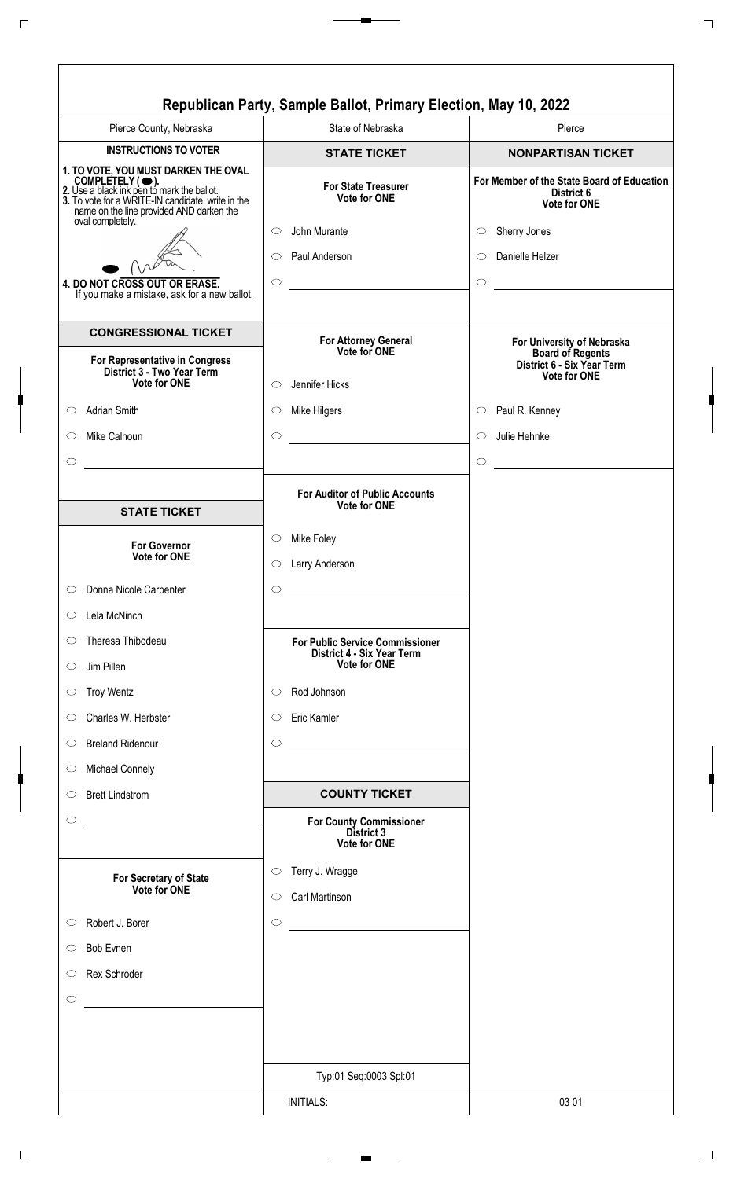# Republican Party, Sample Ballot, Primary Election, May 10, 2022

Pierce County, Nebraska

## INSTRUCTIONS TO VOTER

**1. TO VOTE, YOU MUST DARKEN THE OVAL COMPLETELY ( ⬬ ).**
**2.** Use a black ink pen to mark the ballot.
**3.** To vote for a WRITE-IN candidate, write in the name on the line provided AND darken the oval completely.
**4. DO NOT CROSS OUT OR ERASE.** If you make a mistake, ask for a new ballot.

## CONGRESSIONAL TICKET

**For Representative in Congress District 3 - Two Year Term**
**Vote for ONE**

- ○ Adrian Smith
- ○ Mike Calhoun
- ○ ________________

## STATE TICKET

**For Governor**
**Vote for ONE**

- ○ Donna Nicole Carpenter
- ○ Lela McNinch
- ○ Theresa Thibodeau
- ○ Jim Pillen
- ○ Troy Wentz
- ○ Charles W. Herbster
- ○ Breland Ridenour
- ○ Michael Connely
- ○ Brett Lindstrom
- ○ ________________

**For Secretary of State**
**Vote for ONE**

- ○ Robert J. Borer
- ○ Bob Evnen
- ○ Rex Schroder
- ○ ________________

State of Nebraska

## STATE TICKET

**For State Treasurer**
**Vote for ONE**

- ○ John Murante
- ○ Paul Anderson
- ○ ________________

**For Attorney General**
**Vote for ONE**

- ○ Jennifer Hicks
- ○ Mike Hilgers
- ○ ________________

**For Auditor of Public Accounts**
**Vote for ONE**

- ○ Mike Foley
- ○ Larry Anderson
- ○ ________________

**For Public Service Commissioner District 4 - Six Year Term**
**Vote for ONE**

- ○ Rod Johnson
- ○ Eric Kamler
- ○ ________________

## COUNTY TICKET

**For County Commissioner District 3**
**Vote for ONE**

- ○ Terry J. Wragge
- ○ Carl Martinson
- ○ ________________

Typ:01 Seq:0003 Spl:01

INITIALS:

Pierce

## NONPARTISAN TICKET

**For Member of the State Board of Education District 6**
**Vote for ONE**

- ○ Sherry Jones
- ○ Danielle Helzer
- ○ ________________

**For University of Nebraska Board of Regents District 6 - Six Year Term**
**Vote for ONE**

- ○ Paul R. Kenney
- ○ Julie Hehnke
- ○ ________________

03 01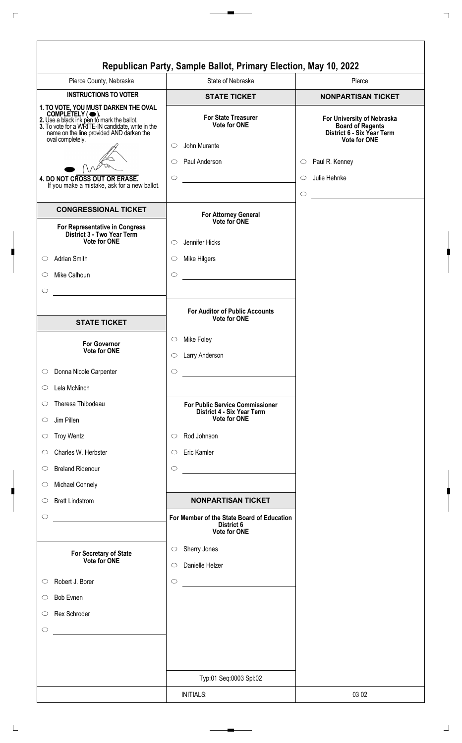# Republican Party, Sample Ballot, Primary Election, May 10, 2022

Pierce County, Nebraska | State of Nebraska | Pierce

## INSTRUCTIONS TO VOTER

**1. TO VOTE, YOU MUST DARKEN THE OVAL COMPLETELY ( ⬬ ).**
**2.** Use a black ink pen to mark the ballot.
**3.** To vote for a WRITE-IN candidate, write in the name on the line provided AND darken the oval completely.
**4. DO NOT CROSS OUT OR ERASE.**
If you make a mistake, ask for a new ballot.

## CONGRESSIONAL TICKET

### For Representative in Congress District 3 - Two Year Term
**Vote for ONE**

- ○ Adrian Smith
- ○ Mike Calhoun
- ○ ______________

## STATE TICKET

### For Governor
**Vote for ONE**

- ○ Donna Nicole Carpenter
- ○ Lela McNinch
- ○ Theresa Thibodeau
- ○ Jim Pillen
- ○ Troy Wentz
- ○ Charles W. Herbster
- ○ Breland Ridenour
- ○ Michael Connely
- ○ Brett Lindstrom
- ○ ______________

### For Secretary of State
**Vote for ONE**

- ○ Robert J. Borer
- ○ Bob Evnen
- ○ Rex Schroder
- ○ ______________

## STATE TICKET

### For State Treasurer
**Vote for ONE**

- ○ John Murante
- ○ Paul Anderson
- ○ ______________

### For Attorney General
**Vote for ONE**

- ○ Jennifer Hicks
- ○ Mike Hilgers
- ○ ______________

### For Auditor of Public Accounts
**Vote for ONE**

- ○ Mike Foley
- ○ Larry Anderson
- ○ ______________

### For Public Service Commissioner District 4 - Six Year Term
**Vote for ONE**

- ○ Rod Johnson
- ○ Eric Kamler
- ○ ______________

## NONPARTISAN TICKET

### For Member of the State Board of Education District 6
**Vote for ONE**

- ○ Sherry Jones
- ○ Danielle Helzer
- ○ ______________

Typ:01 Seq:0003 Spl:02

## NONPARTISAN TICKET

### For University of Nebraska Board of Regents District 6 - Six Year Term
**Vote for ONE**

- ○ Paul R. Kenney
- ○ Julie Hehnke
- ○ ______________

INITIALS: | 03 02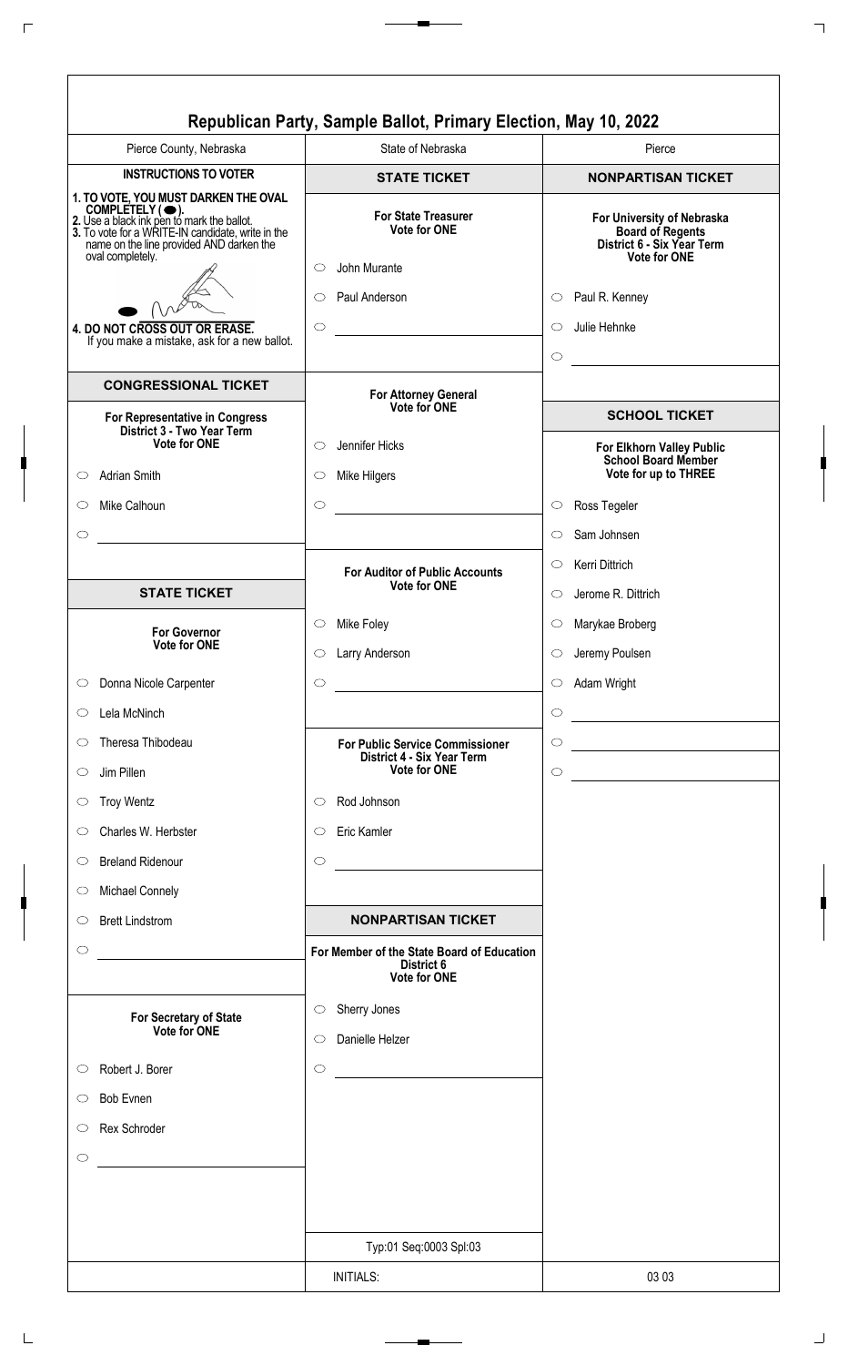# Republican Party, Sample Ballot, Primary Election, May 10, 2022

Pierce County, Nebraska

State of Nebraska

Pierce

## INSTRUCTIONS TO VOTER

**1. TO VOTE, YOU MUST DARKEN THE OVAL COMPLETELY ( ⬬ ).**
**2.** Use a black ink pen to mark the ballot.
**3.** To vote for a WRITE-IN candidate, write in the name on the line provided AND darken the oval completely.

**4. DO NOT CROSS OUT OR ERASE.**
If you make a mistake, ask for a new ballot.

## CONGRESSIONAL TICKET

**For Representative in Congress District 3 - Two Year Term**
**Vote for ONE**

- ○ Adrian Smith
- ○ Mike Calhoun
- ○ ______________

## STATE TICKET

**For Governor**
**Vote for ONE**

- ○ Donna Nicole Carpenter
- ○ Lela McNinch
- ○ Theresa Thibodeau
- ○ Jim Pillen
- ○ Troy Wentz
- ○ Charles W. Herbster
- ○ Breland Ridenour
- ○ Michael Connely
- ○ Brett Lindstrom
- ○ ______________

**For Secretary of State**
**Vote for ONE**

- ○ Robert J. Borer
- ○ Bob Evnen
- ○ Rex Schroder
- ○ ______________

## STATE TICKET

**For State Treasurer**
**Vote for ONE**

- ○ John Murante
- ○ Paul Anderson
- ○ ______________

**For Attorney General**
**Vote for ONE**

- ○ Jennifer Hicks
- ○ Mike Hilgers
- ○ ______________

**For Auditor of Public Accounts**
**Vote for ONE**

- ○ Mike Foley
- ○ Larry Anderson
- ○ ______________

**For Public Service Commissioner District 4 - Six Year Term**
**Vote for ONE**

- ○ Rod Johnson
- ○ Eric Kamler
- ○ ______________

## NONPARTISAN TICKET

**For Member of the State Board of Education District 6**
**Vote for ONE**

- ○ Sherry Jones
- ○ Danielle Helzer
- ○ ______________

Typ:01 Seq:0003 Spl:03

INITIALS:

## NONPARTISAN TICKET

**For University of Nebraska Board of Regents District 6 - Six Year Term**
**Vote for ONE**

- ○ Paul R. Kenney
- ○ Julie Hehnke
- ○ ______________

## SCHOOL TICKET

**For Elkhorn Valley Public School Board Member**
**Vote for up to THREE**

- ○ Ross Tegeler
- ○ Sam Johnsen
- ○ Kerri Dittrich
- ○ Jerome R. Dittrich
- ○ Marykae Broberg
- ○ Jeremy Poulsen
- ○ Adam Wright
- ○ ______________
- ○ ______________
- ○ ______________

03 03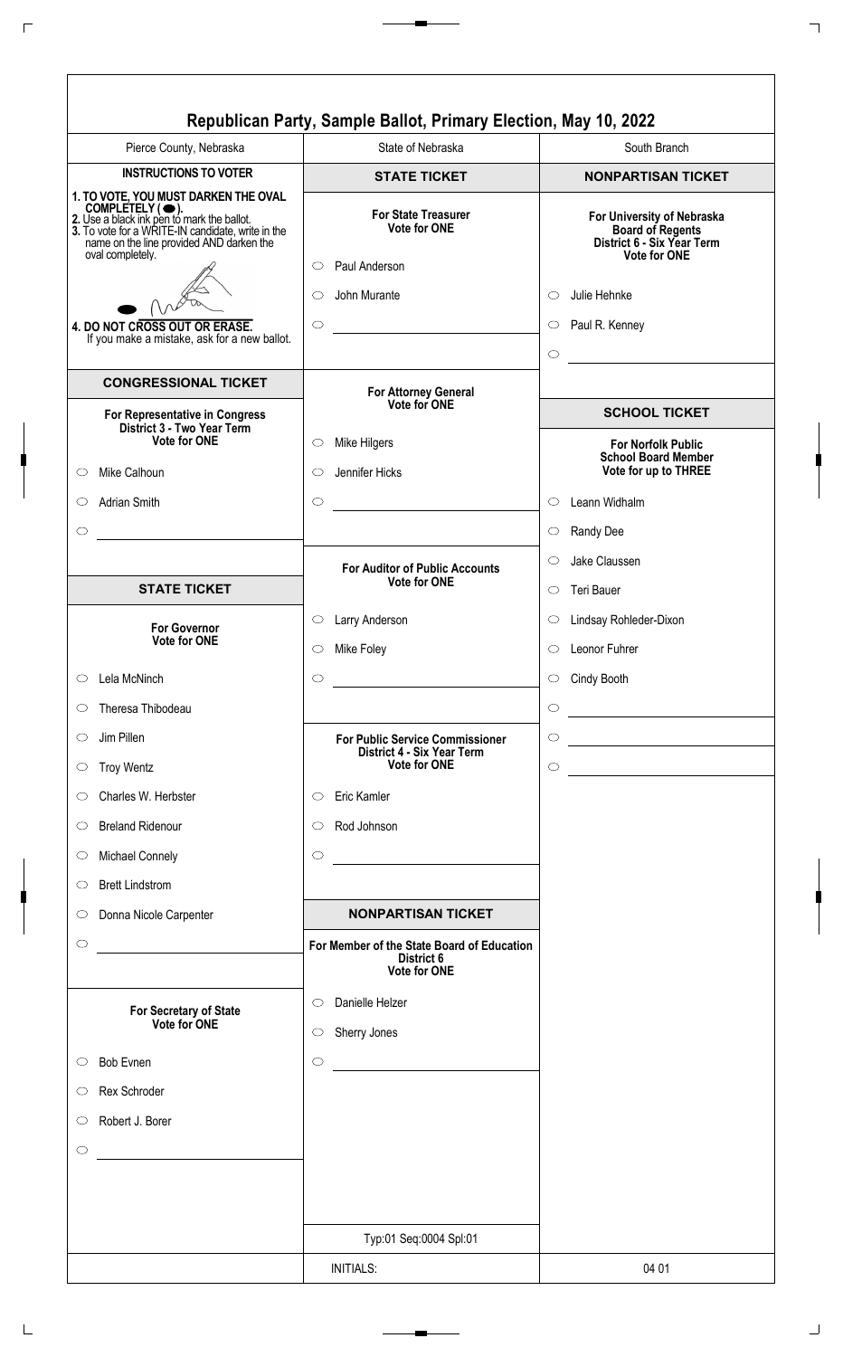# Republican Party, Sample Ballot, Primary Election, May 10, 2022

Pierce County, Nebraska | State of Nebraska | South Branch

## INSTRUCTIONS TO VOTER

**1. TO VOTE, YOU MUST DARKEN THE OVAL COMPLETELY ( ⬬ ).**
**2.** Use a black ink pen to mark the ballot.
**3.** To vote for a WRITE-IN candidate, write in the name on the line provided AND darken the oval completely.

**4. DO NOT CROSS OUT OR ERASE.**
If you make a mistake, ask for a new ballot.

## CONGRESSIONAL TICKET

**For Representative in Congress**
**District 3 - Two Year Term**
**Vote for ONE**

- ○ Mike Calhoun
- ○ Adrian Smith
- ○ ____________________

## STATE TICKET

**For Governor**
**Vote for ONE**

- ○ Lela McNinch
- ○ Theresa Thibodeau
- ○ Jim Pillen
- ○ Troy Wentz
- ○ Charles W. Herbster
- ○ Breland Ridenour
- ○ Michael Connely
- ○ Brett Lindstrom
- ○ Donna Nicole Carpenter
- ○ ____________________

**For Secretary of State**
**Vote for ONE**

- ○ Bob Evnen
- ○ Rex Schroder
- ○ Robert J. Borer
- ○ ____________________

## STATE TICKET

**For State Treasurer**
**Vote for ONE**

- ○ Paul Anderson
- ○ John Murante
- ○ ____________________

**For Attorney General**
**Vote for ONE**

- ○ Mike Hilgers
- ○ Jennifer Hicks
- ○ ____________________

**For Auditor of Public Accounts**
**Vote for ONE**

- ○ Larry Anderson
- ○ Mike Foley
- ○ ____________________

**For Public Service Commissioner**
**District 4 - Six Year Term**
**Vote for ONE**

- ○ Eric Kamler
- ○ Rod Johnson
- ○ ____________________

## NONPARTISAN TICKET

**For Member of the State Board of Education**
**District 6**
**Vote for ONE**

- ○ Danielle Helzer
- ○ Sherry Jones
- ○ ____________________

## NONPARTISAN TICKET

**For University of Nebraska Board of Regents**
**District 6 - Six Year Term**
**Vote for ONE**

- ○ Julie Hehnke
- ○ Paul R. Kenney
- ○ ____________________

## SCHOOL TICKET

**For Norfolk Public School Board Member**
**Vote for up to THREE**

- ○ Leann Widhalm
- ○ Randy Dee
- ○ Jake Claussen
- ○ Teri Bauer
- ○ Lindsay Rohleder-Dixon
- ○ Leonor Fuhrer
- ○ Cindy Booth
- ○ ____________________
- ○ ____________________
- ○ ____________________

Typ:01 Seq:0004 Spl:01

INITIALS: | 04 01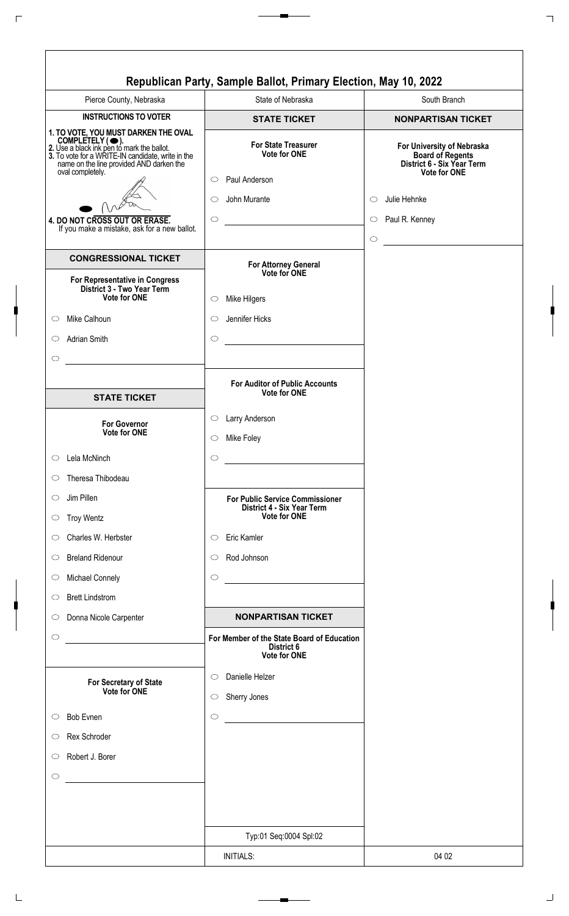# Republican Party, Sample Ballot, Primary Election, May 10, 2022

| Pierce County, Nebraska | State of Nebraska | South Branch |
|---|---|---|

## INSTRUCTIONS TO VOTER

1. TO VOTE, YOU MUST DARKEN THE OVAL COMPLETELY ( ⬬ ).
2. Use a black ink pen to mark the ballot.
3. To vote for a WRITE-IN candidate, write in the name on the line provided AND darken the oval completely.
4. DO NOT CROSS OUT OR ERASE. If you make a mistake, ask for a new ballot.

## CONGRESSIONAL TICKET

### For Representative in Congress District 3 - Two Year Term
Vote for ONE

- ○ Mike Calhoun
- ○ Adrian Smith
- ○ ____________

## STATE TICKET

### For Governor
Vote for ONE

- ○ Lela McNinch
- ○ Theresa Thibodeau
- ○ Jim Pillen
- ○ Troy Wentz
- ○ Charles W. Herbster
- ○ Breland Ridenour
- ○ Michael Connely
- ○ Brett Lindstrom
- ○ Donna Nicole Carpenter
- ○ ____________

### For Secretary of State
Vote for ONE

- ○ Bob Evnen
- ○ Rex Schroder
- ○ Robert J. Borer
- ○ ____________

## STATE TICKET

### For State Treasurer
Vote for ONE

- ○ Paul Anderson
- ○ John Murante
- ○ ____________

### For Attorney General
Vote for ONE

- ○ Mike Hilgers
- ○ Jennifer Hicks
- ○ ____________

### For Auditor of Public Accounts
Vote for ONE

- ○ Larry Anderson
- ○ Mike Foley
- ○ ____________

### For Public Service Commissioner District 4 - Six Year Term
Vote for ONE

- ○ Eric Kamler
- ○ Rod Johnson
- ○ ____________

## NONPARTISAN TICKET

### For Member of the State Board of Education District 6
Vote for ONE

- ○ Danielle Helzer
- ○ Sherry Jones
- ○ ____________

Typ:01 Seq:0004 Spl:02

## NONPARTISAN TICKET

### For University of Nebraska Board of Regents District 6 - Six Year Term
Vote for ONE

- ○ Julie Hehnke
- ○ Paul R. Kenney
- ○ ____________

INITIALS:

04 02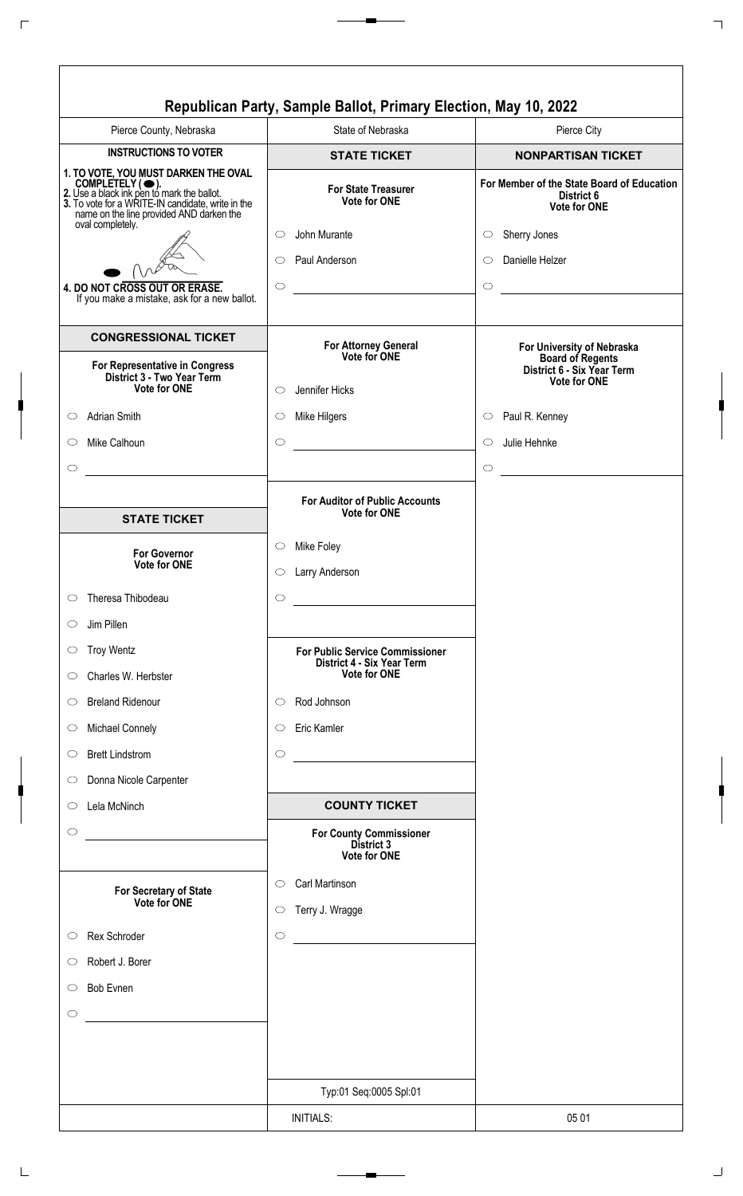# Republican Party, Sample Ballot, Primary Election, May 10, 2022

Pierce County, Nebraska

State of Nebraska

Pierce City

## INSTRUCTIONS TO VOTER

**1. TO VOTE, YOU MUST DARKEN THE OVAL COMPLETELY ( ⬬ ).**
**2.** Use a black ink pen to mark the ballot.
**3.** To vote for a WRITE-IN candidate, write in the name on the line provided AND darken the oval completely.

**4. DO NOT CROSS OUT OR ERASE.**
If you make a mistake, ask for a new ballot.

## CONGRESSIONAL TICKET

**For Representative in Congress**
**District 3 - Two Year Term**
**Vote for ONE**

- ⬭ Adrian Smith
- ⬭ Mike Calhoun
- ⬭ ______________________

## STATE TICKET

**For Governor**
**Vote for ONE**

- ⬭ Theresa Thibodeau
- ⬭ Jim Pillen
- ⬭ Troy Wentz
- ⬭ Charles W. Herbster
- ⬭ Breland Ridenour
- ⬭ Michael Connely
- ⬭ Brett Lindstrom
- ⬭ Donna Nicole Carpenter
- ⬭ Lela McNinch
- ⬭ ______________________

**For Secretary of State**
**Vote for ONE**

- ⬭ Rex Schroder
- ⬭ Robert J. Borer
- ⬭ Bob Evnen
- ⬭ ______________________

## STATE TICKET

**For State Treasurer**
**Vote for ONE**

- ⬭ John Murante
- ⬭ Paul Anderson
- ⬭ ______________________

**For Attorney General**
**Vote for ONE**

- ⬭ Jennifer Hicks
- ⬭ Mike Hilgers
- ⬭ ______________________

**For Auditor of Public Accounts**
**Vote for ONE**

- ⬭ Mike Foley
- ⬭ Larry Anderson
- ⬭ ______________________

**For Public Service Commissioner**
**District 4 - Six Year Term**
**Vote for ONE**

- ⬭ Rod Johnson
- ⬭ Eric Kamler
- ⬭ ______________________

## COUNTY TICKET

**For County Commissioner**
**District 3**
**Vote for ONE**

- ⬭ Carl Martinson
- ⬭ Terry J. Wragge
- ⬭ ______________________

## NONPARTISAN TICKET

**For Member of the State Board of Education**
**District 6**
**Vote for ONE**

- ⬭ Sherry Jones
- ⬭ Danielle Helzer
- ⬭ ______________________

**For University of Nebraska Board of Regents**
**District 6 - Six Year Term**
**Vote for ONE**

- ⬭ Paul R. Kenney
- ⬭ Julie Hehnke
- ⬭ ______________________

Typ:01 Seq:0005 Spl:01

INITIALS:

05 01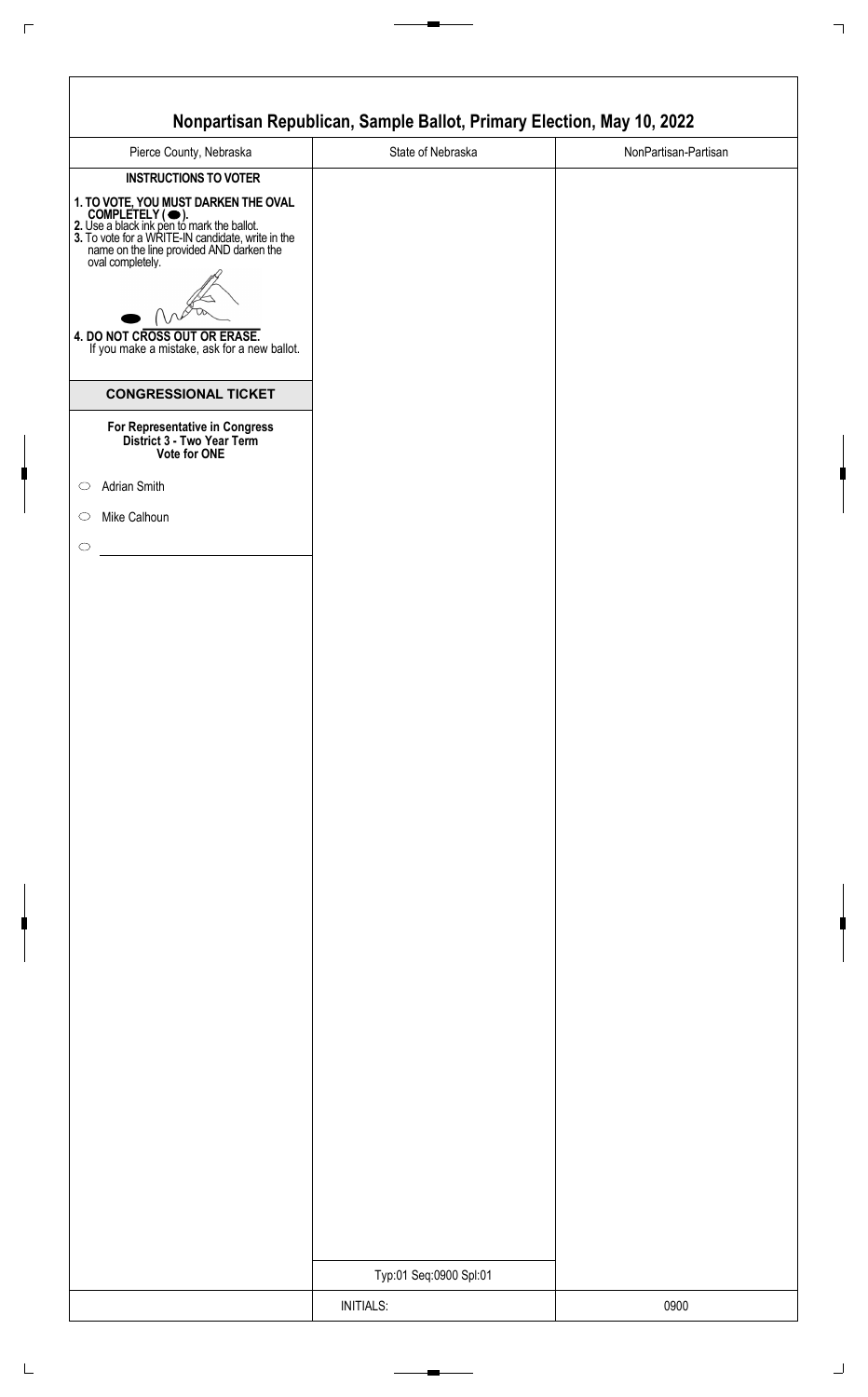# Nonpartisan Republican, Sample Ballot, Primary Election, May 10, 2022

| Pierce County, Nebraska | State of Nebraska | NonPartisan-Partisan |
|---|---|---|

**INSTRUCTIONS TO VOTER**

**1. TO VOTE, YOU MUST DARKEN THE OVAL COMPLETELY ( ⬬ ).**
**2.** Use a black ink pen to mark the ballot.
**3.** To vote for a WRITE-IN candidate, write in the name on the line provided AND darken the oval completely.

**4. DO NOT CROSS OUT OR ERASE.**
If you make a mistake, ask for a new ballot.

## CONGRESSIONAL TICKET

**For Representative in Congress**
**District 3 - Two Year Term**
**Vote for ONE**

- ○ Adrian Smith
- ○ Mike Calhoun
- ○ ______________________

Typ:01 Seq:0900 Spl:01

INITIALS:

0900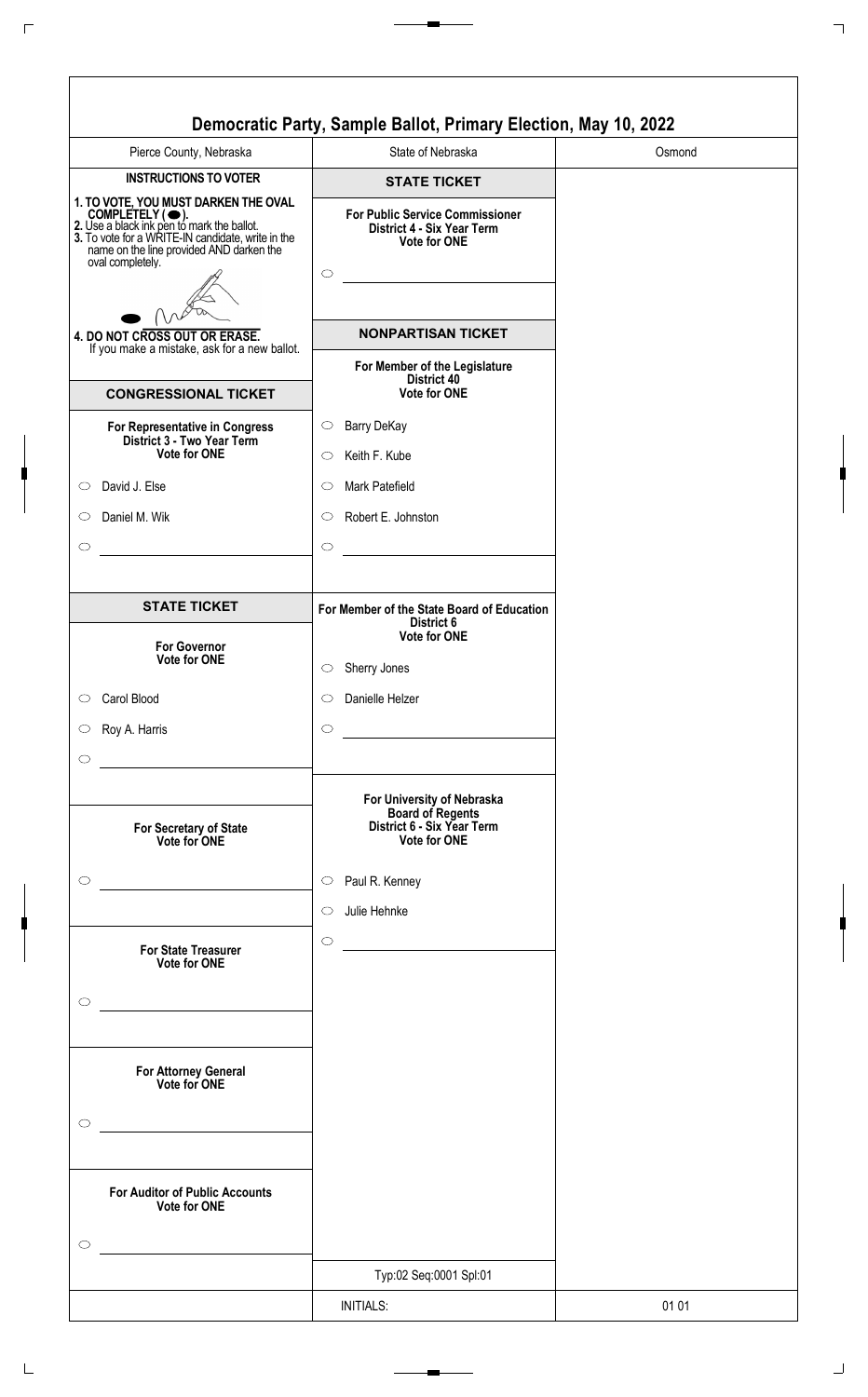# Democratic Party, Sample Ballot, Primary Election, May 10, 2022

| Pierce County, Nebraska | State of Nebraska | Osmond |
|---|---|---|

## INSTRUCTIONS TO VOTER

1. TO VOTE, YOU MUST DARKEN THE OVAL COMPLETELY ( ⬬ ).
2. Use a black ink pen to mark the ballot.
3. To vote for a WRITE-IN candidate, write in the name on the line provided AND darken the oval completely.
4. DO NOT CROSS OUT OR ERASE. If you make a mistake, ask for a new ballot.

## CONGRESSIONAL TICKET

**For Representative in Congress**
**District 3 - Two Year Term**
**Vote for ONE**

- ○ David J. Else
- ○ Daniel M. Wik
- ○ ____________

## STATE TICKET

**For Governor**
**Vote for ONE**

- ○ Carol Blood
- ○ Roy A. Harris
- ○ ____________

**For Secretary of State**
**Vote for ONE**

- ○ ____________

**For State Treasurer**
**Vote for ONE**

- ○ ____________

**For Attorney General**
**Vote for ONE**

- ○ ____________

**For Auditor of Public Accounts**
**Vote for ONE**

- ○ ____________

## STATE TICKET

**For Public Service Commissioner**
**District 4 - Six Year Term**
**Vote for ONE**

- ○ ____________

## NONPARTISAN TICKET

**For Member of the Legislature**
**District 40**
**Vote for ONE**

- ○ Barry DeKay
- ○ Keith F. Kube
- ○ Mark Patefield
- ○ Robert E. Johnston
- ○ ____________

**For Member of the State Board of Education**
**District 6**
**Vote for ONE**

- ○ Sherry Jones
- ○ Danielle Helzer
- ○ ____________

**For University of Nebraska**
**Board of Regents**
**District 6 - Six Year Term**
**Vote for ONE**

- ○ Paul R. Kenney
- ○ Julie Hehnke
- ○ ____________

Typ:02 Seq:0001 Spl:01

| | INITIALS: | 01 01 |
|---|---|---|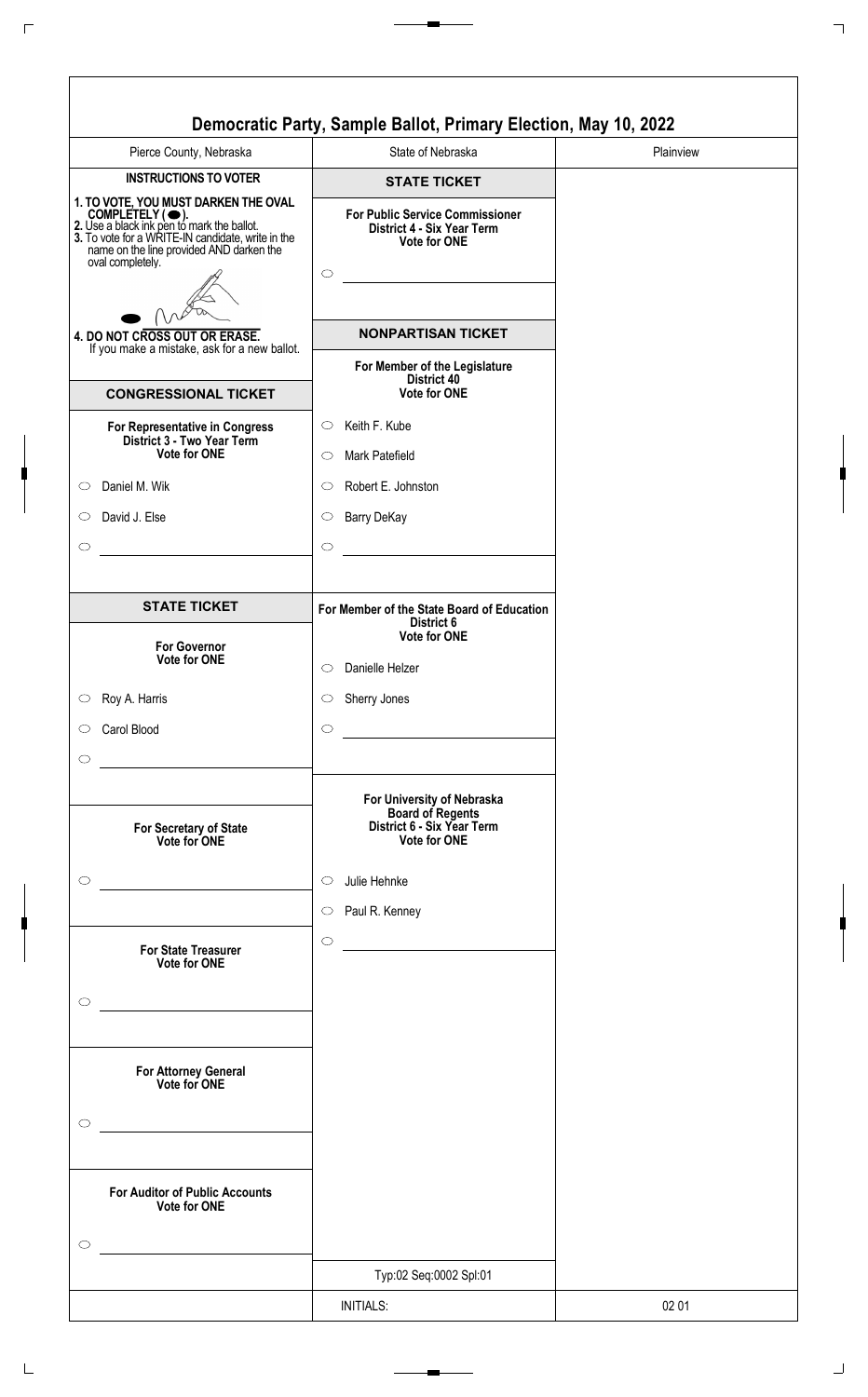# Democratic Party, Sample Ballot, Primary Election, May 10, 2022

| Pierce County, Nebraska | State of Nebraska | Plainview |
|---|---|---|

## INSTRUCTIONS TO VOTER

1. TO VOTE, YOU MUST DARKEN THE OVAL COMPLETELY ( ⬬ ).
2. Use a black ink pen to mark the ballot.
3. To vote for a WRITE-IN candidate, write in the name on the line provided AND darken the oval completely.
4. DO NOT CROSS OUT OR ERASE. If you make a mistake, ask for a new ballot.

## CONGRESSIONAL TICKET

**For Representative in Congress**
**District 3 - Two Year Term**
**Vote for ONE**

- ○ Daniel M. Wik
- ○ David J. Else
- ○ ______________________

## STATE TICKET

**For Governor**
**Vote for ONE**

- ○ Roy A. Harris
- ○ Carol Blood
- ○ ______________________

**For Secretary of State**
**Vote for ONE**

- ○ ______________________

**For State Treasurer**
**Vote for ONE**

- ○ ______________________

**For Attorney General**
**Vote for ONE**

- ○ ______________________

**For Auditor of Public Accounts**
**Vote for ONE**

- ○ ______________________

## STATE TICKET

**For Public Service Commissioner**
**District 4 - Six Year Term**
**Vote for ONE**

- ○ ______________________

## NONPARTISAN TICKET

**For Member of the Legislature**
**District 40**
**Vote for ONE**

- ○ Keith F. Kube
- ○ Mark Patefield
- ○ Robert E. Johnston
- ○ Barry DeKay
- ○ ______________________

**For Member of the State Board of Education**
**District 6**
**Vote for ONE**

- ○ Danielle Helzer
- ○ Sherry Jones
- ○ ______________________

**For University of Nebraska**
**Board of Regents**
**District 6 - Six Year Term**
**Vote for ONE**

- ○ Julie Hehnke
- ○ Paul R. Kenney
- ○ ______________________

Typ:02 Seq:0002 Spl:01

| | INITIALS: | 02 01 |
|---|---|---|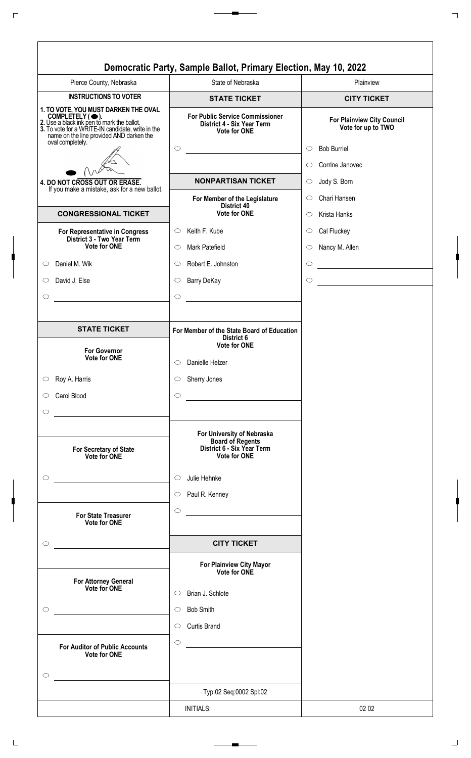# Democratic Party, Sample Ballot, Primary Election, May 10, 2022

Pierce County, Nebraska | State of Nebraska | Plainview

## INSTRUCTIONS TO VOTER

**1. TO VOTE, YOU MUST DARKEN THE OVAL COMPLETELY ( ⬬ ).**
**2.** Use a black ink pen to mark the ballot.
**3.** To vote for a WRITE-IN candidate, write in the name on the line provided AND darken the oval completely.

**4. DO NOT CROSS OUT OR ERASE.**
If you make a mistake, ask for a new ballot.

## CONGRESSIONAL TICKET

**For Representative in Congress**
**District 3 - Two Year Term**
**Vote for ONE**

- ⬭ Daniel M. Wik
- ⬭ David J. Else
- ⬭ ______________________

## STATE TICKET

**For Governor**
**Vote for ONE**

- ⬭ Roy A. Harris
- ⬭ Carol Blood
- ⬭ ______________________

**For Secretary of State**
**Vote for ONE**

- ⬭ ______________________

**For State Treasurer**
**Vote for ONE**

- ⬭ ______________________

**For Attorney General**
**Vote for ONE**

- ⬭ ______________________

**For Auditor of Public Accounts**
**Vote for ONE**

- ⬭ ______________________

## STATE TICKET

**For Public Service Commissioner**
**District 4 - Six Year Term**
**Vote for ONE**

- ⬭ ______________________

## NONPARTISAN TICKET

**For Member of the Legislature**
**District 40**
**Vote for ONE**

- ⬭ Keith F. Kube
- ⬭ Mark Patefield
- ⬭ Robert E. Johnston
- ⬭ Barry DeKay
- ⬭ ______________________

**For Member of the State Board of Education**
**District 6**
**Vote for ONE**

- ⬭ Danielle Helzer
- ⬭ Sherry Jones
- ⬭ ______________________

**For University of Nebraska**
**Board of Regents**
**District 6 - Six Year Term**
**Vote for ONE**

- ⬭ Julie Hehnke
- ⬭ Paul R. Kenney
- ⬭ ______________________

## CITY TICKET

**For Plainview City Mayor**
**Vote for ONE**

- ⬭ Brian J. Schlote
- ⬭ Bob Smith
- ⬭ Curtis Brand
- ⬭ ______________________

Typ:02 Seq:0002 Spl:02

## CITY TICKET

**For Plainview City Council**
**Vote for up to TWO**

- ⬭ Bob Burriel
- ⬭ Corrine Janovec
- ⬭ Jody S. Born
- ⬭ Chari Hansen
- ⬭ Krista Hanks
- ⬭ Cal Fluckey
- ⬭ Nancy M. Allen
- ⬭ ______________________
- ⬭ ______________________

INITIALS:

02 02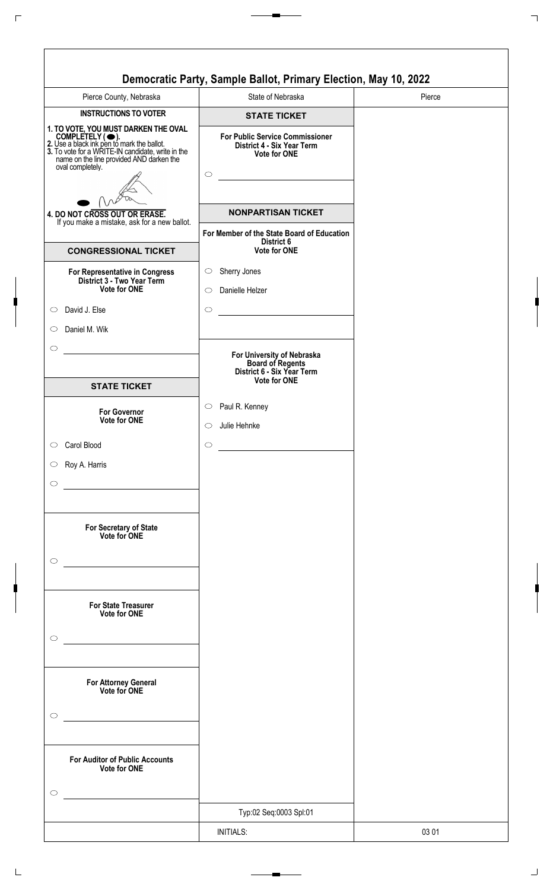# Democratic Party, Sample Ballot, Primary Election, May 10, 2022

| Pierce County, Nebraska | State of Nebraska | Pierce |
|---|---|---|

**INSTRUCTIONS TO VOTER**

1. TO VOTE, YOU MUST DARKEN THE OVAL COMPLETELY ( ⬬ ).
2. Use a black ink pen to mark the ballot.
3. To vote for a WRITE-IN candidate, write in the name on the line provided AND darken the oval completely.
4. DO NOT CROSS OUT OR ERASE. If you make a mistake, ask for a new ballot.

## CONGRESSIONAL TICKET

**For Representative in Congress**
**District 3 - Two Year Term**
**Vote for ONE**

- ○ David J. Else
- ○ Daniel M. Wik
- ○ ________________

## STATE TICKET

**For Governor**
**Vote for ONE**

- ○ Carol Blood
- ○ Roy A. Harris
- ○ ________________

**For Secretary of State**
**Vote for ONE**

- ○ ________________

**For State Treasurer**
**Vote for ONE**

- ○ ________________

**For Attorney General**
**Vote for ONE**

- ○ ________________

**For Auditor of Public Accounts**
**Vote for ONE**

- ○ ________________

## STATE TICKET

**For Public Service Commissioner**
**District 4 - Six Year Term**
**Vote for ONE**

- ○ ________________

## NONPARTISAN TICKET

**For Member of the State Board of Education**
**District 6**
**Vote for ONE**

- ○ Sherry Jones
- ○ Danielle Helzer
- ○ ________________

**For University of Nebraska**
**Board of Regents**
**District 6 - Six Year Term**
**Vote for ONE**

- ○ Paul R. Kenney
- ○ Julie Hehnke
- ○ ________________

Typ:02 Seq:0003 Spl:01

| | INITIALS: | 03 01 |
|---|---|---|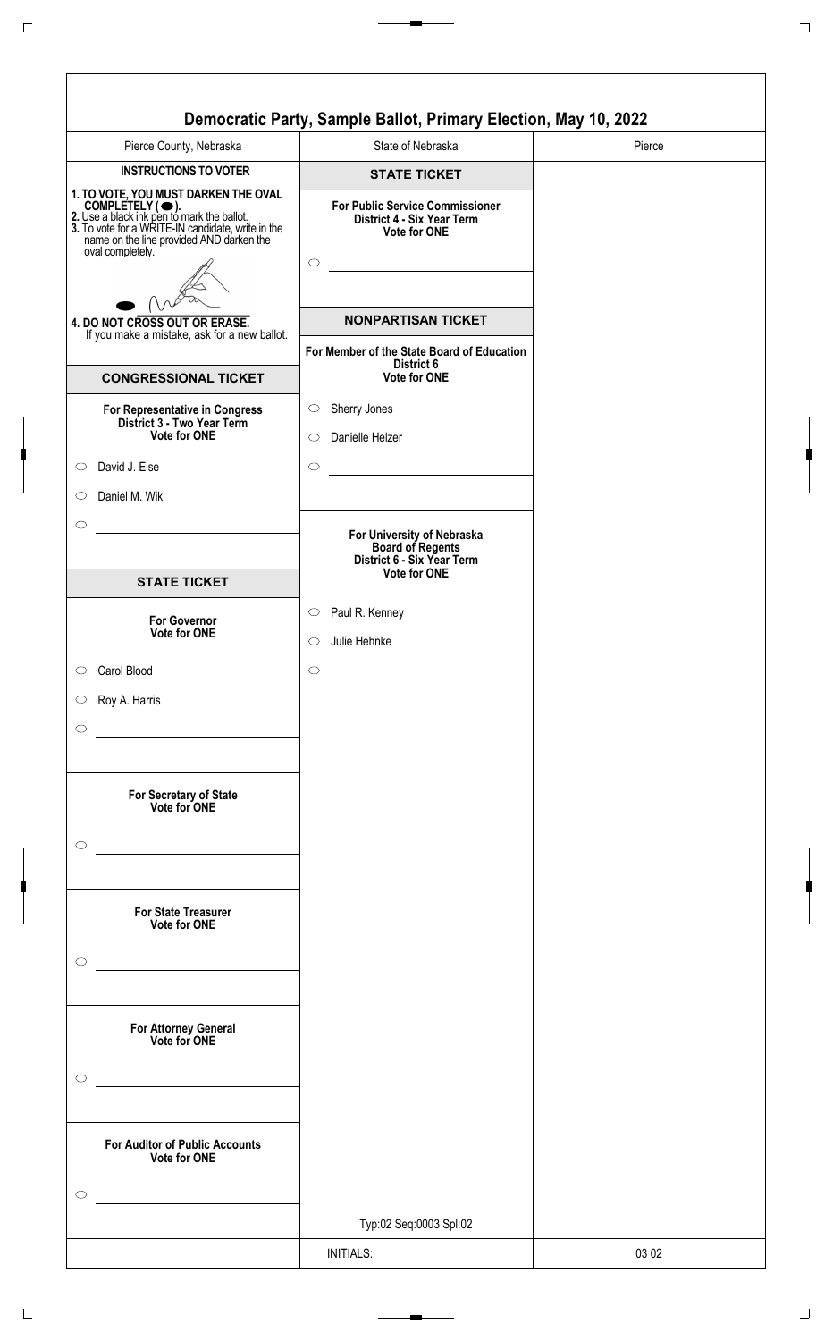# Democratic Party, Sample Ballot, Primary Election, May 10, 2022

Pierce County, Nebraska | State of Nebraska | Pierce

## INSTRUCTIONS TO VOTER

**1. TO VOTE, YOU MUST DARKEN THE OVAL COMPLETELY ( ⬬ ).**
**2.** Use a black ink pen to mark the ballot.
**3.** To vote for a WRITE-IN candidate, write in the name on the line provided AND darken the oval completely.

**4. DO NOT CROSS OUT OR ERASE.**
If you make a mistake, ask for a new ballot.

## CONGRESSIONAL TICKET

**For Representative in Congress**
**District 3 - Two Year Term**
**Vote for ONE**

- ○ David J. Else
- ○ Daniel M. Wik
- ○ ____________

## STATE TICKET

**For Governor**
**Vote for ONE**

- ○ Carol Blood
- ○ Roy A. Harris
- ○ ____________

**For Secretary of State**
**Vote for ONE**

- ○ ____________

**For State Treasurer**
**Vote for ONE**

- ○ ____________

**For Attorney General**
**Vote for ONE**

- ○ ____________

**For Auditor of Public Accounts**
**Vote for ONE**

- ○ ____________

## STATE TICKET

**For Public Service Commissioner**
**District 4 - Six Year Term**
**Vote for ONE**

- ○ ____________

## NONPARTISAN TICKET

**For Member of the State Board of Education**
**District 6**
**Vote for ONE**

- ○ Sherry Jones
- ○ Danielle Helzer
- ○ ____________

**For University of Nebraska**
**Board of Regents**
**District 6 - Six Year Term**
**Vote for ONE**

- ○ Paul R. Kenney
- ○ Julie Hehnke
- ○ ____________

Typ:02 Seq:0003 Spl:02

INITIALS: | 03 02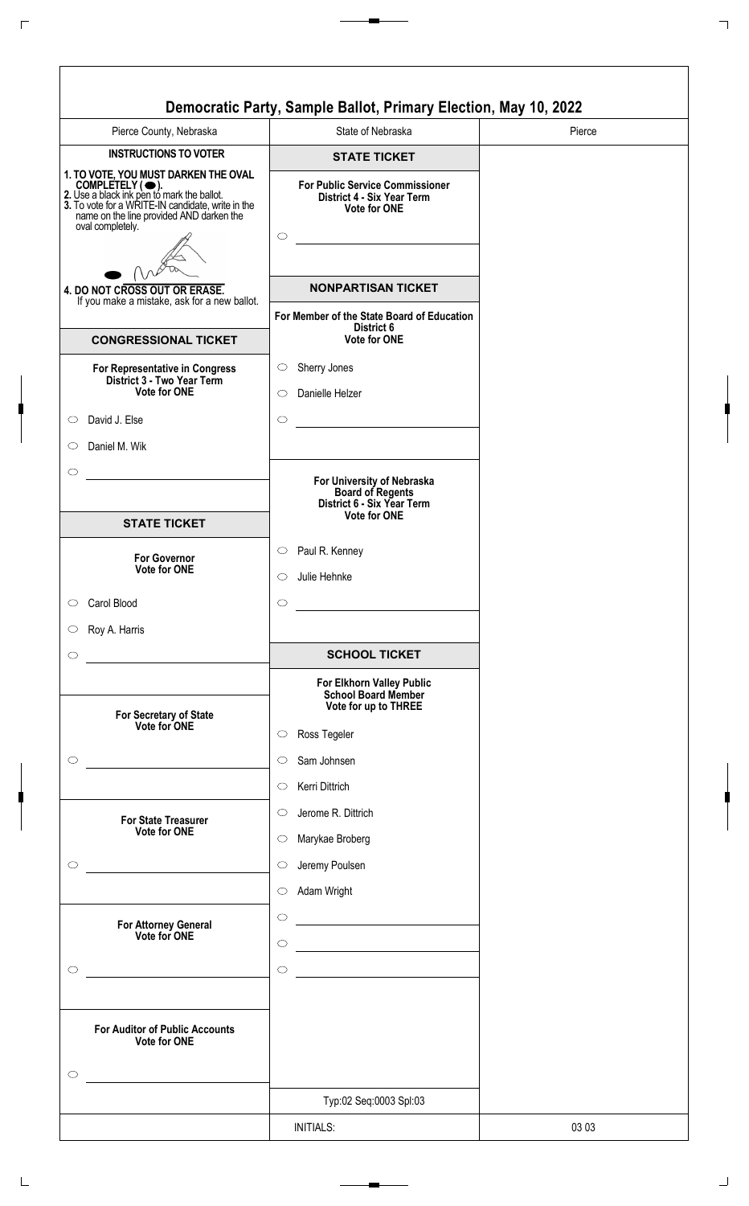# Democratic Party, Sample Ballot, Primary Election, May 10, 2022

| Pierce County, Nebraska | State of Nebraska | Pierce |
|---|---|---|

## INSTRUCTIONS TO VOTER

1. **TO VOTE, YOU MUST DARKEN THE OVAL COMPLETELY ( ⬬ ).**
2. **Use a black ink pen to mark the ballot.**
3. **To vote for a WRITE-IN candidate, write in the name on the line provided AND darken the oval completely.**
4. **DO NOT CROSS OUT OR ERASE.**
   If you make a mistake, ask for a new ballot.

## CONGRESSIONAL TICKET

**For Representative in Congress**
**District 3 - Two Year Term**
**Vote for ONE**

- ◯ David J. Else
- ◯ Daniel M. Wik
- ◯ ____________

## STATE TICKET

**For Governor**
**Vote for ONE**

- ◯ Carol Blood
- ◯ Roy A. Harris
- ◯ ____________

**For Secretary of State**
**Vote for ONE**

- ◯ ____________

**For State Treasurer**
**Vote for ONE**

- ◯ ____________

**For Attorney General**
**Vote for ONE**

- ◯ ____________

**For Auditor of Public Accounts**
**Vote for ONE**

- ◯ ____________

## STATE TICKET

**For Public Service Commissioner**
**District 4 - Six Year Term**
**Vote for ONE**

- ◯ ____________

## NONPARTISAN TICKET

**For Member of the State Board of Education**
**District 6**
**Vote for ONE**

- ◯ Sherry Jones
- ◯ Danielle Helzer
- ◯ ____________

**For University of Nebraska**
**Board of Regents**
**District 6 - Six Year Term**
**Vote for ONE**

- ◯ Paul R. Kenney
- ◯ Julie Hehnke
- ◯ ____________

## SCHOOL TICKET

**For Elkhorn Valley Public**
**School Board Member**
**Vote for up to THREE**

- ◯ Ross Tegeler
- ◯ Sam Johnsen
- ◯ Kerri Dittrich
- ◯ Jerome R. Dittrich
- ◯ Marykae Broberg
- ◯ Jeremy Poulsen
- ◯ Adam Wright
- ◯ ____________
- ◯ ____________
- ◯ ____________

Typ:02 Seq:0003 Spl:03

| | INITIALS: | 03 03 |
|---|---|---|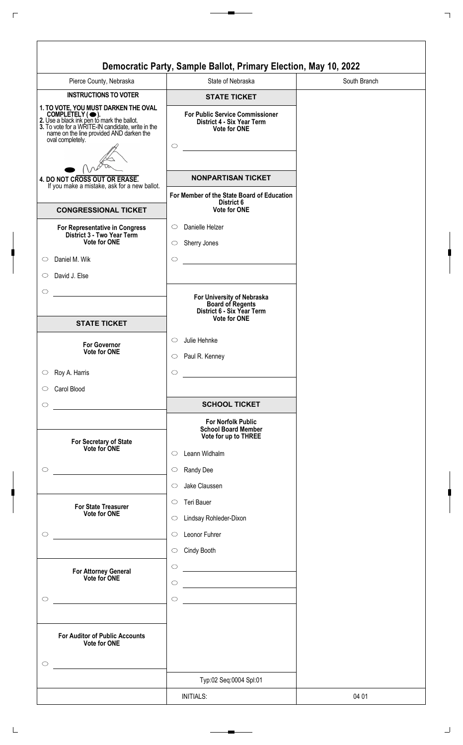# Democratic Party, Sample Ballot, Primary Election, May 10, 2022

| Pierce County, Nebraska | State of Nebraska | South Branch |
|---|---|---|

## INSTRUCTIONS TO VOTER

**1. TO VOTE, YOU MUST DARKEN THE OVAL COMPLETELY ( ⬬ ).**
**2.** Use a black ink pen to mark the ballot.
**3.** To vote for a WRITE-IN candidate, write in the name on the line provided AND darken the oval completely.

**4. DO NOT CROSS OUT OR ERASE.**
If you make a mistake, ask for a new ballot.

## CONGRESSIONAL TICKET

**For Representative in Congress**
**District 3 - Two Year Term**
**Vote for ONE**

- ⬭ Daniel M. Wik
- ⬭ David J. Else
- ⬭ ______________________

## STATE TICKET

**For Governor**
**Vote for ONE**

- ⬭ Roy A. Harris
- ⬭ Carol Blood
- ⬭ ______________________

**For Secretary of State**
**Vote for ONE**

- ⬭ ______________________

**For State Treasurer**
**Vote for ONE**

- ⬭ ______________________

**For Attorney General**
**Vote for ONE**

- ⬭ ______________________

**For Auditor of Public Accounts**
**Vote for ONE**

- ⬭ ______________________

## STATE TICKET

**For Public Service Commissioner**
**District 4 - Six Year Term**
**Vote for ONE**

- ⬭ ______________________

## NONPARTISAN TICKET

**For Member of the State Board of Education**
**District 6**
**Vote for ONE**

- ⬭ Danielle Helzer
- ⬭ Sherry Jones
- ⬭ ______________________

**For University of Nebraska**
**Board of Regents**
**District 6 - Six Year Term**
**Vote for ONE**

- ⬭ Julie Hehnke
- ⬭ Paul R. Kenney
- ⬭ ______________________

## SCHOOL TICKET

**For Norfolk Public**
**School Board Member**
**Vote for up to THREE**

- ⬭ Leann Widhalm
- ⬭ Randy Dee
- ⬭ Jake Claussen
- ⬭ Teri Bauer
- ⬭ Lindsay Rohleder-Dixon
- ⬭ Leonor Fuhrer
- ⬭ Cindy Booth
- ⬭ ______________________
- ⬭ ______________________
- ⬭ ______________________

Typ:02 Seq:0004 Spl:01

| | INITIALS: | 04 01 |
|---|---|---|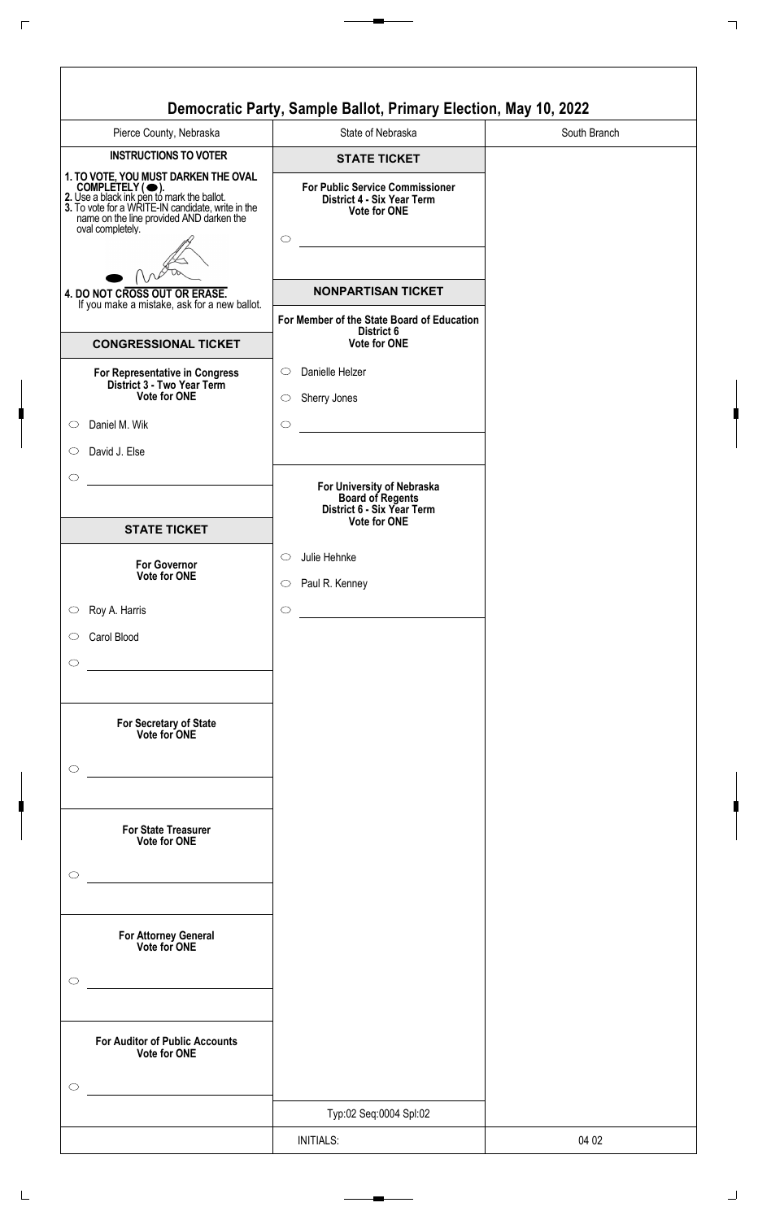# Democratic Party, Sample Ballot, Primary Election, May 10, 2022

| Pierce County, Nebraska | State of Nebraska | South Branch |
|---|---|---|

**INSTRUCTIONS TO VOTER**

1. TO VOTE, YOU MUST DARKEN THE OVAL COMPLETELY ( ⬬ ).
2. Use a black ink pen to mark the ballot.
3. To vote for a WRITE-IN candidate, write in the name on the line provided AND darken the oval completely.
4. DO NOT CROSS OUT OR ERASE. If you make a mistake, ask for a new ballot.

## CONGRESSIONAL TICKET

**For Representative in Congress**
**District 3 - Two Year Term**
**Vote for ONE**

- ◯ Daniel M. Wik
- ◯ David J. Else
- ◯ ____________________

## STATE TICKET

**For Governor**
**Vote for ONE**

- ◯ Roy A. Harris
- ◯ Carol Blood
- ◯ ____________________

**For Secretary of State**
**Vote for ONE**

- ◯ ____________________

**For State Treasurer**
**Vote for ONE**

- ◯ ____________________

**For Attorney General**
**Vote for ONE**

- ◯ ____________________

**For Auditor of Public Accounts**
**Vote for ONE**

- ◯ ____________________

## STATE TICKET

**For Public Service Commissioner**
**District 4 - Six Year Term**
**Vote for ONE**

- ◯ ____________________

## NONPARTISAN TICKET

**For Member of the State Board of Education**
**District 6**
**Vote for ONE**

- ◯ Danielle Helzer
- ◯ Sherry Jones
- ◯ ____________________

**For University of Nebraska**
**Board of Regents**
**District 6 - Six Year Term**
**Vote for ONE**

- ◯ Julie Hehnke
- ◯ Paul R. Kenney
- ◯ ____________________

Typ:02 Seq:0004 Spl:02

INITIALS:

04 02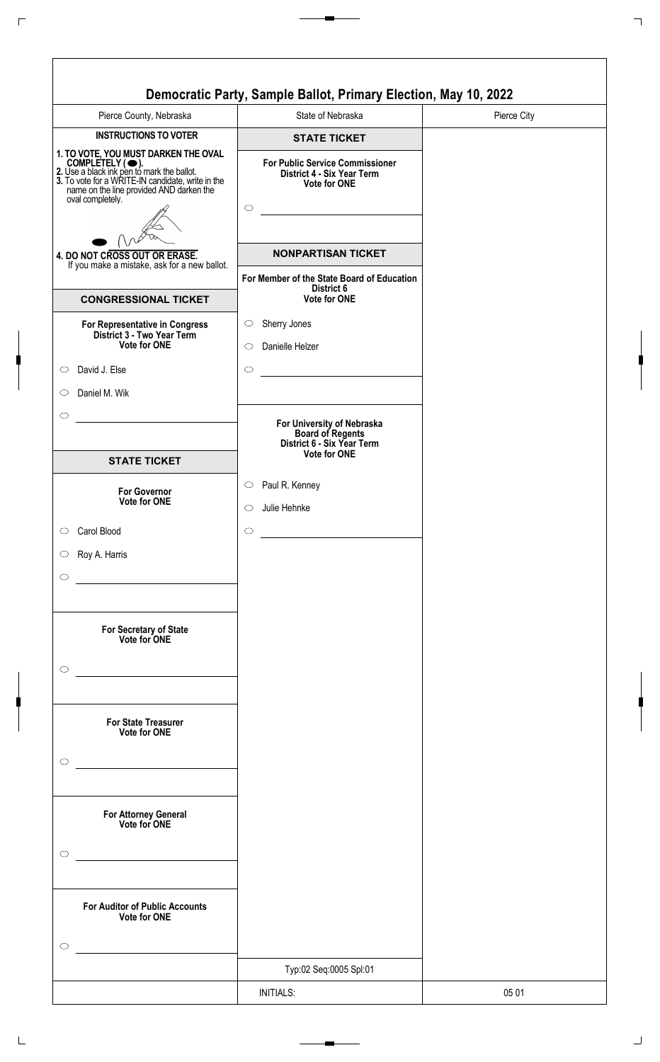# Democratic Party, Sample Ballot, Primary Election, May 10, 2022

| Pierce County, Nebraska | State of Nebraska | Pierce City |
|---|---|---|

**INSTRUCTIONS TO VOTER**

1. **TO VOTE, YOU MUST DARKEN THE OVAL COMPLETELY ( ⬬ ).**
2. **Use a black ink pen to mark the ballot.**
3. **To vote for a WRITE-IN candidate, write in the name on the line provided AND darken the oval completely.**
4. **DO NOT CROSS OUT OR ERASE.** If you make a mistake, ask for a new ballot.

## CONGRESSIONAL TICKET

**For Representative in Congress**
**District 3 - Two Year Term**
**Vote for ONE**

- ○ David J. Else
- ○ Daniel M. Wik
- ○ ______________

## STATE TICKET

**For Governor**
**Vote for ONE**

- ○ Carol Blood
- ○ Roy A. Harris
- ○ ______________

**For Secretary of State**
**Vote for ONE**

- ○ ______________

**For State Treasurer**
**Vote for ONE**

- ○ ______________

**For Attorney General**
**Vote for ONE**

- ○ ______________

**For Auditor of Public Accounts**
**Vote for ONE**

- ○ ______________

## STATE TICKET

**For Public Service Commissioner**
**District 4 - Six Year Term**
**Vote for ONE**

- ○ ______________

## NONPARTISAN TICKET

**For Member of the State Board of Education**
**District 6**
**Vote for ONE**

- ○ Sherry Jones
- ○ Danielle Helzer
- ○ ______________

**For University of Nebraska**
**Board of Regents**
**District 6 - Six Year Term**
**Vote for ONE**

- ○ Paul R. Kenney
- ○ Julie Hehnke
- ○ ______________

Typ:02 Seq:0005 Spl:01

| | INITIALS: | 05 01 |
|---|---|---|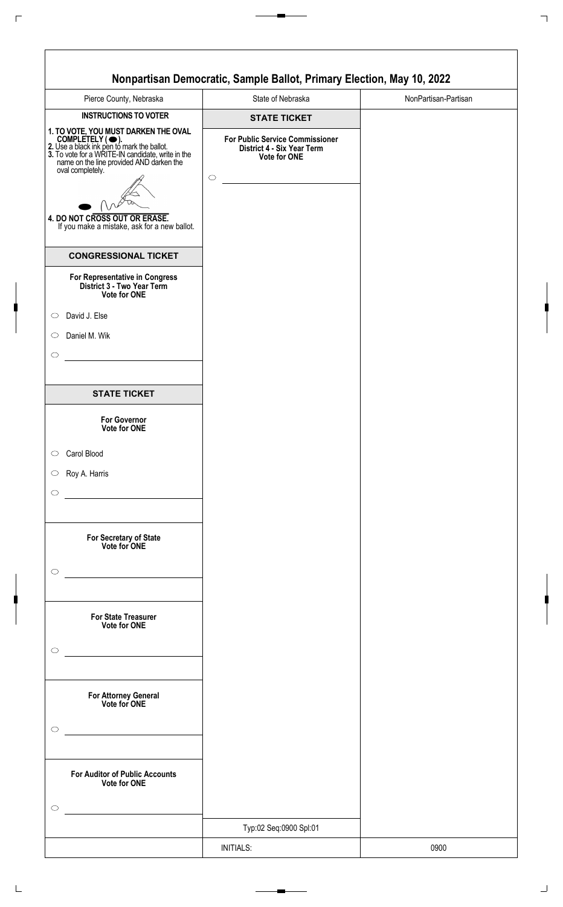# Nonpartisan Democratic, Sample Ballot, Primary Election, May 10, 2022

| Pierce County, Nebraska | State of Nebraska | NonPartisan-Partisan |
| --- | --- | --- |

## INSTRUCTIONS TO VOTER

1. **TO VOTE, YOU MUST DARKEN THE OVAL COMPLETELY ( ⬬ ).**
2. **Use a black ink pen to mark the ballot.**
3. **To vote for a WRITE-IN candidate, write in the name on the line provided AND darken the oval completely.**
4. **DO NOT CROSS OUT OR ERASE.**
   If you make a mistake, ask for a new ballot.

## CONGRESSIONAL TICKET

**For Representative in Congress**
**District 3 - Two Year Term**
**Vote for ONE**

- ○ David J. Else
- ○ Daniel M. Wik
- ○ ______________________

## STATE TICKET

**For Governor**
**Vote for ONE**

- ○ Carol Blood
- ○ Roy A. Harris
- ○ ______________________

**For Secretary of State**
**Vote for ONE**

- ○ ______________________

**For State Treasurer**
**Vote for ONE**

- ○ ______________________

**For Attorney General**
**Vote for ONE**

- ○ ______________________

**For Auditor of Public Accounts**
**Vote for ONE**

- ○ ______________________

## STATE TICKET

**For Public Service Commissioner**
**District 4 - Six Year Term**
**Vote for ONE**

- ○ ______________________

Typ:02 Seq:0900 Spl:01

INITIALS:

0900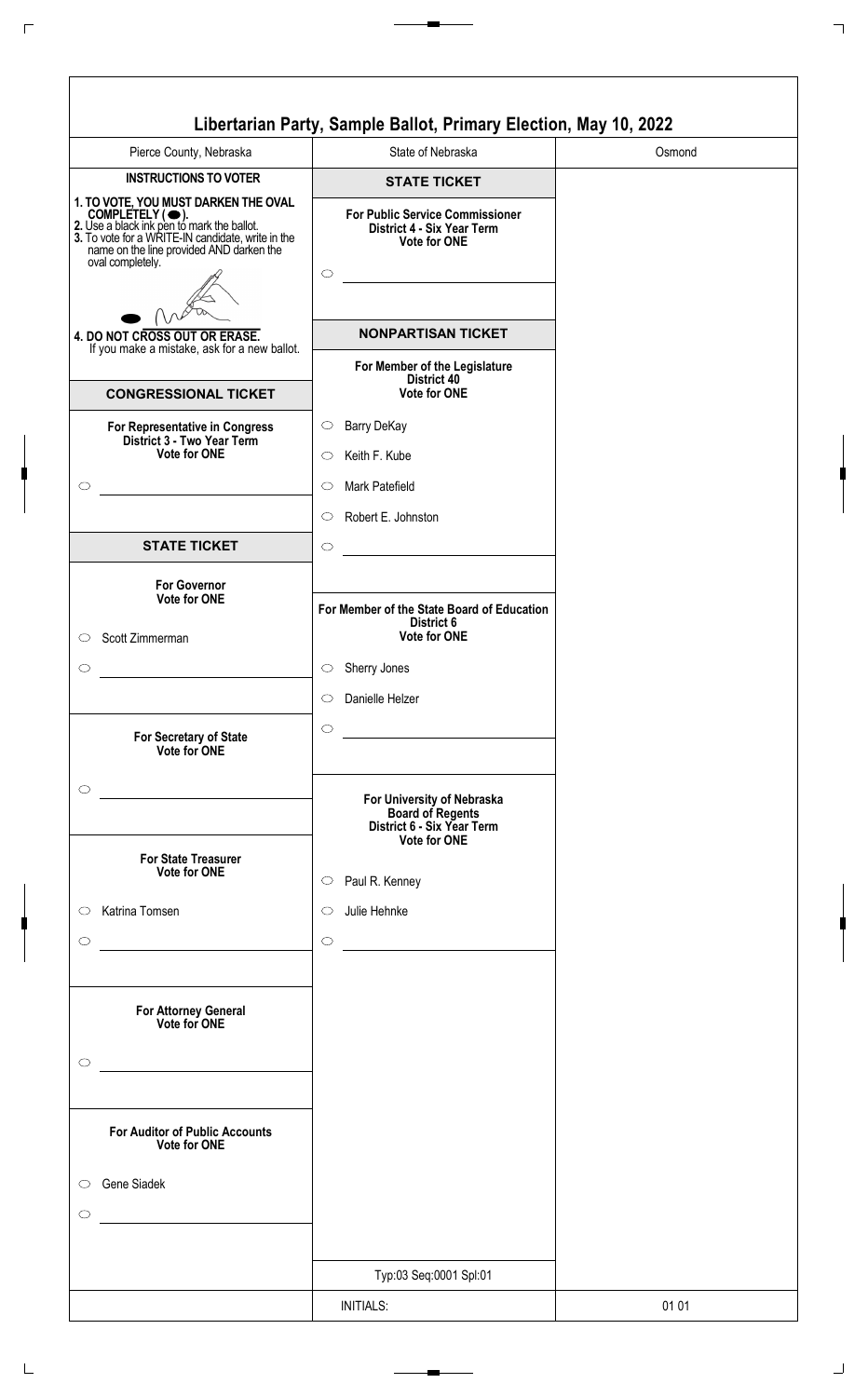# Libertarian Party, Sample Ballot, Primary Election, May 10, 2022

| Pierce County, Nebraska | State of Nebraska | Osmond |
|---|---|---|

**INSTRUCTIONS TO VOTER**

1. TO VOTE, YOU MUST DARKEN THE OVAL COMPLETELY ( ⬬ ).
2. Use a black ink pen to mark the ballot.
3. To vote for a WRITE-IN candidate, write in the name on the line provided AND darken the oval completely.
4. DO NOT CROSS OUT OR ERASE. If you make a mistake, ask for a new ballot.

## CONGRESSIONAL TICKET

**For Representative in Congress**
**District 3 - Two Year Term**
**Vote for ONE**

- ○ ____________________

## STATE TICKET

**For Governor**
**Vote for ONE**

- ○ Scott Zimmerman
- ○ ____________________

**For Secretary of State**
**Vote for ONE**

- ○ ____________________

**For State Treasurer**
**Vote for ONE**

- ○ Katrina Tomsen
- ○ ____________________

**For Attorney General**
**Vote for ONE**

- ○ ____________________

**For Auditor of Public Accounts**
**Vote for ONE**

- ○ Gene Siadek
- ○ ____________________

## STATE TICKET

**For Public Service Commissioner**
**District 4 - Six Year Term**
**Vote for ONE**

- ○ ____________________

## NONPARTISAN TICKET

**For Member of the Legislature**
**District 40**
**Vote for ONE**

- ○ Barry DeKay
- ○ Keith F. Kube
- ○ Mark Patefield
- ○ Robert E. Johnston
- ○ ____________________

**For Member of the State Board of Education**
**District 6**
**Vote for ONE**

- ○ Sherry Jones
- ○ Danielle Helzer
- ○ ____________________

**For University of Nebraska Board of Regents**
**District 6 - Six Year Term**
**Vote for ONE**

- ○ Paul R. Kenney
- ○ Julie Hehnke
- ○ ____________________

Typ:03 Seq:0001 Spl:01

INITIALS:

01 01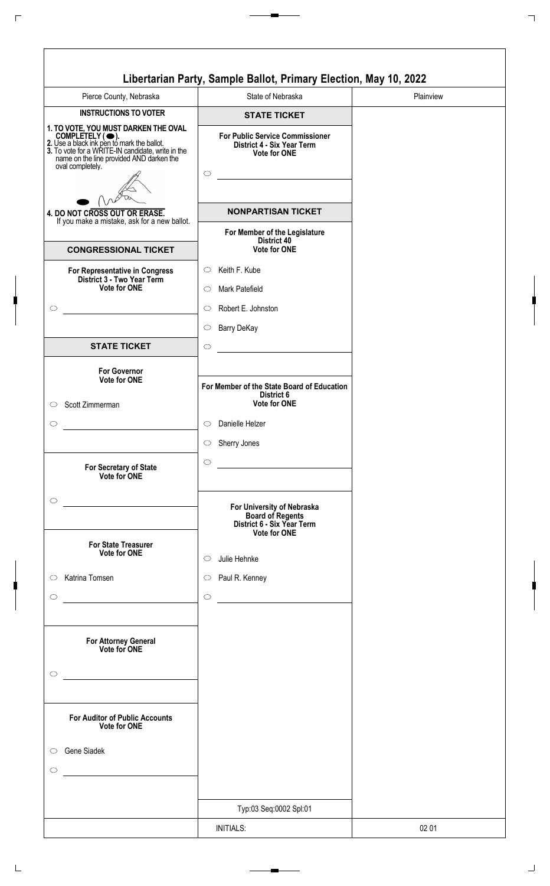# Libertarian Party, Sample Ballot, Primary Election, May 10, 2022

Pierce County, Nebraska | State of Nebraska | Plainview

## INSTRUCTIONS TO VOTER

1. TO VOTE, YOU MUST DARKEN THE OVAL COMPLETELY ( ⬬ ).
2. Use a black ink pen to mark the ballot.
3. To vote for a WRITE-IN candidate, write in the name on the line provided AND darken the oval completely.
4. DO NOT CROSS OUT OR ERASE. If you make a mistake, ask for a new ballot.

## CONGRESSIONAL TICKET

**For Representative in Congress**
**District 3 - Two Year Term**
**Vote for ONE**

- ○ ______________________

## STATE TICKET

**For Governor**
**Vote for ONE**

- ○ Scott Zimmerman
- ○ ______________________

**For Secretary of State**
**Vote for ONE**

- ○ ______________________

**For State Treasurer**
**Vote for ONE**

- ○ Katrina Tomsen
- ○ ______________________

**For Attorney General**
**Vote for ONE**

- ○ ______________________

**For Auditor of Public Accounts**
**Vote for ONE**

- ○ Gene Siadek
- ○ ______________________

## STATE TICKET

**For Public Service Commissioner**
**District 4 - Six Year Term**
**Vote for ONE**

- ○ ______________________

## NONPARTISAN TICKET

**For Member of the Legislature**
**District 40**
**Vote for ONE**

- ○ Keith F. Kube
- ○ Mark Patefield
- ○ Robert E. Johnston
- ○ Barry DeKay
- ○ ______________________

**For Member of the State Board of Education**
**District 6**
**Vote for ONE**

- ○ Danielle Helzer
- ○ Sherry Jones
- ○ ______________________

**For University of Nebraska**
**Board of Regents**
**District 6 - Six Year Term**
**Vote for ONE**

- ○ Julie Hehnke
- ○ Paul R. Kenney
- ○ ______________________

Typ:03 Seq:0002 Spl:01

INITIALS:

02 01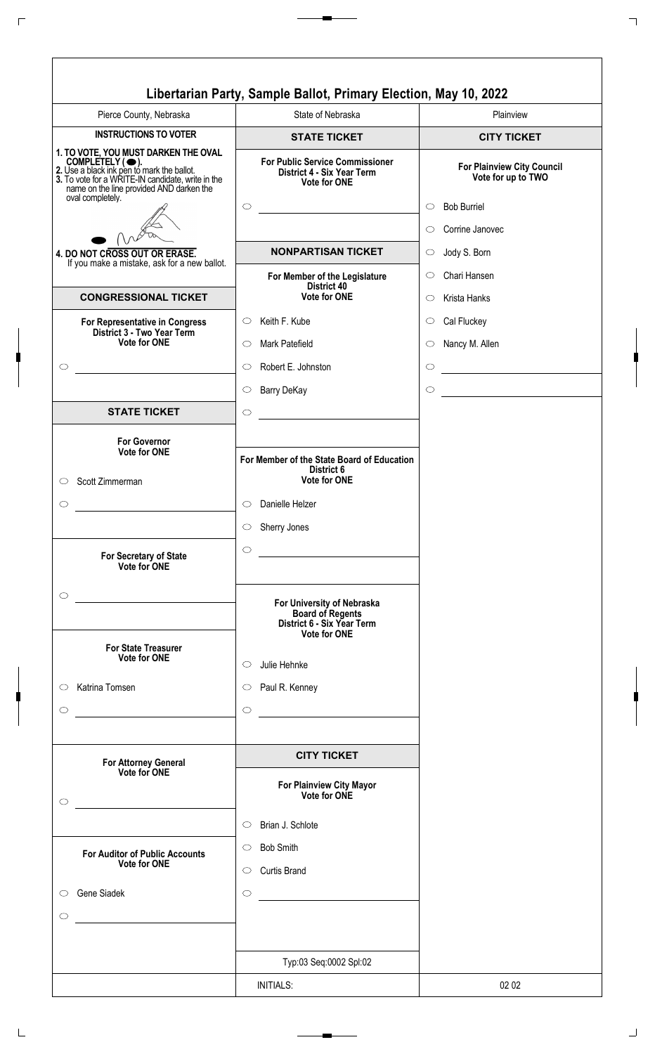# Libertarian Party, Sample Ballot, Primary Election, May 10, 2022

Pierce County, Nebraska | State of Nebraska | Plainview

## INSTRUCTIONS TO VOTER

**1. TO VOTE, YOU MUST DARKEN THE OVAL COMPLETELY ( ⬬ ).**
**2.** Use a black ink pen to mark the ballot.
**3.** To vote for a WRITE-IN candidate, write in the name on the line provided AND darken the oval completely.

**4. DO NOT CROSS OUT OR ERASE.**
If you make a mistake, ask for a new ballot.

## CONGRESSIONAL TICKET

**For Representative in Congress**
**District 3 - Two Year Term**
**Vote for ONE**

- ○ ______________________

## STATE TICKET

**For Governor**
**Vote for ONE**

- ○ Scott Zimmerman
- ○ ______________________

**For Secretary of State**
**Vote for ONE**

- ○ ______________________

**For State Treasurer**
**Vote for ONE**

- ○ Katrina Tomsen
- ○ ______________________

**For Attorney General**
**Vote for ONE**

- ○ ______________________

**For Auditor of Public Accounts**
**Vote for ONE**

- ○ Gene Siadek
- ○ ______________________

## STATE TICKET

**For Public Service Commissioner**
**District 4 - Six Year Term**
**Vote for ONE**

- ○ ______________________

## NONPARTISAN TICKET

**For Member of the Legislature**
**District 40**
**Vote for ONE**

- ○ Keith F. Kube
- ○ Mark Patefield
- ○ Robert E. Johnston
- ○ Barry DeKay
- ○ ______________________

**For Member of the State Board of Education**
**District 6**
**Vote for ONE**

- ○ Danielle Helzer
- ○ Sherry Jones
- ○ ______________________

**For University of Nebraska**
**Board of Regents**
**District 6 - Six Year Term**
**Vote for ONE**

- ○ Julie Hehnke
- ○ Paul R. Kenney
- ○ ______________________

## CITY TICKET

**For Plainview City Mayor**
**Vote for ONE**

- ○ Brian J. Schlote
- ○ Bob Smith
- ○ Curtis Brand
- ○ ______________________

Typ:03 Seq:0002 Spl:02

## CITY TICKET

**For Plainview City Council**
**Vote for up to TWO**

- ○ Bob Burriel
- ○ Corrine Janovec
- ○ Jody S. Born
- ○ Chari Hansen
- ○ Krista Hanks
- ○ Cal Fluckey
- ○ Nancy M. Allen
- ○ ______________________
- ○ ______________________

INITIALS:

02 02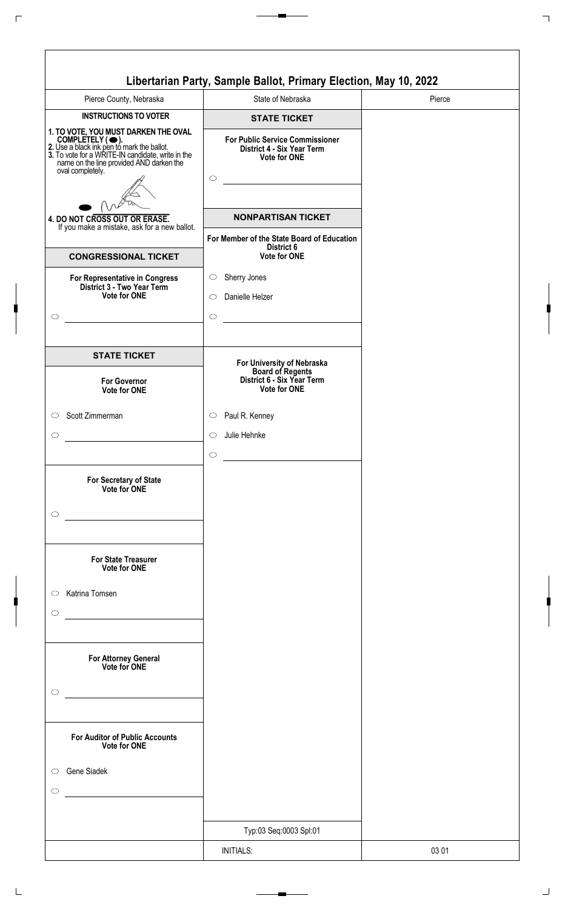# Libertarian Party, Sample Ballot, Primary Election, May 10, 2022

Pierce County, Nebraska | State of Nebraska | Pierce

## INSTRUCTIONS TO VOTER

1. TO VOTE, YOU MUST DARKEN THE OVAL COMPLETELY ( ⬬ ).
2. Use a black ink pen to mark the ballot.
3. To vote for a WRITE-IN candidate, write in the name on the line provided AND darken the oval completely.
4. DO NOT CROSS OUT OR ERASE. If you make a mistake, ask for a new ballot.

## CONGRESSIONAL TICKET

**For Representative in Congress**
**District 3 - Two Year Term**
**Vote for ONE**

- ○ ______________

## STATE TICKET

**For Governor**
**Vote for ONE**

- ○ Scott Zimmerman
- ○ ______________

**For Secretary of State**
**Vote for ONE**

- ○ ______________

**For State Treasurer**
**Vote for ONE**

- ○ Katrina Tomsen
- ○ ______________

**For Attorney General**
**Vote for ONE**

- ○ ______________

**For Auditor of Public Accounts**
**Vote for ONE**

- ○ Gene Siadek
- ○ ______________

## STATE TICKET

**For Public Service Commissioner**
**District 4 - Six Year Term**
**Vote for ONE**

- ○ ______________

## NONPARTISAN TICKET

**For Member of the State Board of Education**
**District 6**
**Vote for ONE**

- ○ Sherry Jones
- ○ Danielle Helzer
- ○ ______________

**For University of Nebraska**
**Board of Regents**
**District 6 - Six Year Term**
**Vote for ONE**

- ○ Paul R. Kenney
- ○ Julie Hehnke
- ○ ______________

Typ:03 Seq:0003 Spl:01

INITIALS: | 03 01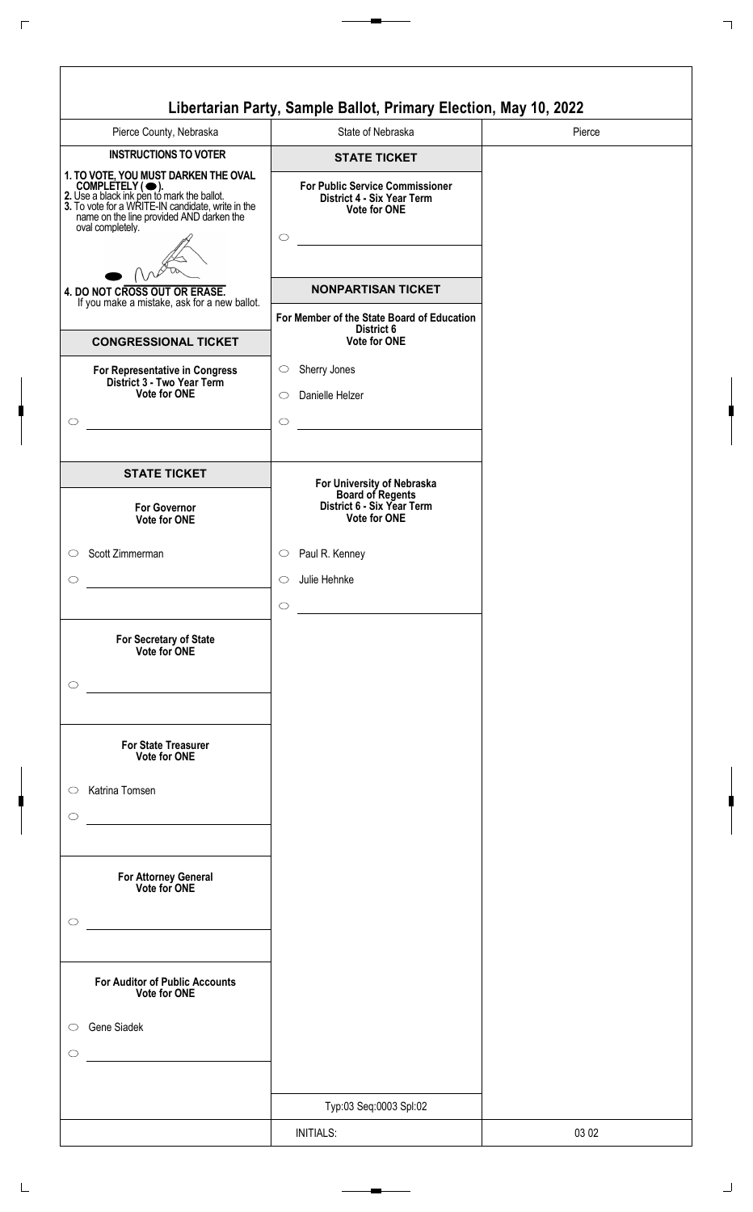# Libertarian Party, Sample Ballot, Primary Election, May 10, 2022

| Pierce County, Nebraska | State of Nebraska | Pierce |
|---|---|---|

**INSTRUCTIONS TO VOTER**

1. **TO VOTE, YOU MUST DARKEN THE OVAL COMPLETELY ( ● ).**
2. Use a black ink pen to mark the ballot.
3. To vote for a WRITE-IN candidate, write in the name on the line provided AND darken the oval completely.
4. **DO NOT CROSS OUT OR ERASE.** If you make a mistake, ask for a new ballot.

## CONGRESSIONAL TICKET

**For Representative in Congress**
**District 3 - Two Year Term**
**Vote for ONE**

○ ______________________

## STATE TICKET

**For Governor**
**Vote for ONE**

○ Scott Zimmerman
○ ______________________

**For Secretary of State**
**Vote for ONE**

○ ______________________

**For State Treasurer**
**Vote for ONE**

○ Katrina Tomsen
○ ______________________

**For Attorney General**
**Vote for ONE**

○ ______________________

**For Auditor of Public Accounts**
**Vote for ONE**

○ Gene Siadek
○ ______________________

## STATE TICKET

**For Public Service Commissioner**
**District 4 - Six Year Term**
**Vote for ONE**

○ ______________________

## NONPARTISAN TICKET

**For Member of the State Board of Education**
**District 6**
**Vote for ONE**

○ Sherry Jones
○ Danielle Helzer
○ ______________________

**For University of Nebraska**
**Board of Regents**
**District 6 - Six Year Term**
**Vote for ONE**

○ Paul R. Kenney
○ Julie Hehnke
○ ______________________

Typ:03 Seq:0003 Spl:02

INITIALS:

03 02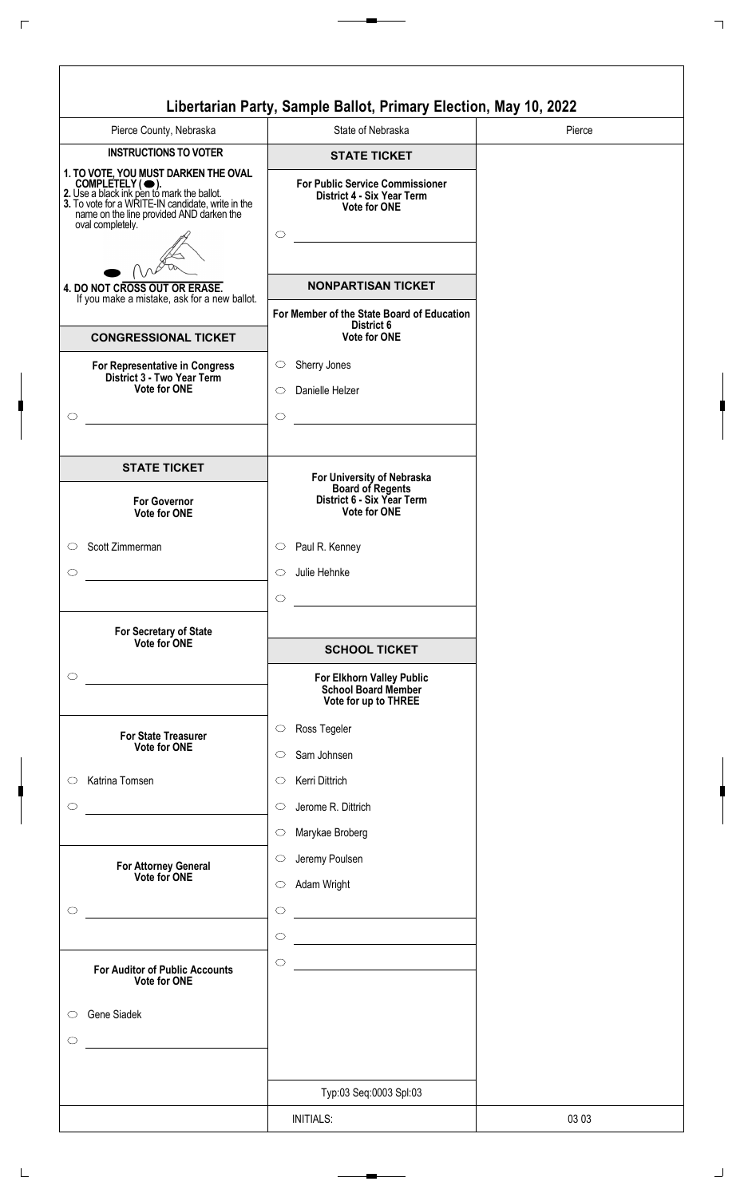# Libertarian Party, Sample Ballot, Primary Election, May 10, 2022

| Pierce County, Nebraska | State of Nebraska | Pierce |
|---|---|---|

## INSTRUCTIONS TO VOTER

**1. TO VOTE, YOU MUST DARKEN THE OVAL COMPLETELY (⬬).**
**2.** Use a black ink pen to mark the ballot.
**3.** To vote for a WRITE-IN candidate, write in the name on the line provided AND darken the oval completely.

**4. DO NOT CROSS OUT OR ERASE.**
If you make a mistake, ask for a new ballot.

## CONGRESSIONAL TICKET

**For Representative in Congress**
**District 3 - Two Year Term**
**Vote for ONE**

- ○ ______________________

## STATE TICKET

**For Governor**
**Vote for ONE**

- ○ Scott Zimmerman
- ○ ______________________

**For Secretary of State**
**Vote for ONE**

- ○ ______________________

**For State Treasurer**
**Vote for ONE**

- ○ Katrina Tomsen
- ○ ______________________

**For Attorney General**
**Vote for ONE**

- ○ ______________________

**For Auditor of Public Accounts**
**Vote for ONE**

- ○ Gene Siadek
- ○ ______________________

## STATE TICKET

**For Public Service Commissioner**
**District 4 - Six Year Term**
**Vote for ONE**

- ○ ______________________

## NONPARTISAN TICKET

**For Member of the State Board of Education**
**District 6**
**Vote for ONE**

- ○ Sherry Jones
- ○ Danielle Helzer
- ○ ______________________

**For University of Nebraska Board of Regents**
**District 6 - Six Year Term**
**Vote for ONE**

- ○ Paul R. Kenney
- ○ Julie Hehnke
- ○ ______________________

## SCHOOL TICKET

**For Elkhorn Valley Public School Board Member**
**Vote for up to THREE**

- ○ Ross Tegeler
- ○ Sam Johnsen
- ○ Kerri Dittrich
- ○ Jerome R. Dittrich
- ○ Marykae Broberg
- ○ Jeremy Poulsen
- ○ Adam Wright
- ○ ______________________
- ○ ______________________
- ○ ______________________

Typ:03 Seq:0003 Spl:03

| | INITIALS: | 03 03 |
|---|---|---|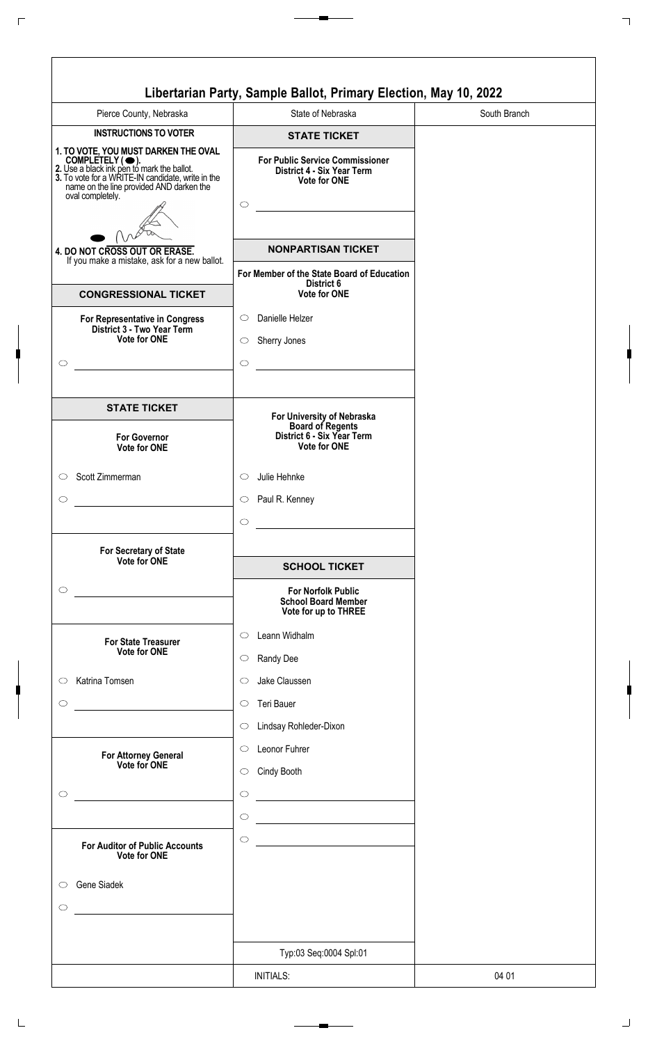# Libertarian Party, Sample Ballot, Primary Election, May 10, 2022

| Pierce County, Nebraska | State of Nebraska | South Branch |
| --- | --- | --- |

## INSTRUCTIONS TO VOTER

1. **TO VOTE, YOU MUST DARKEN THE OVAL COMPLETELY ( ⬬ ).**
2. **Use a black ink pen to mark the ballot.**
3. **To vote for a WRITE-IN candidate, write in the name on the line provided AND darken the oval completely.**
4. **DO NOT CROSS OUT OR ERASE.** If you make a mistake, ask for a new ballot.

## CONGRESSIONAL TICKET

### For Representative in Congress
**District 3 - Two Year Term**
**Vote for ONE**

- ⬭ ______________________

## STATE TICKET

### For Governor
**Vote for ONE**

- ⬭ Scott Zimmerman
- ⬭ ______________________

### For Secretary of State
**Vote for ONE**

- ⬭ ______________________

### For State Treasurer
**Vote for ONE**

- ⬭ Katrina Tomsen
- ⬭ ______________________

### For Attorney General
**Vote for ONE**

- ⬭ ______________________

### For Auditor of Public Accounts
**Vote for ONE**

- ⬭ Gene Siadek
- ⬭ ______________________

## STATE TICKET

### For Public Service Commissioner
**District 4 - Six Year Term**
**Vote for ONE**

- ⬭ ______________________

## NONPARTISAN TICKET

### For Member of the State Board of Education
**District 6**
**Vote for ONE**

- ⬭ Danielle Helzer
- ⬭ Sherry Jones
- ⬭ ______________________

### For University of Nebraska Board of Regents
**District 6 - Six Year Term**
**Vote for ONE**

- ⬭ Julie Hehnke
- ⬭ Paul R. Kenney
- ⬭ ______________________

## SCHOOL TICKET

### For Norfolk Public School Board Member
**Vote for up to THREE**

- ⬭ Leann Widhalm
- ⬭ Randy Dee
- ⬭ Jake Claussen
- ⬭ Teri Bauer
- ⬭ Lindsay Rohleder-Dixon
- ⬭ Leonor Fuhrer
- ⬭ Cindy Booth
- ⬭ ______________________
- ⬭ ______________________
- ⬭ ______________________

Typ:03 Seq:0004 Spl:01

| | INITIALS: | 04 01 |
| --- | --- | --- |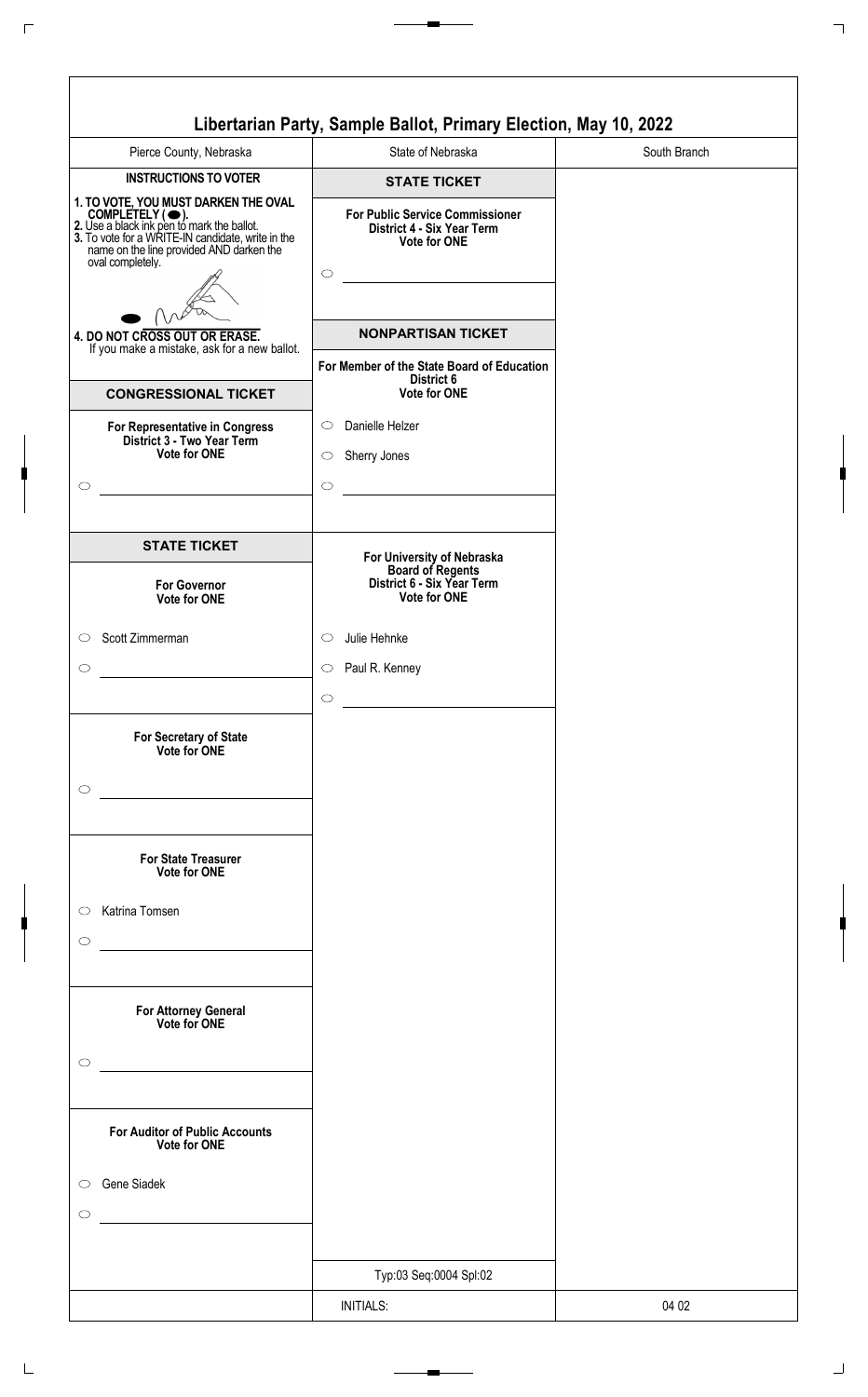# Libertarian Party, Sample Ballot, Primary Election, May 10, 2022

| Pierce County, Nebraska | State of Nebraska | South Branch |
|---|---|---|

## INSTRUCTIONS TO VOTER

**1. TO VOTE, YOU MUST DARKEN THE OVAL COMPLETELY (⬬).**
**2.** Use a black ink pen to mark the ballot.
**3.** To vote for a WRITE-IN candidate, write in the name on the line provided AND darken the oval completely.

**4. DO NOT CROSS OUT OR ERASE.**
If you make a mistake, ask for a new ballot.

## CONGRESSIONAL TICKET

**For Representative in Congress**
**District 3 - Two Year Term**
**Vote for ONE**

- ○ ______________________

## STATE TICKET

**For Governor**
**Vote for ONE**

- ○ Scott Zimmerman
- ○ ______________________

**For Secretary of State**
**Vote for ONE**

- ○ ______________________

**For State Treasurer**
**Vote for ONE**

- ○ Katrina Tomsen
- ○ ______________________

**For Attorney General**
**Vote for ONE**

- ○ ______________________

**For Auditor of Public Accounts**
**Vote for ONE**

- ○ Gene Siadek
- ○ ______________________

## STATE TICKET

**For Public Service Commissioner**
**District 4 - Six Year Term**
**Vote for ONE**

- ○ ______________________

## NONPARTISAN TICKET

**For Member of the State Board of Education**
**District 6**
**Vote for ONE**

- ○ Danielle Helzer
- ○ Sherry Jones
- ○ ______________________

**For University of Nebraska**
**Board of Regents**
**District 6 - Six Year Term**
**Vote for ONE**

- ○ Julie Hehnke
- ○ Paul R. Kenney
- ○ ______________________

Typ:03 Seq:0004 Spl:02

INITIALS:

04 02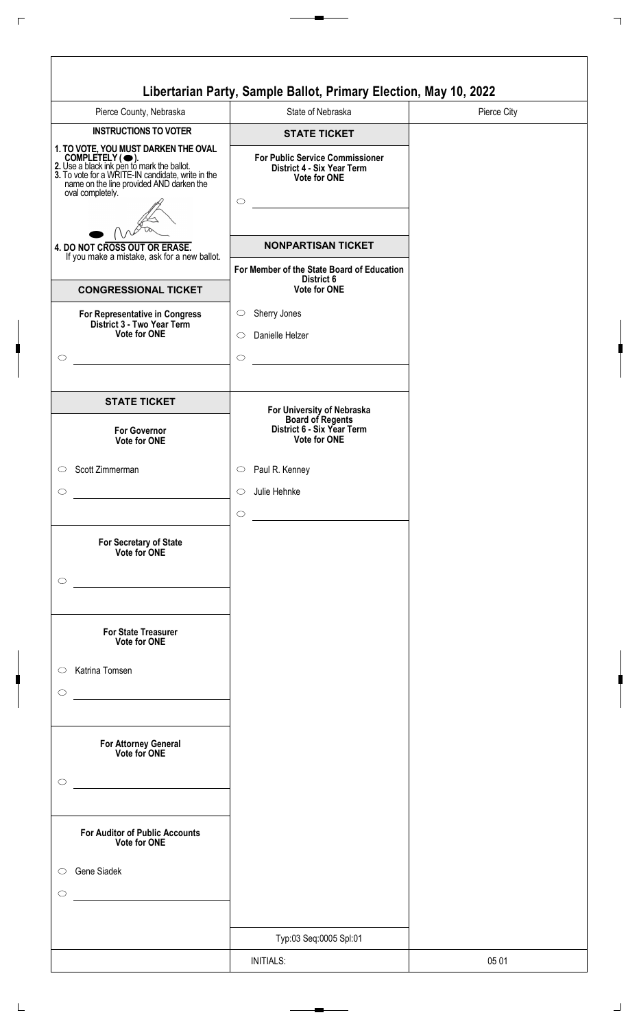# Libertarian Party, Sample Ballot, Primary Election, May 10, 2022

| Pierce County, Nebraska | State of Nebraska | Pierce City |
|---|---|---|

## INSTRUCTIONS TO VOTER

**1. TO VOTE, YOU MUST DARKEN THE OVAL COMPLETELY ( ● ).**
**2.** Use a black ink pen to mark the ballot.
**3.** To vote for a WRITE-IN candidate, write in the name on the line provided AND darken the oval completely.

**4. DO NOT CROSS OUT OR ERASE.**
If you make a mistake, ask for a new ballot.

## CONGRESSIONAL TICKET

**For Representative in Congress**
**District 3 - Two Year Term**
**Vote for ONE**

- ○ ______________________

## STATE TICKET

**For Governor**
**Vote for ONE**

- ○ Scott Zimmerman
- ○ ______________________

**For Secretary of State**
**Vote for ONE**

- ○ ______________________

**For State Treasurer**
**Vote for ONE**

- ○ Katrina Tomsen
- ○ ______________________

**For Attorney General**
**Vote for ONE**

- ○ ______________________

**For Auditor of Public Accounts**
**Vote for ONE**

- ○ Gene Siadek
- ○ ______________________

## STATE TICKET

**For Public Service Commissioner**
**District 4 - Six Year Term**
**Vote for ONE**

- ○ ______________________

## NONPARTISAN TICKET

**For Member of the State Board of Education**
**District 6**
**Vote for ONE**

- ○ Sherry Jones
- ○ Danielle Helzer
- ○ ______________________

**For University of Nebraska Board of Regents**
**District 6 - Six Year Term**
**Vote for ONE**

- ○ Paul R. Kenney
- ○ Julie Hehnke
- ○ ______________________

Typ:03 Seq:0005 Spl:01

INITIALS:

05 01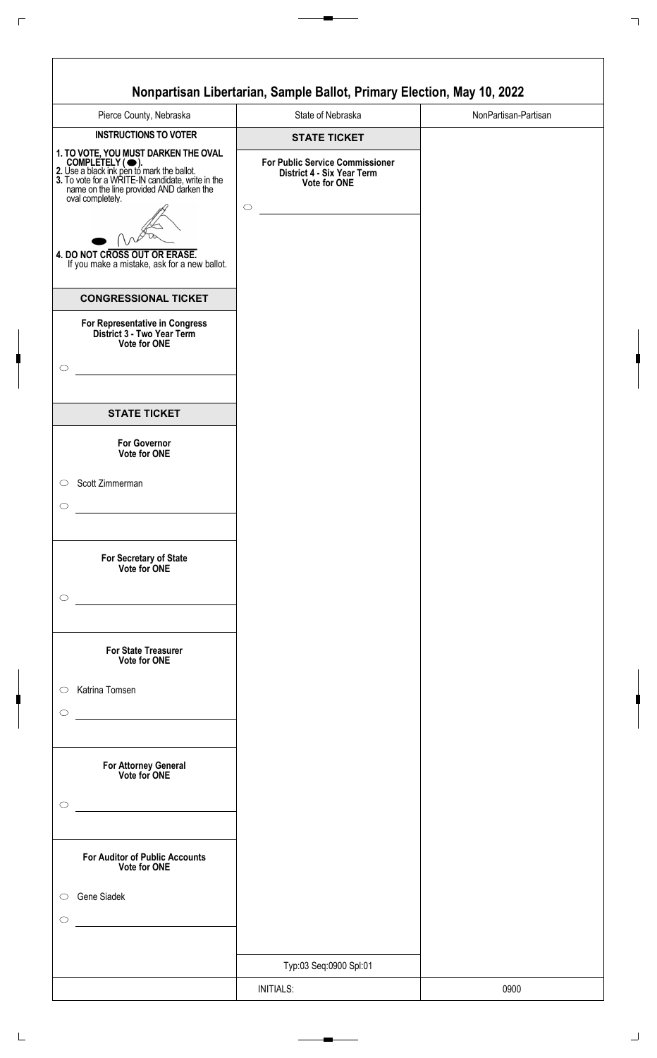# Nonpartisan Libertarian, Sample Ballot, Primary Election, May 10, 2022

| Pierce County, Nebraska | State of Nebraska | NonPartisan-Partisan |
|---|---|---|

**INSTRUCTIONS TO VOTER**

1. TO VOTE, YOU MUST DARKEN THE OVAL COMPLETELY ( ⬬ ).
2. Use a black ink pen to mark the ballot.
3. To vote for a WRITE-IN candidate, write in the name on the line provided AND darken the oval completely.
4. DO NOT CROSS OUT OR ERASE. If you make a mistake, ask for a new ballot.

## CONGRESSIONAL TICKET

**For Representative in Congress**
**District 3 - Two Year Term**
**Vote for ONE**

- ○ ____________________

## STATE TICKET

**For Governor**
**Vote for ONE**

- ○ Scott Zimmerman
- ○ ____________________

**For Secretary of State**
**Vote for ONE**

- ○ ____________________

**For State Treasurer**
**Vote for ONE**

- ○ Katrina Tomsen
- ○ ____________________

**For Attorney General**
**Vote for ONE**

- ○ ____________________

**For Auditor of Public Accounts**
**Vote for ONE**

- ○ Gene Siadek
- ○ ____________________

## STATE TICKET

**For Public Service Commissioner**
**District 4 - Six Year Term**
**Vote for ONE**

- ○ ____________________

Typ:03 Seq:0900 Spl:01

INITIALS:

0900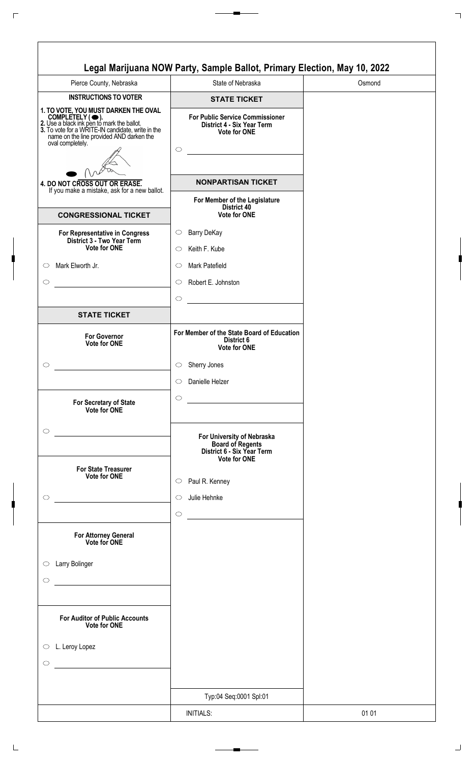# Legal Marijuana NOW Party, Sample Ballot, Primary Election, May 10, 2022

| Pierce County, Nebraska | State of Nebraska | Osmond |
| --- | --- | --- |

**INSTRUCTIONS TO VOTER**

1. **TO VOTE, YOU MUST DARKEN THE OVAL COMPLETELY (⬬).**
2. **Use a black ink pen to mark the ballot.**
3. **To vote for a WRITE-IN candidate, write in the name on the line provided AND darken the oval completely.**
4. **DO NOT CROSS OUT OR ERASE.** If you make a mistake, ask for a new ballot.

## CONGRESSIONAL TICKET

**For Representative in Congress District 3 - Two Year Term Vote for ONE**

- ○ Mark Elworth Jr.
- ○ ____________

## STATE TICKET

**For Governor Vote for ONE**

- ○ ____________

**For Secretary of State Vote for ONE**

- ○ ____________

**For State Treasurer Vote for ONE**

- ○ ____________

**For Attorney General Vote for ONE**

- ○ Larry Bolinger
- ○ ____________

**For Auditor of Public Accounts Vote for ONE**

- ○ L. Leroy Lopez
- ○ ____________

## STATE TICKET

**For Public Service Commissioner District 4 - Six Year Term Vote for ONE**

- ○ ____________

## NONPARTISAN TICKET

**For Member of the Legislature District 40 Vote for ONE**

- ○ Barry DeKay
- ○ Keith F. Kube
- ○ Mark Patefield
- ○ Robert E. Johnston
- ○ ____________

**For Member of the State Board of Education District 6 Vote for ONE**

- ○ Sherry Jones
- ○ Danielle Helzer
- ○ ____________

**For University of Nebraska Board of Regents District 6 - Six Year Term Vote for ONE**

- ○ Paul R. Kenney
- ○ Julie Hehnke
- ○ ____________

Typ:04 Seq:0001 Spl:01

| | INITIALS: | 01 01 |
| --- | --- | --- |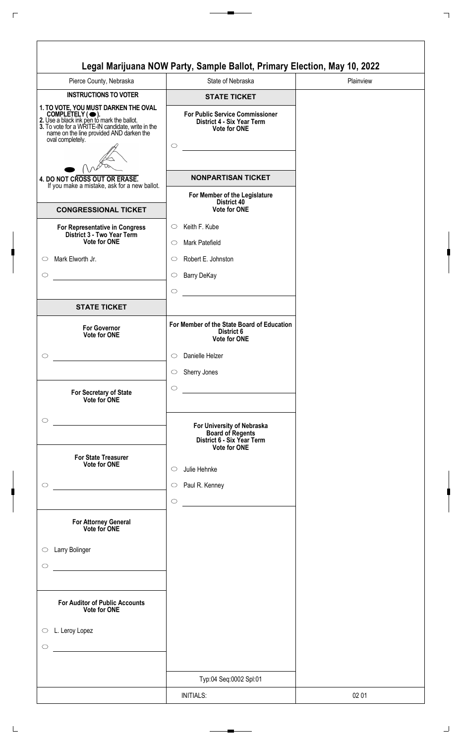# Legal Marijuana NOW Party, Sample Ballot, Primary Election, May 10, 2022

| Pierce County, Nebraska | State of Nebraska | Plainview |
|---|---|---|

## INSTRUCTIONS TO VOTER

1. TO VOTE, YOU MUST DARKEN THE OVAL COMPLETELY ( ⬬ ).
2. Use a black ink pen to mark the ballot.
3. To vote for a WRITE-IN candidate, write in the name on the line provided AND darken the oval completely.
4. DO NOT CROSS OUT OR ERASE. If you make a mistake, ask for a new ballot.

## CONGRESSIONAL TICKET

**For Representative in Congress**
**District 3 - Two Year Term**
**Vote for ONE**

- ⬭ Mark Elworth Jr.
- ⬭ ______________________

## STATE TICKET

**For Governor**
**Vote for ONE**

- ⬭ ______________________

**For Secretary of State**
**Vote for ONE**

- ⬭ ______________________

**For State Treasurer**
**Vote for ONE**

- ⬭ ______________________

**For Attorney General**
**Vote for ONE**

- ⬭ Larry Bolinger
- ⬭ ______________________

**For Auditor of Public Accounts**
**Vote for ONE**

- ⬭ L. Leroy Lopez
- ⬭ ______________________

## STATE TICKET

**For Public Service Commissioner**
**District 4 - Six Year Term**
**Vote for ONE**

- ⬭ ______________________

## NONPARTISAN TICKET

**For Member of the Legislature**
**District 40**
**Vote for ONE**

- ⬭ Keith F. Kube
- ⬭ Mark Patefield
- ⬭ Robert E. Johnston
- ⬭ Barry DeKay
- ⬭ ______________________

**For Member of the State Board of Education**
**District 6**
**Vote for ONE**

- ⬭ Danielle Helzer
- ⬭ Sherry Jones
- ⬭ ______________________

**For University of Nebraska**
**Board of Regents**
**District 6 - Six Year Term**
**Vote for ONE**

- ⬭ Julie Hehnke
- ⬭ Paul R. Kenney
- ⬭ ______________________

Typ:04 Seq:0002 Spl:01

| | INITIALS: | 02 01 |
|---|---|---|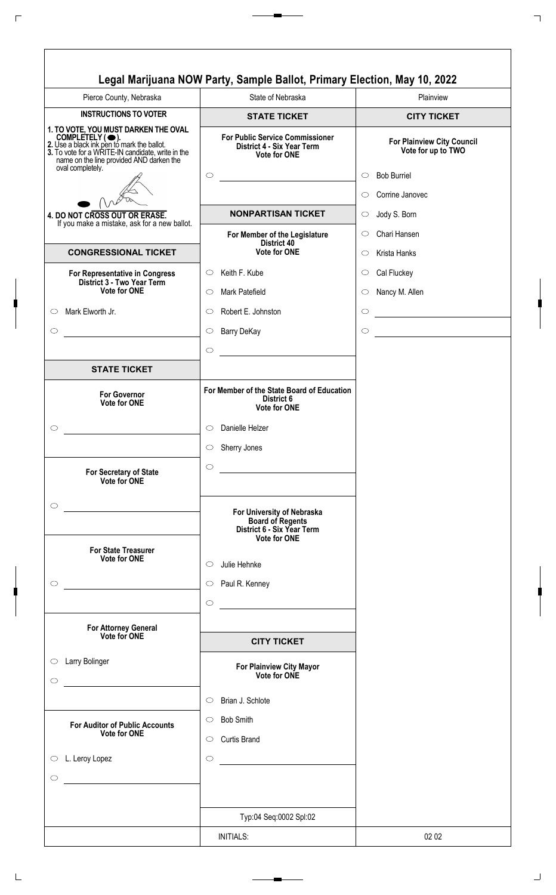# Legal Marijuana NOW Party, Sample Ballot, Primary Election, May 10, 2022

Pierce County, Nebraska | State of Nebraska | Plainview

## INSTRUCTIONS TO VOTER

**1. TO VOTE, YOU MUST DARKEN THE OVAL COMPLETELY (⬬).**
**2.** Use a black ink pen to mark the ballot.
**3.** To vote for a WRITE-IN candidate, write in the name on the line provided AND darken the oval completely.

**4. DO NOT CROSS OUT OR ERASE.**
If you make a mistake, ask for a new ballot.

## CONGRESSIONAL TICKET

**For Representative in Congress District 3 - Two Year Term Vote for ONE**

- ○ Mark Elworth Jr.
- ○ ______________

## STATE TICKET

**For Governor Vote for ONE**

- ○ ______________

**For Secretary of State Vote for ONE**

- ○ ______________

**For State Treasurer Vote for ONE**

- ○ ______________

**For Attorney General Vote for ONE**

- ○ Larry Bolinger
- ○ ______________

**For Auditor of Public Accounts Vote for ONE**

- ○ L. Leroy Lopez
- ○ ______________

## STATE TICKET

**For Public Service Commissioner District 4 - Six Year Term Vote for ONE**

- ○ ______________

## NONPARTISAN TICKET

**For Member of the Legislature District 40 Vote for ONE**

- ○ Keith F. Kube
- ○ Mark Patefield
- ○ Robert E. Johnston
- ○ Barry DeKay
- ○ ______________

**For Member of the State Board of Education District 6 Vote for ONE**

- ○ Danielle Helzer
- ○ Sherry Jones
- ○ ______________

**For University of Nebraska Board of Regents District 6 - Six Year Term Vote for ONE**

- ○ Julie Hehnke
- ○ Paul R. Kenney
- ○ ______________

## CITY TICKET

**For Plainview City Mayor Vote for ONE**

- ○ Brian J. Schlote
- ○ Bob Smith
- ○ Curtis Brand
- ○ ______________

## CITY TICKET

**For Plainview City Council Vote for up to TWO**

- ○ Bob Burriel
- ○ Corrine Janovec
- ○ Jody S. Born
- ○ Chari Hansen
- ○ Krista Hanks
- ○ Cal Fluckey
- ○ Nancy M. Allen
- ○ ______________
- ○ ______________

Typ:04 Seq:0002 Spl:02

INITIALS:

02 02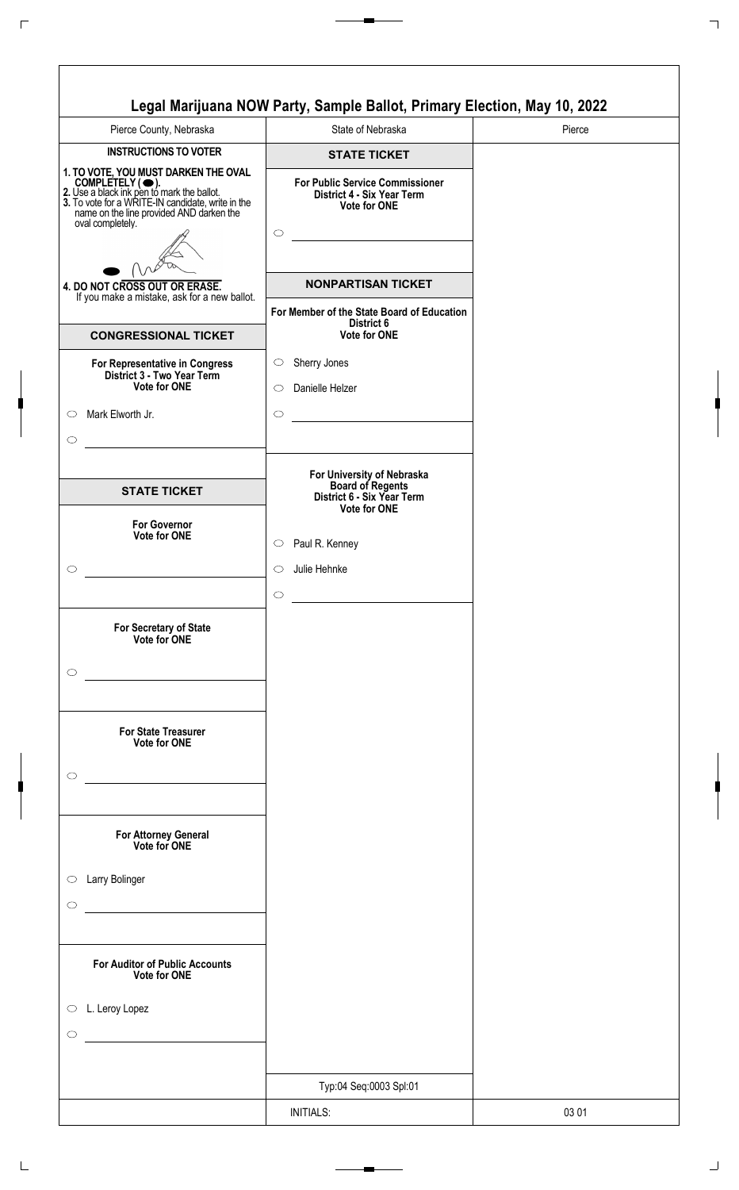# Legal Marijuana NOW Party, Sample Ballot, Primary Election, May 10, 2022

| Pierce County, Nebraska | State of Nebraska | Pierce |
| --- | --- | --- |

## INSTRUCTIONS TO VOTER

1. TO VOTE, YOU MUST DARKEN THE OVAL COMPLETELY ( ● ).
2. Use a black ink pen to mark the ballot.
3. To vote for a WRITE-IN candidate, write in the name on the line provided AND darken the oval completely.
4. DO NOT CROSS OUT OR ERASE. If you make a mistake, ask for a new ballot.

## CONGRESSIONAL TICKET

### For Representative in Congress
**District 3 - Two Year Term**
**Vote for ONE**

- ○ Mark Elworth Jr.
- ○ ______________

## STATE TICKET

### For Governor
**Vote for ONE**

- ○ ______________

### For Secretary of State
**Vote for ONE**

- ○ ______________

### For State Treasurer
**Vote for ONE**

- ○ ______________

### For Attorney General
**Vote for ONE**

- ○ Larry Bolinger
- ○ ______________

### For Auditor of Public Accounts
**Vote for ONE**

- ○ L. Leroy Lopez
- ○ ______________

## STATE TICKET

### For Public Service Commissioner
**District 4 - Six Year Term**
**Vote for ONE**

- ○ ______________

## NONPARTISAN TICKET

### For Member of the State Board of Education
**District 6**
**Vote for ONE**

- ○ Sherry Jones
- ○ Danielle Helzer
- ○ ______________

### For University of Nebraska Board of Regents
**District 6 - Six Year Term**
**Vote for ONE**

- ○ Paul R. Kenney
- ○ Julie Hehnke
- ○ ______________

Typ:04 Seq:0003 Spl:01

INITIALS:

03 01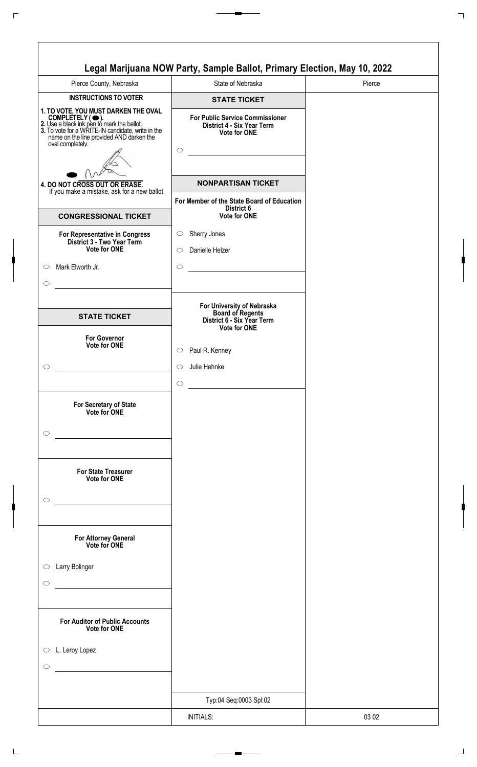# Legal Marijuana NOW Party, Sample Ballot, Primary Election, May 10, 2022

| Pierce County, Nebraska | State of Nebraska | Pierce |
|---|---|---|

## INSTRUCTIONS TO VOTER

1. **TO VOTE, YOU MUST DARKEN THE OVAL COMPLETELY (⬬).**
2. **Use a black ink pen to mark the ballot.**
3. **To vote for a WRITE-IN candidate, write in the name on the line provided AND darken the oval completely.**
4. **DO NOT CROSS OUT OR ERASE.** If you make a mistake, ask for a new ballot.

## CONGRESSIONAL TICKET

**For Representative in Congress**
**District 3 - Two Year Term**
**Vote for ONE**

- ○ Mark Elworth Jr.
- ○ ____________________

## STATE TICKET

**For Governor**
**Vote for ONE**

- ○ ____________________

**For Secretary of State**
**Vote for ONE**

- ○ ____________________

**For State Treasurer**
**Vote for ONE**

- ○ ____________________

**For Attorney General**
**Vote for ONE**

- ○ Larry Bolinger
- ○ ____________________

**For Auditor of Public Accounts**
**Vote for ONE**

- ○ L. Leroy Lopez
- ○ ____________________

## STATE TICKET

**For Public Service Commissioner**
**District 4 - Six Year Term**
**Vote for ONE**

- ○ ____________________

## NONPARTISAN TICKET

**For Member of the State Board of Education**
**District 6**
**Vote for ONE**

- ○ Sherry Jones
- ○ Danielle Helzer
- ○ ____________________

**For University of Nebraska**
**Board of Regents**
**District 6 - Six Year Term**
**Vote for ONE**

- ○ Paul R. Kenney
- ○ Julie Hehnke
- ○ ____________________

Typ:04 Seq:0003 Spl:02

| | INITIALS: | 03 02 |
|---|---|---|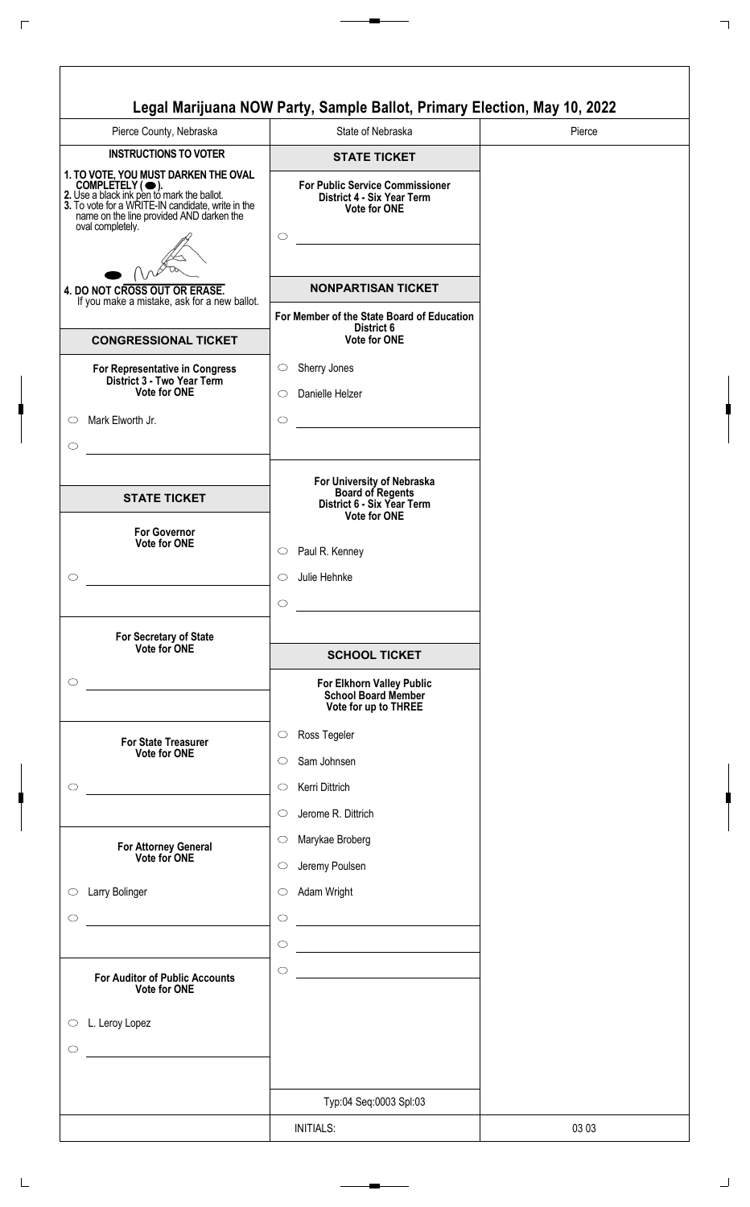# Legal Marijuana NOW Party, Sample Ballot, Primary Election, May 10, 2022

| Pierce County, Nebraska | State of Nebraska | Pierce |
|---|---|---|

## INSTRUCTIONS TO VOTER

1. TO VOTE, YOU MUST DARKEN THE OVAL COMPLETELY ( ⬬ ).
2. Use a black ink pen to mark the ballot.
3. To vote for a WRITE-IN candidate, write in the name on the line provided AND darken the oval completely.
4. DO NOT CROSS OUT OR ERASE. If you make a mistake, ask for a new ballot.

## CONGRESSIONAL TICKET

**For Representative in Congress**
**District 3 - Two Year Term**
**Vote for ONE**

- ⬭ Mark Elworth Jr.
- ⬭ ____________

## STATE TICKET

**For Governor**
**Vote for ONE**

- ⬭ ____________

**For Secretary of State**
**Vote for ONE**

- ⬭ ____________

**For State Treasurer**
**Vote for ONE**

- ⬭ ____________

**For Attorney General**
**Vote for ONE**

- ⬭ Larry Bolinger
- ⬭ ____________

**For Auditor of Public Accounts**
**Vote for ONE**

- ⬭ L. Leroy Lopez
- ⬭ ____________

## STATE TICKET

**For Public Service Commissioner**
**District 4 - Six Year Term**
**Vote for ONE**

- ⬭ ____________

## NONPARTISAN TICKET

**For Member of the State Board of Education**
**District 6**
**Vote for ONE**

- ⬭ Sherry Jones
- ⬭ Danielle Helzer
- ⬭ ____________

**For University of Nebraska**
**Board of Regents**
**District 6 - Six Year Term**
**Vote for ONE**

- ⬭ Paul R. Kenney
- ⬭ Julie Hehnke
- ⬭ ____________

## SCHOOL TICKET

**For Elkhorn Valley Public**
**School Board Member**
**Vote for up to THREE**

- ⬭ Ross Tegeler
- ⬭ Sam Johnsen
- ⬭ Kerri Dittrich
- ⬭ Jerome R. Dittrich
- ⬭ Marykae Broberg
- ⬭ Jeremy Poulsen
- ⬭ Adam Wright
- ⬭ ____________
- ⬭ ____________
- ⬭ ____________

Typ:04 Seq:0003 Spl:03

| | INITIALS: | 03 03 |
|---|---|---|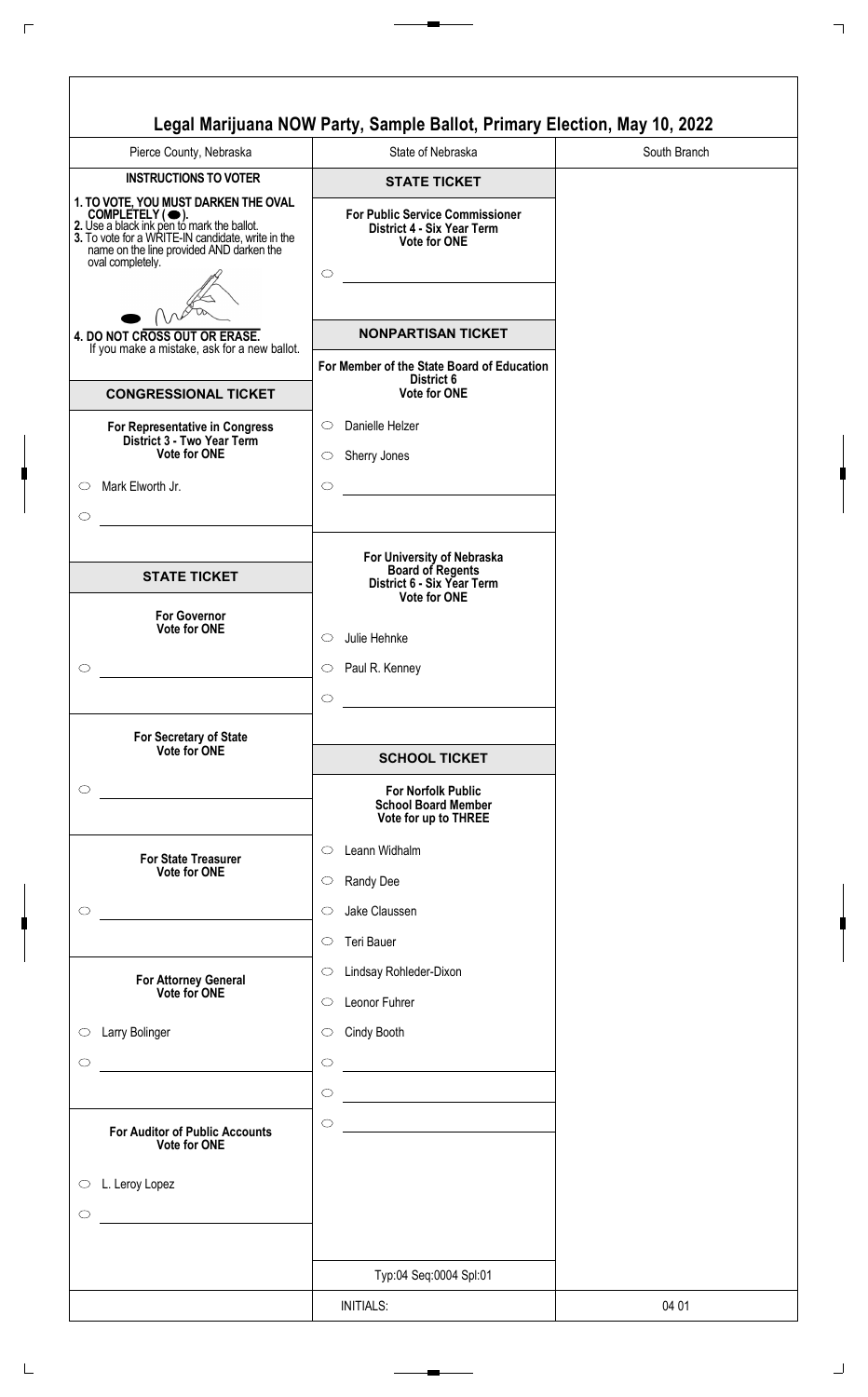# Legal Marijuana NOW Party, Sample Ballot, Primary Election, May 10, 2022

| Pierce County, Nebraska | State of Nebraska | South Branch |
|---|---|---|

## INSTRUCTIONS TO VOTER

**1. TO VOTE, YOU MUST DARKEN THE OVAL COMPLETELY ( ⬬ ).**
**2.** Use a black ink pen to mark the ballot.
**3.** To vote for a WRITE-IN candidate, write in the name on the line provided AND darken the oval completely.

**4. DO NOT CROSS OUT OR ERASE.**
If you make a mistake, ask for a new ballot.

## CONGRESSIONAL TICKET

**For Representative in Congress**
**District 3 - Two Year Term**
**Vote for ONE**

- ⬭ Mark Elworth Jr.
- ⬭ ____________________

## STATE TICKET

**For Governor**
**Vote for ONE**

- ⬭ ____________________

**For Secretary of State**
**Vote for ONE**

- ⬭ ____________________

**For State Treasurer**
**Vote for ONE**

- ⬭ ____________________

**For Attorney General**
**Vote for ONE**

- ⬭ Larry Bolinger
- ⬭ ____________________

**For Auditor of Public Accounts**
**Vote for ONE**

- ⬭ L. Leroy Lopez
- ⬭ ____________________

## STATE TICKET

**For Public Service Commissioner**
**District 4 - Six Year Term**
**Vote for ONE**

- ⬭ ____________________

## NONPARTISAN TICKET

**For Member of the State Board of Education**
**District 6**
**Vote for ONE**

- ⬭ Danielle Helzer
- ⬭ Sherry Jones
- ⬭ ____________________

**For University of Nebraska**
**Board of Regents**
**District 6 - Six Year Term**
**Vote for ONE**

- ⬭ Julie Hehnke
- ⬭ Paul R. Kenney
- ⬭ ____________________

## SCHOOL TICKET

**For Norfolk Public**
**School Board Member**
**Vote for up to THREE**

- ⬭ Leann Widhalm
- ⬭ Randy Dee
- ⬭ Jake Claussen
- ⬭ Teri Bauer
- ⬭ Lindsay Rohleder-Dixon
- ⬭ Leonor Fuhrer
- ⬭ Cindy Booth
- ⬭ ____________________
- ⬭ ____________________
- ⬭ ____________________

Typ:04 Seq:0004 Spl:01

| | INITIALS: | 04 01 |
|---|---|---|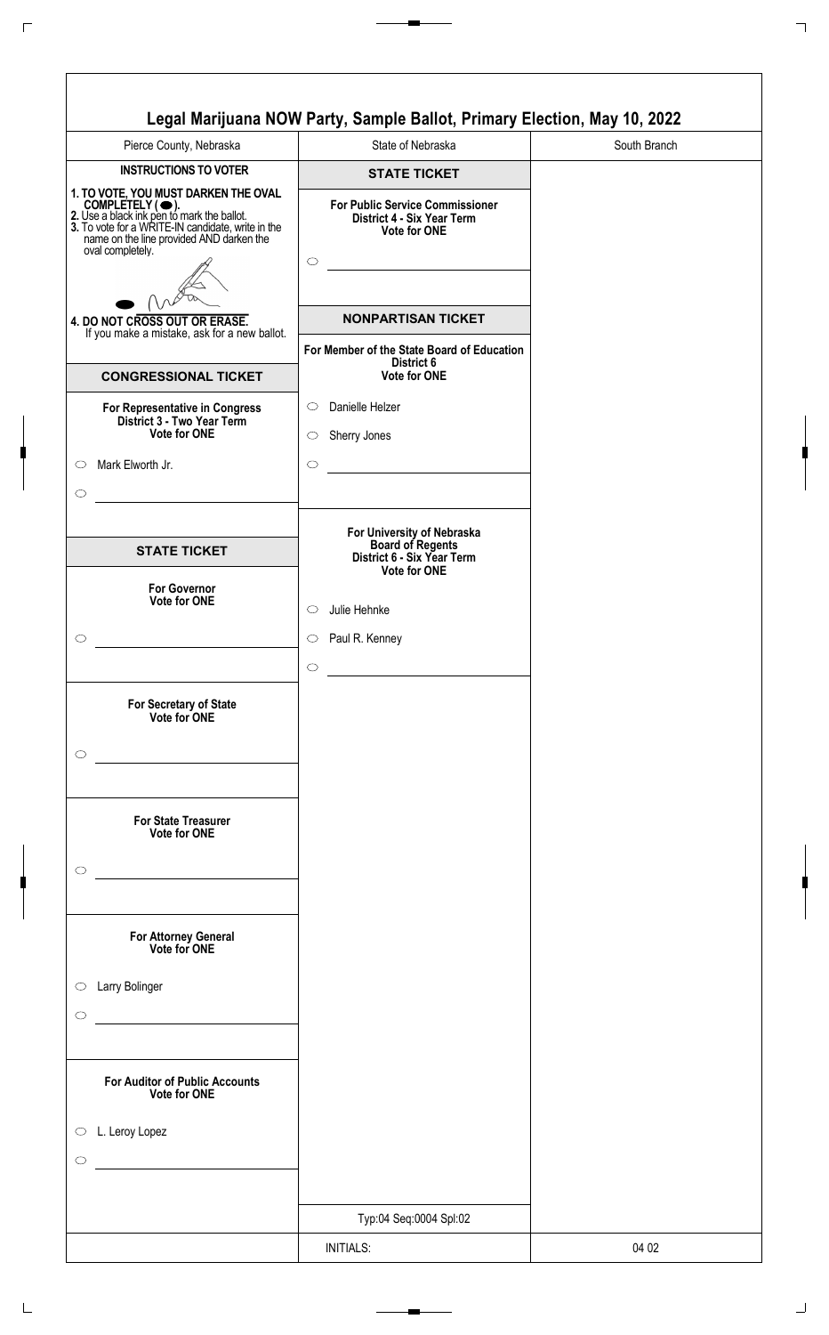# Legal Marijuana NOW Party, Sample Ballot, Primary Election, May 10, 2022

| Pierce County, Nebraska | State of Nebraska | South Branch |
|---|---|---|

**INSTRUCTIONS TO VOTER**

1. TO VOTE, YOU MUST DARKEN THE OVAL COMPLETELY ( ⬬ ).
2. Use a black ink pen to mark the ballot.
3. To vote for a WRITE-IN candidate, write in the name on the line provided AND darken the oval completely.
4. DO NOT CROSS OUT OR ERASE. If you make a mistake, ask for a new ballot.

## CONGRESSIONAL TICKET

**For Representative in Congress**
**District 3 - Two Year Term**
**Vote for ONE**

- ○ Mark Elworth Jr.
- ○ ______________________

## STATE TICKET

**For Governor**
**Vote for ONE**

- ○ ______________________

**For Secretary of State**
**Vote for ONE**

- ○ ______________________

**For State Treasurer**
**Vote for ONE**

- ○ ______________________

**For Attorney General**
**Vote for ONE**

- ○ Larry Bolinger
- ○ ______________________

**For Auditor of Public Accounts**
**Vote for ONE**

- ○ L. Leroy Lopez
- ○ ______________________

## STATE TICKET

**For Public Service Commissioner**
**District 4 - Six Year Term**
**Vote for ONE**

- ○ ______________________

## NONPARTISAN TICKET

**For Member of the State Board of Education**
**District 6**
**Vote for ONE**

- ○ Danielle Helzer
- ○ Sherry Jones
- ○ ______________________

**For University of Nebraska**
**Board of Regents**
**District 6 - Six Year Term**
**Vote for ONE**

- ○ Julie Hehnke
- ○ Paul R. Kenney
- ○ ______________________

Typ:04 Seq:0004 Spl:02

INITIALS:

04 02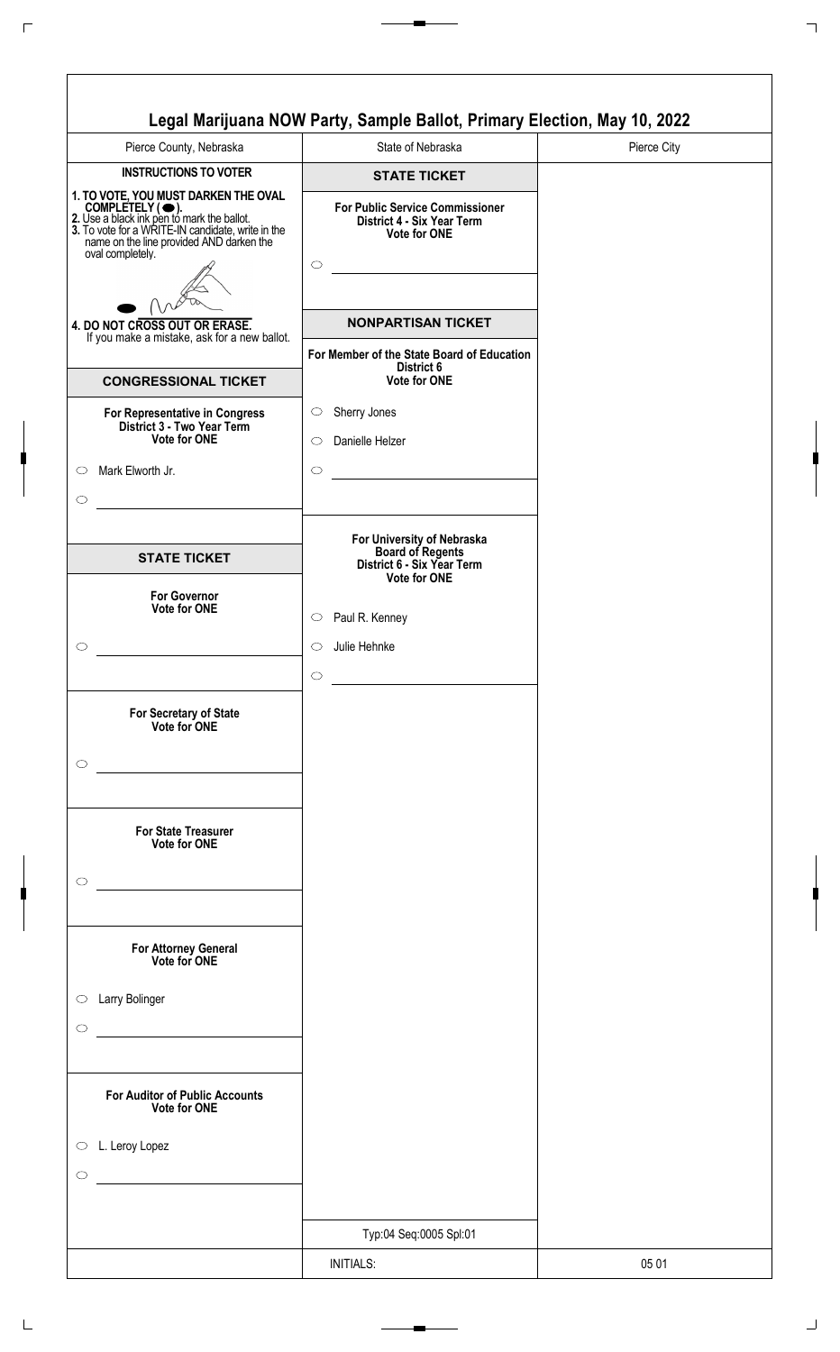# Legal Marijuana NOW Party, Sample Ballot, Primary Election, May 10, 2022

Pierce County, Nebraska | State of Nebraska | Pierce City

**INSTRUCTIONS TO VOTER**

1. **TO VOTE, YOU MUST DARKEN THE OVAL COMPLETELY ( ⬬ ).**
2. Use a black ink pen to mark the ballot.
3. To vote for a WRITE-IN candidate, write in the name on the line provided AND darken the oval completely.
4. **DO NOT CROSS OUT OR ERASE.** If you make a mistake, ask for a new ballot.

## CONGRESSIONAL TICKET

**For Representative in Congress**
**District 3 - Two Year Term**
**Vote for ONE**

- ○ Mark Elworth Jr.
- ○ ____________________

## STATE TICKET

**For Governor**
**Vote for ONE**

- ○ ____________________

**For Secretary of State**
**Vote for ONE**

- ○ ____________________

**For State Treasurer**
**Vote for ONE**

- ○ ____________________

**For Attorney General**
**Vote for ONE**

- ○ Larry Bolinger
- ○ ____________________

**For Auditor of Public Accounts**
**Vote for ONE**

- ○ L. Leroy Lopez
- ○ ____________________

## STATE TICKET

**For Public Service Commissioner**
**District 4 - Six Year Term**
**Vote for ONE**

- ○ ____________________

## NONPARTISAN TICKET

**For Member of the State Board of Education**
**District 6**
**Vote for ONE**

- ○ Sherry Jones
- ○ Danielle Helzer
- ○ ____________________

**For University of Nebraska**
**Board of Regents**
**District 6 - Six Year Term**
**Vote for ONE**

- ○ Paul R. Kenney
- ○ Julie Hehnke
- ○ ____________________

Typ:04 Seq:0005 Spl:01

INITIALS:

05 01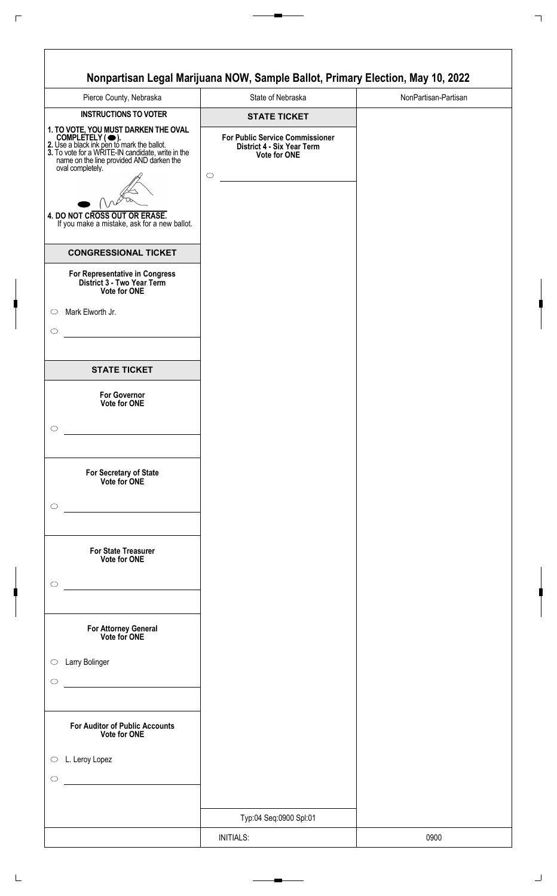# Nonpartisan Legal Marijuana NOW, Sample Ballot, Primary Election, May 10, 2022

| Pierce County, Nebraska | State of Nebraska | NonPartisan-Partisan |
| --- | --- | --- |

**INSTRUCTIONS TO VOTER**

**1. TO VOTE, YOU MUST DARKEN THE OVAL COMPLETELY ( ⬬ ).**
**2.** Use a black ink pen to mark the ballot.
**3.** To vote for a WRITE-IN candidate, write in the name on the line provided AND darken the oval completely.

**4. DO NOT CROSS OUT OR ERASE.**
If you make a mistake, ask for a new ballot.

## CONGRESSIONAL TICKET

**For Representative in Congress**
**District 3 - Two Year Term**
**Vote for ONE**

- ○ Mark Elworth Jr.
- ○ ______________________

## STATE TICKET

**For Governor**
**Vote for ONE**

- ○ ______________________

**For Secretary of State**
**Vote for ONE**

- ○ ______________________

**For State Treasurer**
**Vote for ONE**

- ○ ______________________

**For Attorney General**
**Vote for ONE**

- ○ Larry Bolinger
- ○ ______________________

**For Auditor of Public Accounts**
**Vote for ONE**

- ○ L. Leroy Lopez
- ○ ______________________

## STATE TICKET

**For Public Service Commissioner**
**District 4 - Six Year Term**
**Vote for ONE**

- ○ ______________________

Typ:04 Seq:0900 Spl:01

INITIALS:

0900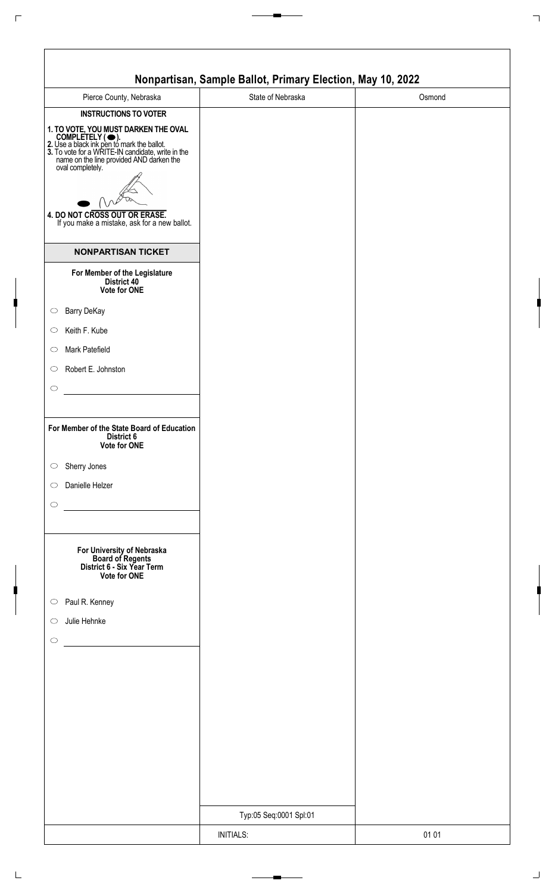# Nonpartisan, Sample Ballot, Primary Election, May 10, 2022

| Pierce County, Nebraska | State of Nebraska | Osmond |
|---|---|---|

**INSTRUCTIONS TO VOTER**

**1. TO VOTE, YOU MUST DARKEN THE OVAL COMPLETELY ( ⬬ ).**
**2.** Use a black ink pen to mark the ballot.
**3.** To vote for a WRITE-IN candidate, write in the name on the line provided AND darken the oval completely.

**4. DO NOT CROSS OUT OR ERASE.**
If you make a mistake, ask for a new ballot.

## NONPARTISAN TICKET

**For Member of the Legislature**
**District 40**
**Vote for ONE**

- ⬭ Barry DeKay
- ⬭ Keith F. Kube
- ⬭ Mark Patefield
- ⬭ Robert E. Johnston
- ⬭ \_\_\_\_\_\_\_\_\_\_\_\_\_\_\_\_\_\_\_\_

**For Member of the State Board of Education**
**District 6**
**Vote for ONE**

- ⬭ Sherry Jones
- ⬭ Danielle Helzer
- ⬭ \_\_\_\_\_\_\_\_\_\_\_\_\_\_\_\_\_\_\_\_

**For University of Nebraska**
**Board of Regents**
**District 6 - Six Year Term**
**Vote for ONE**

- ⬭ Paul R. Kenney
- ⬭ Julie Hehnke
- ⬭ \_\_\_\_\_\_\_\_\_\_\_\_\_\_\_\_\_\_\_\_

Typ:05 Seq:0001 Spl:01

| | INITIALS: | 01 01 |
|---|---|---|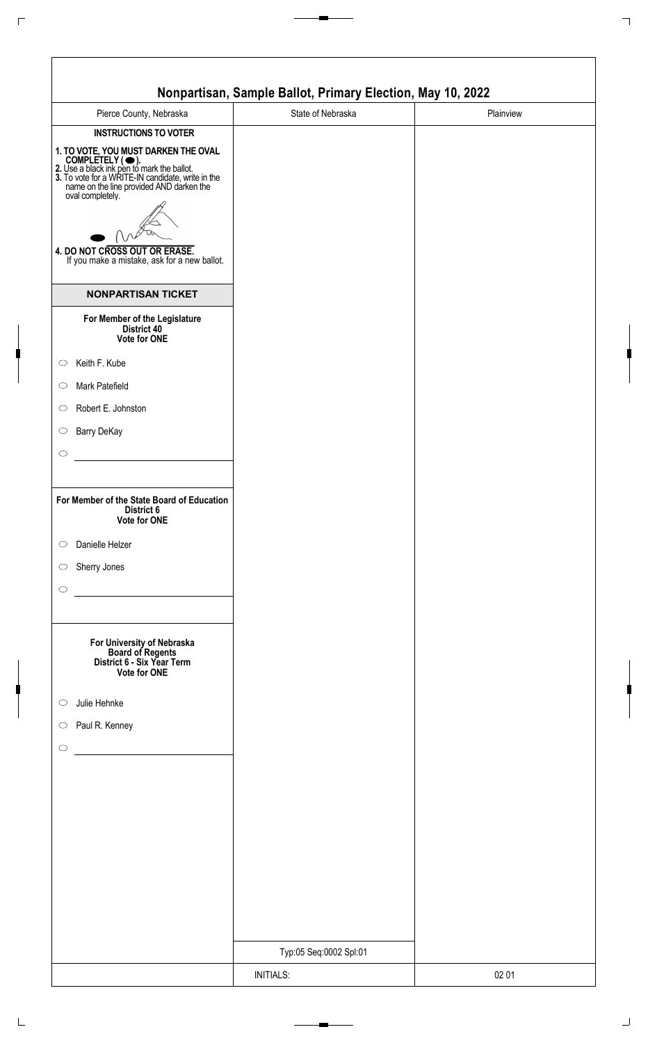# Nonpartisan, Sample Ballot, Primary Election, May 10, 2022

| Pierce County, Nebraska | State of Nebraska | Plainview |
| --- | --- | --- |

**INSTRUCTIONS TO VOTER**

**1. TO VOTE, YOU MUST DARKEN THE OVAL COMPLETELY ( ⬬ ).**
**2.** Use a black ink pen to mark the ballot.
**3.** To vote for a WRITE-IN candidate, write in the name on the line provided AND darken the oval completely.

**4. DO NOT CROSS OUT OR ERASE.**
If you make a mistake, ask for a new ballot.

## NONPARTISAN TICKET

**For Member of the Legislature**
**District 40**
**Vote for ONE**

- ○ Keith F. Kube
- ○ Mark Patefield
- ○ Robert E. Johnston
- ○ Barry DeKay
- ○ ________________

**For Member of the State Board of Education**
**District 6**
**Vote for ONE**

- ○ Danielle Helzer
- ○ Sherry Jones
- ○ ________________

**For University of Nebraska**
**Board of Regents**
**District 6 - Six Year Term**
**Vote for ONE**

- ○ Julie Hehnke
- ○ Paul R. Kenney
- ○ ________________

Typ:05 Seq:0002 Spl:01

INITIALS:

02 01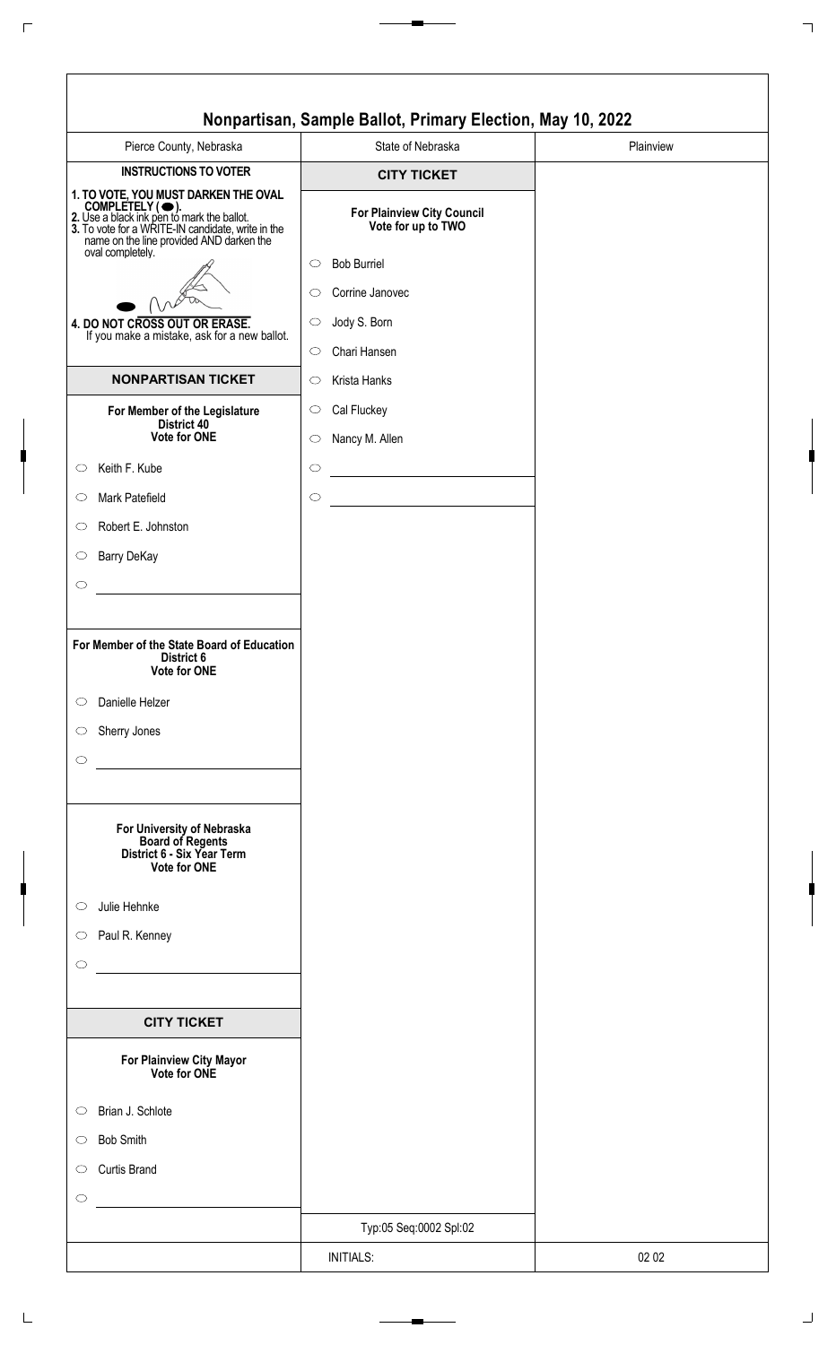# Nonpartisan, Sample Ballot, Primary Election, May 10, 2022

| Pierce County, Nebraska | State of Nebraska | Plainview |
| --- | --- | --- |

**INSTRUCTIONS TO VOTER**

**1. TO VOTE, YOU MUST DARKEN THE OVAL COMPLETELY ( ⬬ ).**
**2.** Use a black ink pen to mark the ballot.
**3.** To vote for a WRITE-IN candidate, write in the name on the line provided AND darken the oval completely.

**4. DO NOT CROSS OUT OR ERASE.**
If you make a mistake, ask for a new ballot.

## NONPARTISAN TICKET

**For Member of the Legislature**
**District 40**
**Vote for ONE**

- ○ Keith F. Kube
- ○ Mark Patefield
- ○ Robert E. Johnston
- ○ Barry DeKay
- ○ ______________________

**For Member of the State Board of Education**
**District 6**
**Vote for ONE**

- ○ Danielle Helzer
- ○ Sherry Jones
- ○ ______________________

**For University of Nebraska**
**Board of Regents**
**District 6 - Six Year Term**
**Vote for ONE**

- ○ Julie Hehnke
- ○ Paul R. Kenney
- ○ ______________________

## CITY TICKET

**For Plainview City Mayor**
**Vote for ONE**

- ○ Brian J. Schlote
- ○ Bob Smith
- ○ Curtis Brand
- ○ ______________________

## CITY TICKET

**For Plainview City Council**
**Vote for up to TWO**

- ○ Bob Burriel
- ○ Corrine Janovec
- ○ Jody S. Born
- ○ Chari Hansen
- ○ Krista Hanks
- ○ Cal Fluckey
- ○ Nancy M. Allen
- ○ ______________________
- ○ ______________________

Typ:05 Seq:0002 Spl:02

INITIALS:

02 02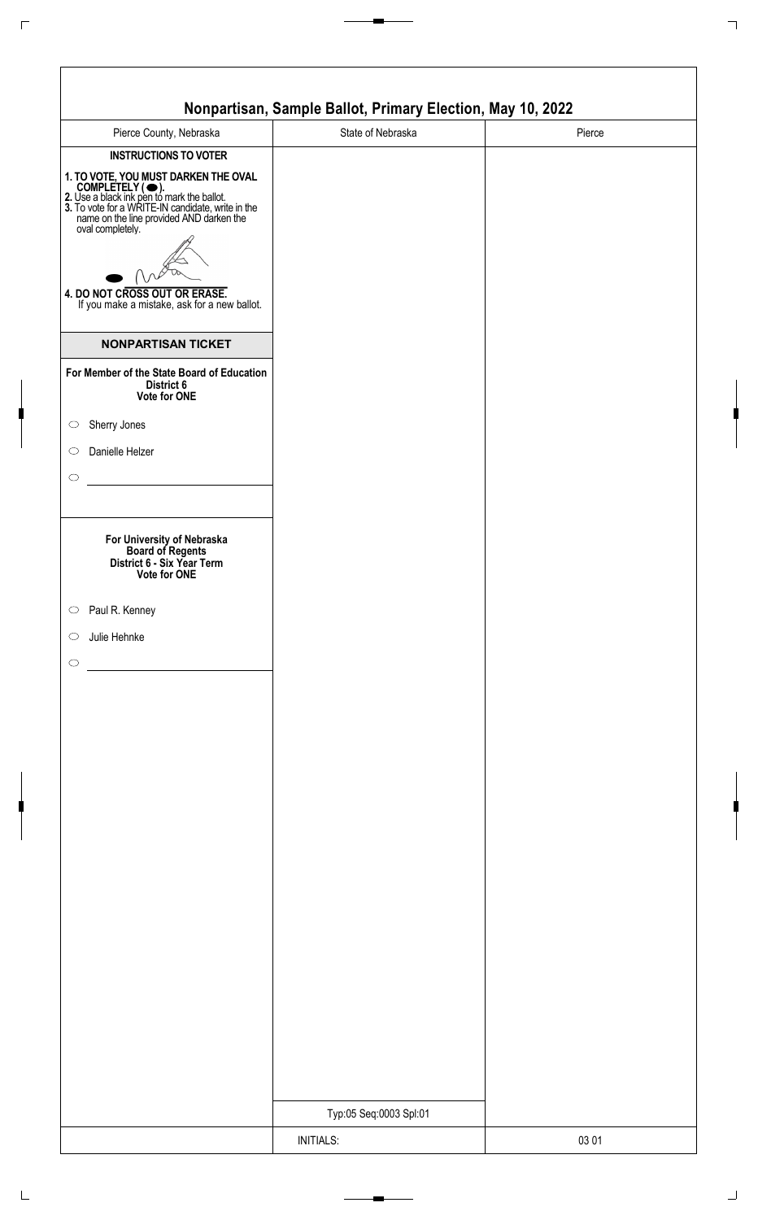# Nonpartisan, Sample Ballot, Primary Election, May 10, 2022

| Pierce County, Nebraska | State of Nebraska | Pierce |
|---|---|---|

**INSTRUCTIONS TO VOTER**

**1. TO VOTE, YOU MUST DARKEN THE OVAL COMPLETELY ( ⬬ ).**
**2.** Use a black ink pen to mark the ballot.
**3.** To vote for a WRITE-IN candidate, write in the name on the line provided AND darken the oval completely.

**4. DO NOT CROSS OUT OR ERASE.**
If you make a mistake, ask for a new ballot.

## NONPARTISAN TICKET

**For Member of the State Board of Education**
**District 6**
**Vote for ONE**

- ◯ Sherry Jones
- ◯ Danielle Helzer
- ◯ ______________________

**For University of Nebraska**
**Board of Regents**
**District 6 - Six Year Term**
**Vote for ONE**

- ◯ Paul R. Kenney
- ◯ Julie Hehnke
- ◯ ______________________

Typ:05 Seq:0003 Spl:01

| | INITIALS: | 03 01 |
|---|---|---|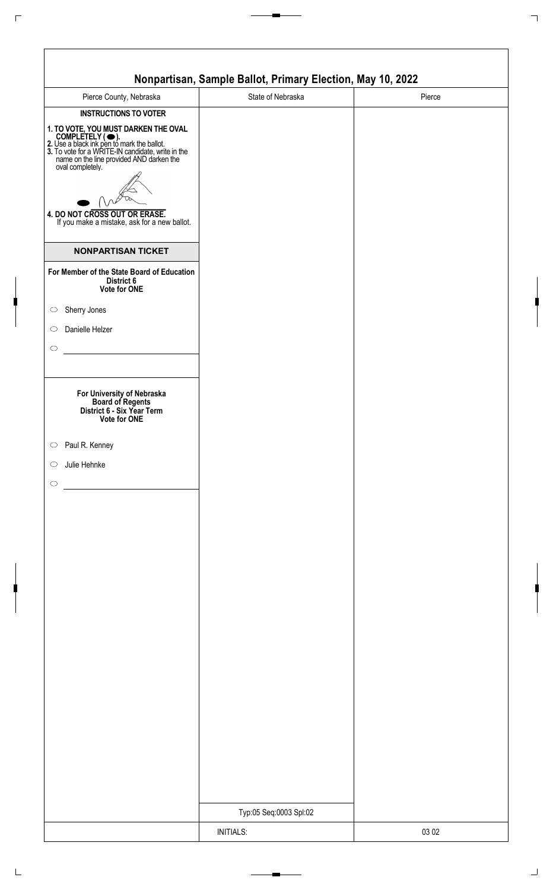# Nonpartisan, Sample Ballot, Primary Election, May 10, 2022

| Pierce County, Nebraska | State of Nebraska | Pierce |
|---|---|---|

**INSTRUCTIONS TO VOTER**

**1. TO VOTE, YOU MUST DARKEN THE OVAL COMPLETELY ( ⬬ ).**
**2.** Use a black ink pen to mark the ballot.
**3.** To vote for a WRITE-IN candidate, write in the name on the line provided AND darken the oval completely.

**4. DO NOT CROSS OUT OR ERASE.**
If you make a mistake, ask for a new ballot.

## NONPARTISAN TICKET

**For Member of the State Board of Education**
**District 6**
**Vote for ONE**

- ⬭ Sherry Jones
- ⬭ Danielle Helzer
- ⬭ ________________

**For University of Nebraska**
**Board of Regents**
**District 6 - Six Year Term**
**Vote for ONE**

- ⬭ Paul R. Kenney
- ⬭ Julie Hehnke
- ⬭ ________________

Typ:05 Seq:0003 Spl:02

INITIALS:

03 02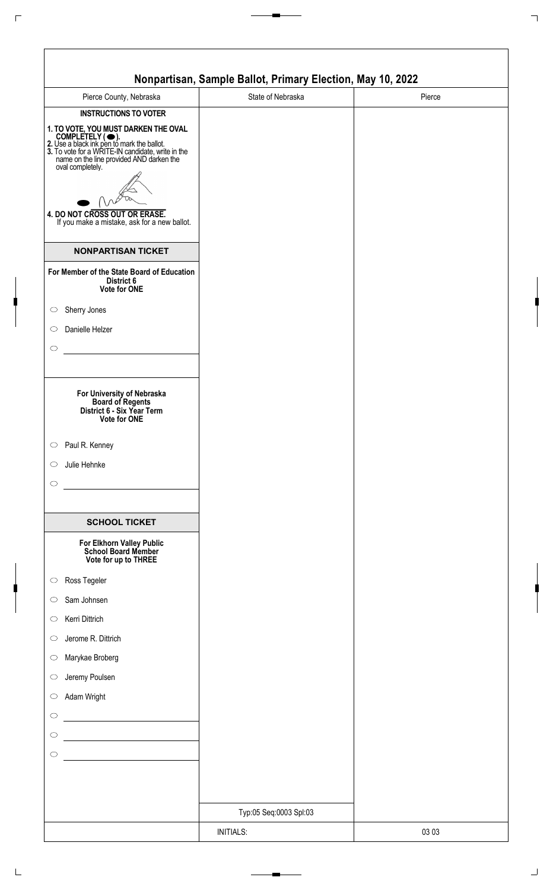# Nonpartisan, Sample Ballot, Primary Election, May 10, 2022

| Pierce County, Nebraska | State of Nebraska | Pierce |
| --- | --- | --- |

**INSTRUCTIONS TO VOTER**

**1. TO VOTE, YOU MUST DARKEN THE OVAL COMPLETELY ( ⬬ ).**
**2.** Use a black ink pen to mark the ballot.
**3.** To vote for a WRITE-IN candidate, write in the name on the line provided AND darken the oval completely.

**4. DO NOT CROSS OUT OR ERASE.**
If you make a mistake, ask for a new ballot.

## NONPARTISAN TICKET

**For Member of the State Board of Education**
**District 6**
**Vote for ONE**

- ○ Sherry Jones
- ○ Danielle Helzer
- ○ ______________________

**For University of Nebraska**
**Board of Regents**
**District 6 - Six Year Term**
**Vote for ONE**

- ○ Paul R. Kenney
- ○ Julie Hehnke
- ○ ______________________

## SCHOOL TICKET

**For Elkhorn Valley Public**
**School Board Member**
**Vote for up to THREE**

- ○ Ross Tegeler
- ○ Sam Johnsen
- ○ Kerri Dittrich
- ○ Jerome R. Dittrich
- ○ Marykae Broberg
- ○ Jeremy Poulsen
- ○ Adam Wright
- ○ ______________________
- ○ ______________________
- ○ ______________________

Typ:05 Seq:0003 Spl:03

| | INITIALS: | 03 03 |
| --- | --- | --- |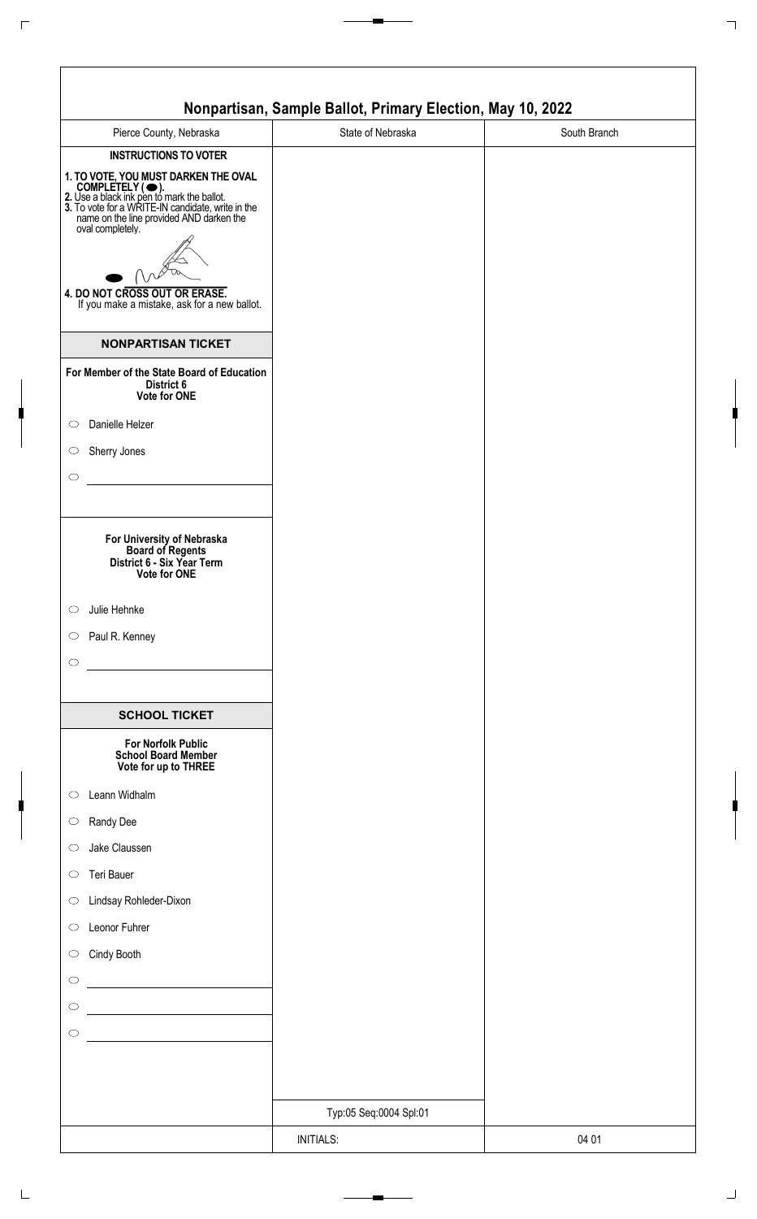# Nonpartisan, Sample Ballot, Primary Election, May 10, 2022

| Pierce County, Nebraska | State of Nebraska | South Branch |
|---|---|---|

**INSTRUCTIONS TO VOTER**

**1. TO VOTE, YOU MUST DARKEN THE OVAL COMPLETELY ( ⬬ ).**
**2.** Use a black ink pen to mark the ballot.
**3.** To vote for a WRITE-IN candidate, write in the name on the line provided AND darken the oval completely.
**4. DO NOT CROSS OUT OR ERASE.**
If you make a mistake, ask for a new ballot.

## NONPARTISAN TICKET

**For Member of the State Board of Education**
**District 6**
**Vote for ONE**

- ⬭ Danielle Helzer
- ⬭ Sherry Jones
- ⬭ ____________________

**For University of Nebraska**
**Board of Regents**
**District 6 - Six Year Term**
**Vote for ONE**

- ⬭ Julie Hehnke
- ⬭ Paul R. Kenney
- ⬭ ____________________

## SCHOOL TICKET

**For Norfolk Public**
**School Board Member**
**Vote for up to THREE**

- ⬭ Leann Widhalm
- ⬭ Randy Dee
- ⬭ Jake Claussen
- ⬭ Teri Bauer
- ⬭ Lindsay Rohleder-Dixon
- ⬭ Leonor Fuhrer
- ⬭ Cindy Booth
- ⬭ ____________________
- ⬭ ____________________
- ⬭ ____________________

Typ:05 Seq:0004 Spl:01

| | INITIALS: | 04 01 |
|---|---|---|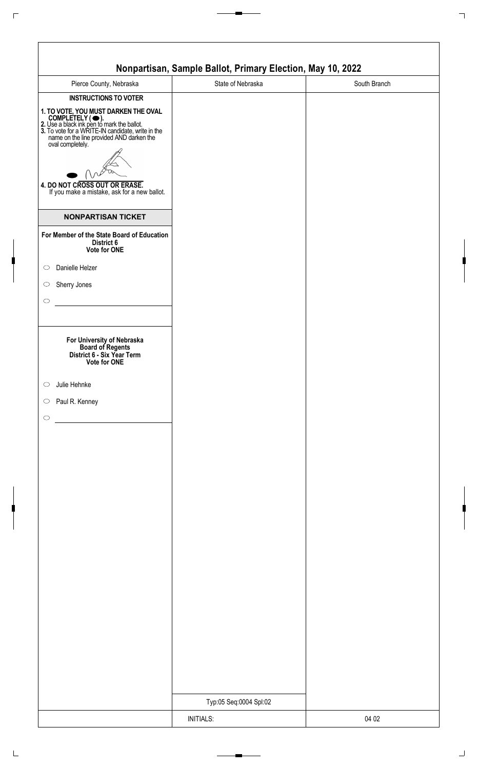# Nonpartisan, Sample Ballot, Primary Election, May 10, 2022

| Pierce County, Nebraska | State of Nebraska | South Branch |
|---|---|---|

**INSTRUCTIONS TO VOTER**

**1. TO VOTE, YOU MUST DARKEN THE OVAL COMPLETELY ( ⬬ ).**
**2.** Use a black ink pen to mark the ballot.
**3.** To vote for a WRITE-IN candidate, write in the name on the line provided AND darken the oval completely.

**4. DO NOT CROSS OUT OR ERASE.**
If you make a mistake, ask for a new ballot.

## NONPARTISAN TICKET

**For Member of the State Board of Education**
**District 6**
**Vote for ONE**

- ○ Danielle Helzer
- ○ Sherry Jones
- ○ ____________________

**For University of Nebraska**
**Board of Regents**
**District 6 - Six Year Term**
**Vote for ONE**

- ○ Julie Hehnke
- ○ Paul R. Kenney
- ○ ____________________

Typ:05 Seq:0004 Spl:02

INITIALS:

04 02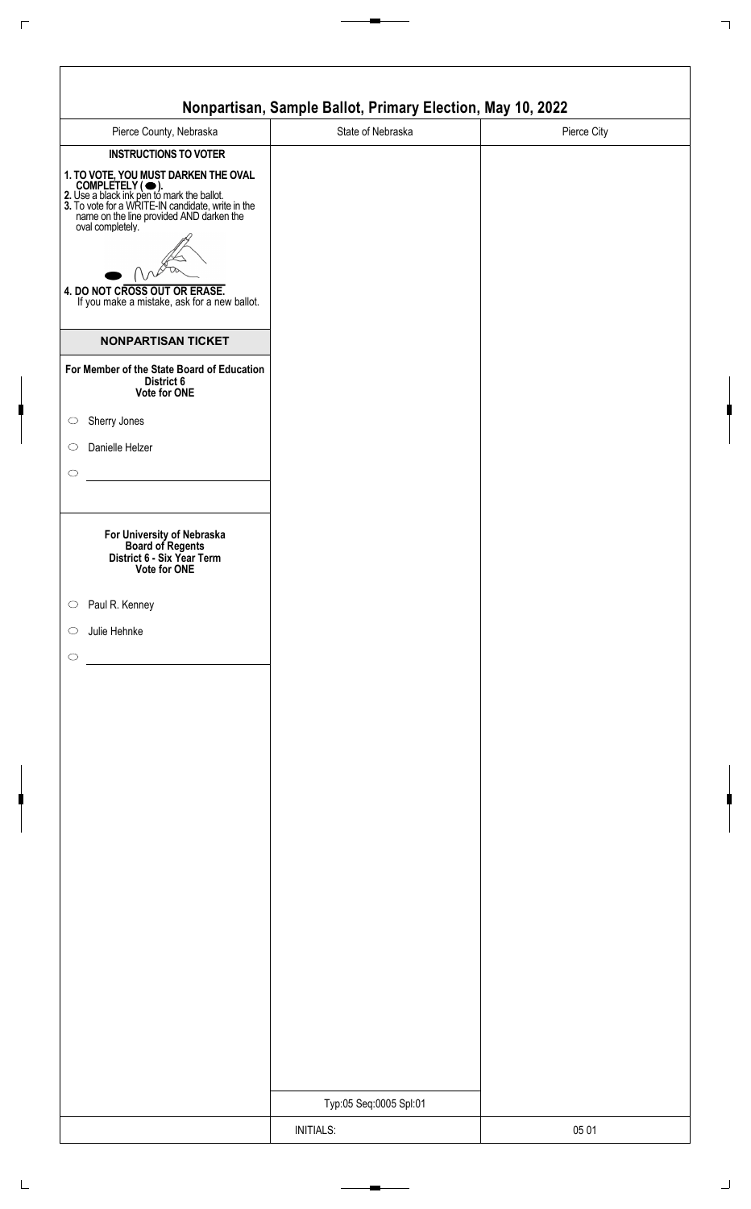# Nonpartisan, Sample Ballot, Primary Election, May 10, 2022

| Pierce County, Nebraska | State of Nebraska | Pierce City |
|---|---|---|

**INSTRUCTIONS TO VOTER**

**1. TO VOTE, YOU MUST DARKEN THE OVAL COMPLETELY ( ⬬ ).**
**2.** Use a black ink pen to mark the ballot.
**3.** To vote for a WRITE-IN candidate, write in the name on the line provided AND darken the oval completely.

**4. DO NOT CROSS OUT OR ERASE.**
If you make a mistake, ask for a new ballot.

## NONPARTISAN TICKET

**For Member of the State Board of Education**
**District 6**
**Vote for ONE**

- ○ Sherry Jones
- ○ Danielle Helzer
- ○ ____________________

**For University of Nebraska**
**Board of Regents**
**District 6 - Six Year Term**
**Vote for ONE**

- ○ Paul R. Kenney
- ○ Julie Hehnke
- ○ ____________________

Typ:05 Seq:0005 Spl:01

INITIALS:

05 01